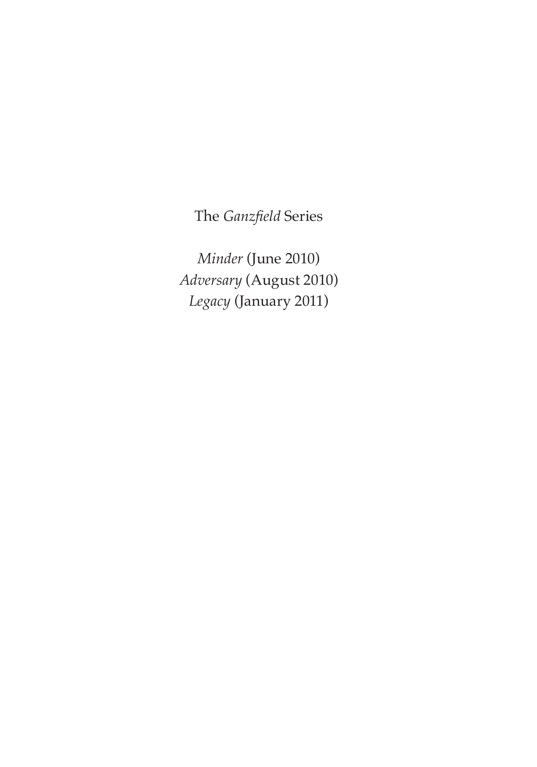The *Ganzfield* Series

*Minder* (June 2010)
*Adversary* (August 2010)
*Legacy* (January 2011)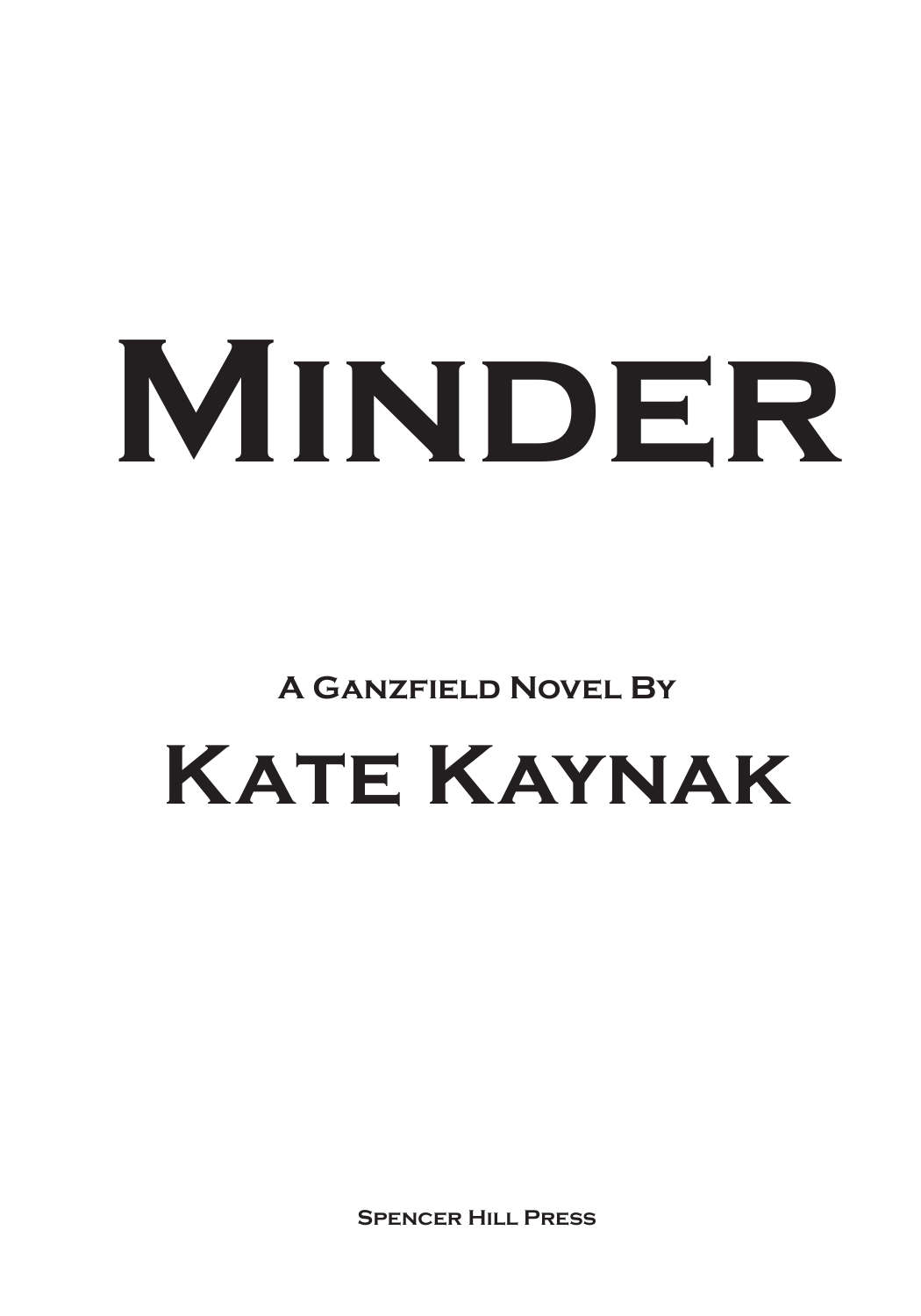# Minder

A Ganzfield Novel By

## Kate Kaynak

Spencer Hill Press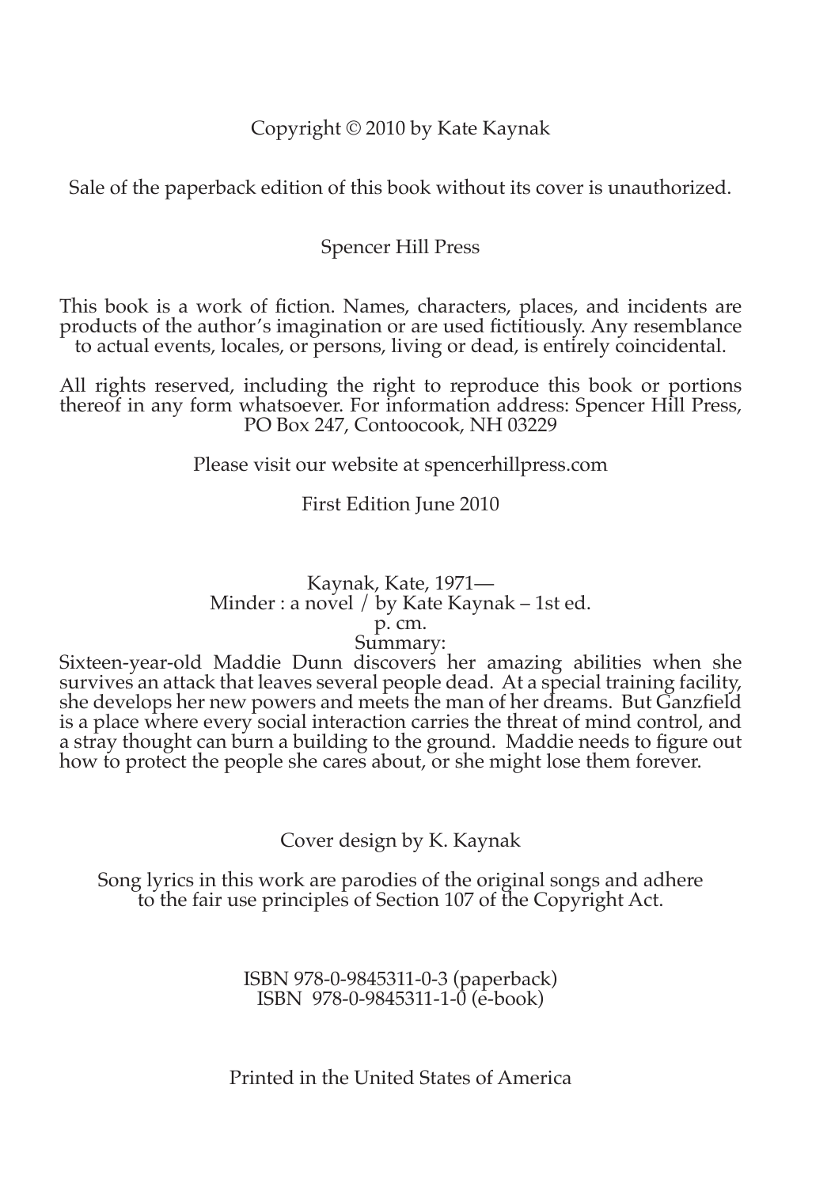Copyright © 2010 by Kate Kaynak

Sale of the paperback edition of this book without its cover is unauthorized.

Spencer Hill Press

This book is a work of fiction. Names, characters, places, and incidents are products of the author's imagination or are used fictitiously. Any resemblance to actual events, locales, or persons, living or dead, is entirely coincidental.

All rights reserved, including the right to reproduce this book or portions thereof in any form whatsoever. For information address: Spencer Hill Press, PO Box 247, Contoocook, NH 03229

Please visit our website at spencerhillpress.com

First Edition June 2010

Kaynak, Kate, 1971—
Minder : a novel / by Kate Kaynak – 1st ed.
p. cm.
Summary:
Sixteen-year-old Maddie Dunn discovers her amazing abilities when she survives an attack that leaves several people dead. At a special training facility, she develops her new powers and meets the man of her dreams. But Ganzfield is a place where every social interaction carries the threat of mind control, and a stray thought can burn a building to the ground. Maddie needs to figure out how to protect the people she cares about, or she might lose them forever.

Cover design by K. Kaynak

Song lyrics in this work are parodies of the original songs and adhere to the fair use principles of Section 107 of the Copyright Act.

ISBN 978-0-9845311-0-3 (paperback)
ISBN 978-0-9845311-1-0 (e-book)

Printed in the United States of America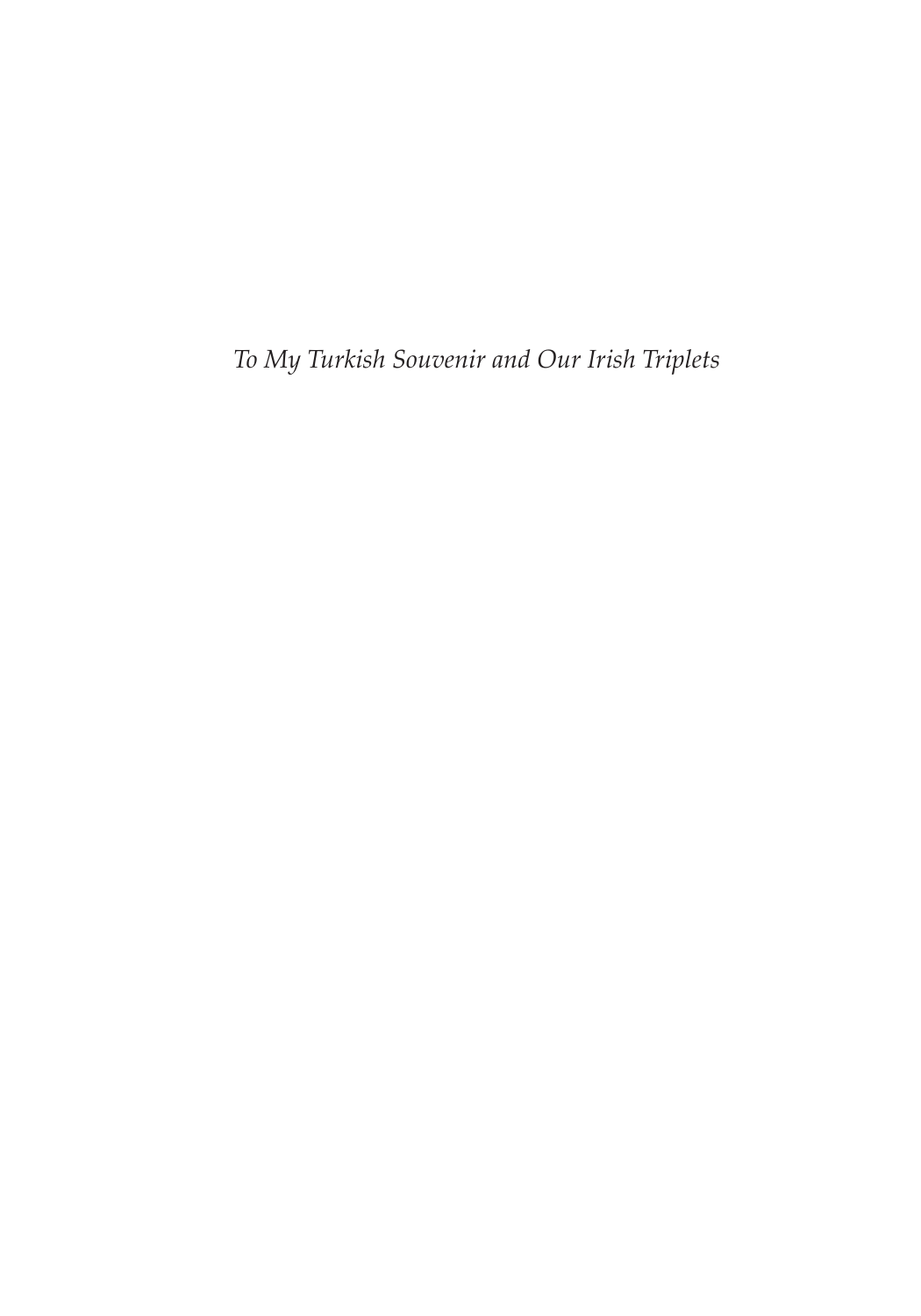*To My Turkish Souvenir and Our Irish Triplets*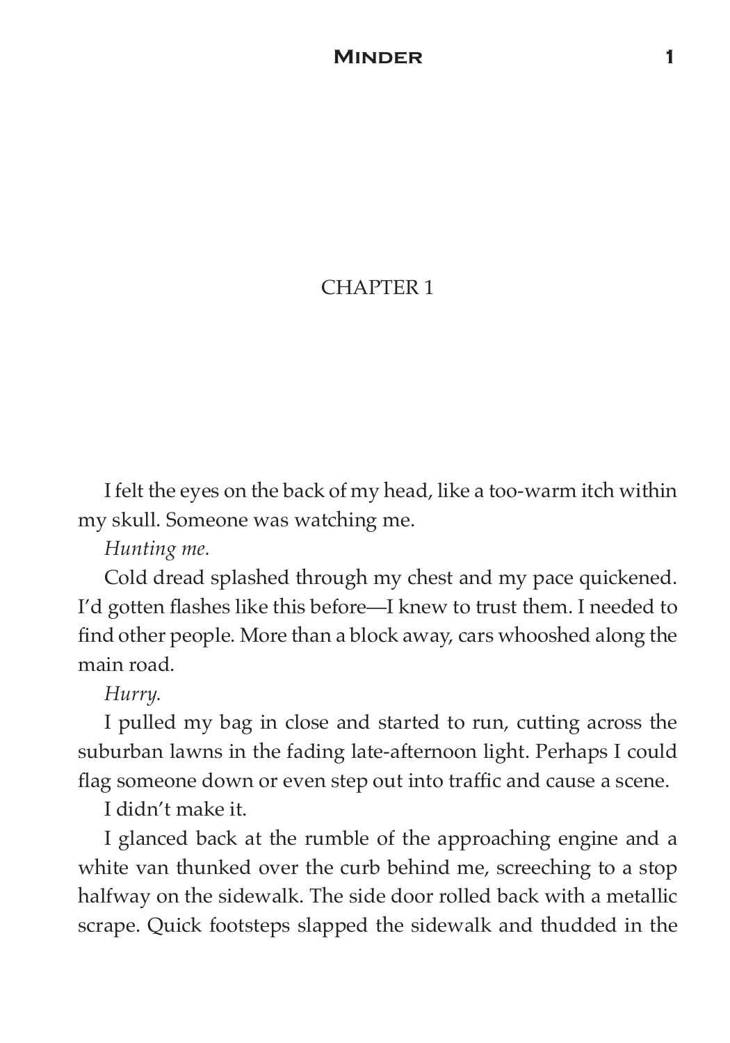# CHAPTER 1

I felt the eyes on the back of my head, like a too-warm itch within my skull. Someone was watching me.

*Hunting me.*

Cold dread splashed through my chest and my pace quickened. I'd gotten flashes like this before—I knew to trust them. I needed to find other people. More than a block away, cars whooshed along the main road.

*Hurry.*

I pulled my bag in close and started to run, cutting across the suburban lawns in the fading late-afternoon light. Perhaps I could flag someone down or even step out into traffic and cause a scene.

I didn't make it.

I glanced back at the rumble of the approaching engine and a white van thunked over the curb behind me, screeching to a stop halfway on the sidewalk. The side door rolled back with a metallic scrape. Quick footsteps slapped the sidewalk and thudded in the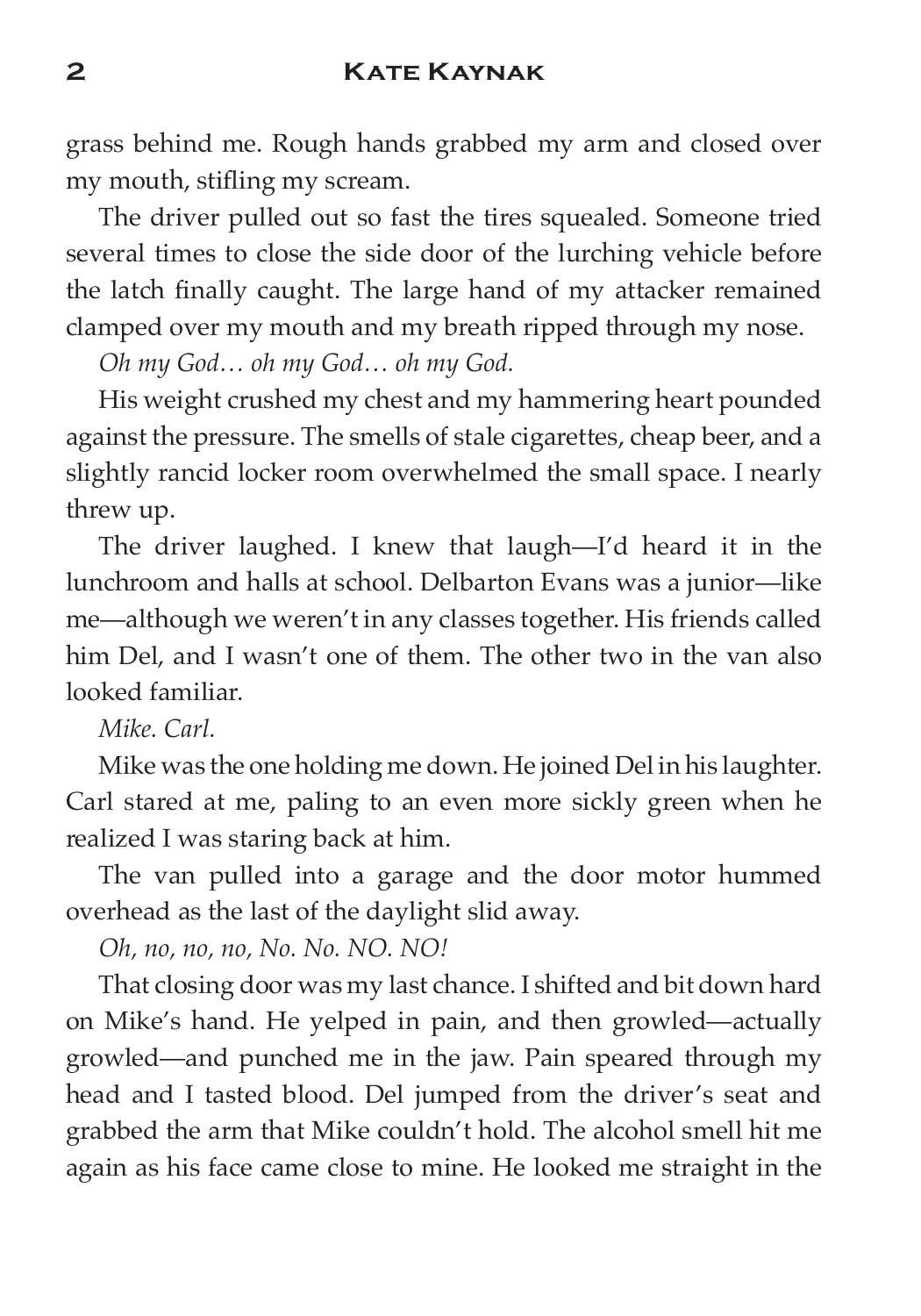grass behind me. Rough hands grabbed my arm and closed over my mouth, stifling my scream.

The driver pulled out so fast the tires squealed. Someone tried several times to close the side door of the lurching vehicle before the latch finally caught. The large hand of my attacker remained clamped over my mouth and my breath ripped through my nose.

*Oh my God… oh my God… oh my God.*

His weight crushed my chest and my hammering heart pounded against the pressure. The smells of stale cigarettes, cheap beer, and a slightly rancid locker room overwhelmed the small space. I nearly threw up.

The driver laughed. I knew that laugh—I'd heard it in the lunchroom and halls at school. Delbarton Evans was a junior—like me—although we weren't in any classes together. His friends called him Del, and I wasn't one of them. The other two in the van also looked familiar.

*Mike. Carl.*

Mike was the one holding me down. He joined Del in his laughter. Carl stared at me, paling to an even more sickly green when he realized I was staring back at him.

The van pulled into a garage and the door motor hummed overhead as the last of the daylight slid away.

*Oh, no, no, no, No. No. NO. NO!*

That closing door was my last chance. I shifted and bit down hard on Mike's hand. He yelped in pain, and then growled—actually growled—and punched me in the jaw. Pain speared through my head and I tasted blood. Del jumped from the driver's seat and grabbed the arm that Mike couldn't hold. The alcohol smell hit me again as his face came close to mine. He looked me straight in the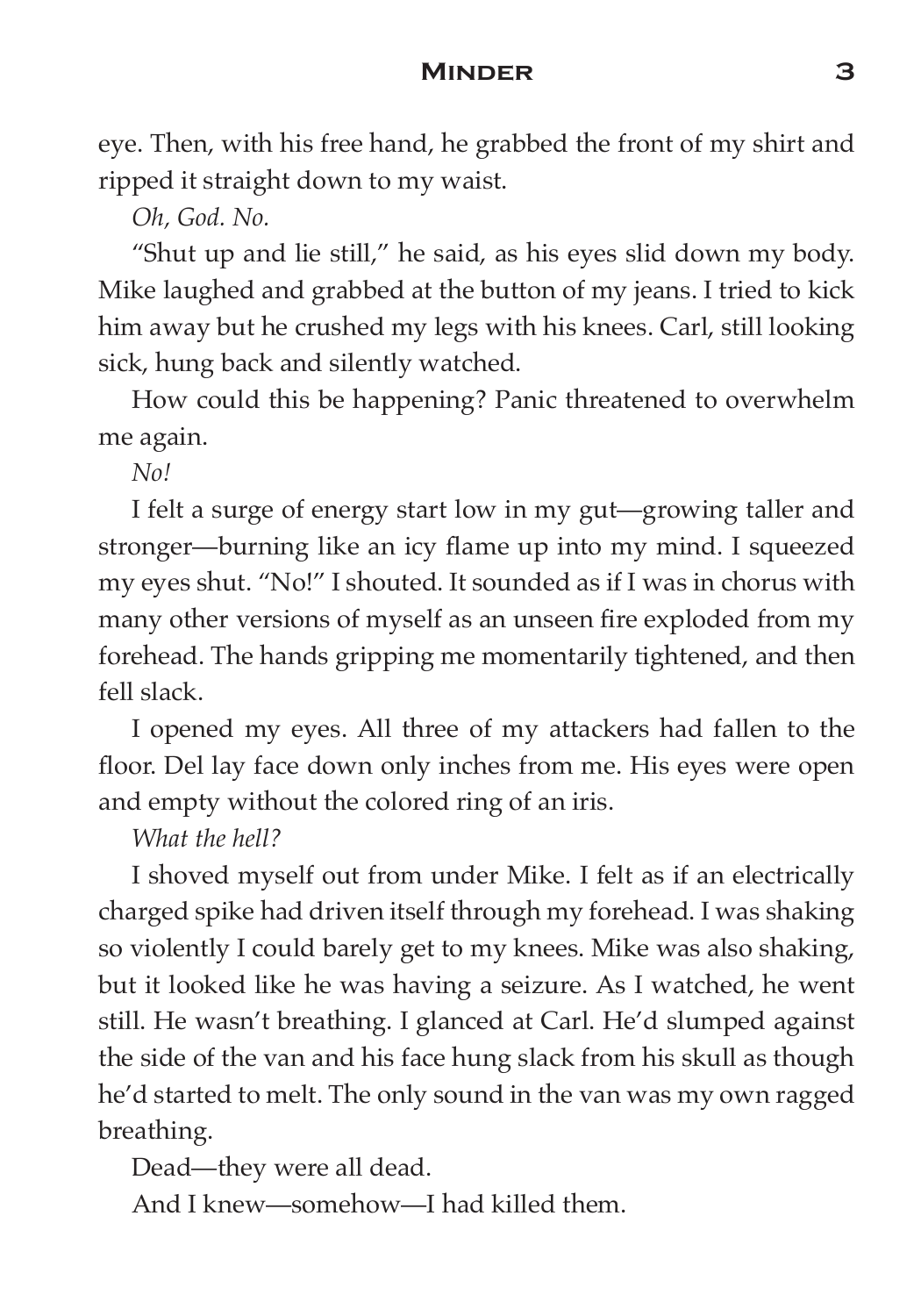eye. Then, with his free hand, he grabbed the front of my shirt and ripped it straight down to my waist.

*Oh, God. No.*

"Shut up and lie still," he said, as his eyes slid down my body. Mike laughed and grabbed at the button of my jeans. I tried to kick him away but he crushed my legs with his knees. Carl, still looking sick, hung back and silently watched.

How could this be happening? Panic threatened to overwhelm me again.

*No!*

I felt a surge of energy start low in my gut—growing taller and stronger—burning like an icy flame up into my mind. I squeezed my eyes shut. "No!" I shouted. It sounded as if I was in chorus with many other versions of myself as an unseen fire exploded from my forehead. The hands gripping me momentarily tightened, and then fell slack.

I opened my eyes. All three of my attackers had fallen to the floor. Del lay face down only inches from me. His eyes were open and empty without the colored ring of an iris.

*What the hell?*

I shoved myself out from under Mike. I felt as if an electrically charged spike had driven itself through my forehead. I was shaking so violently I could barely get to my knees. Mike was also shaking, but it looked like he was having a seizure. As I watched, he went still. He wasn't breathing. I glanced at Carl. He'd slumped against the side of the van and his face hung slack from his skull as though he'd started to melt. The only sound in the van was my own ragged breathing.

Dead—they were all dead.

And I knew—somehow—I had killed them.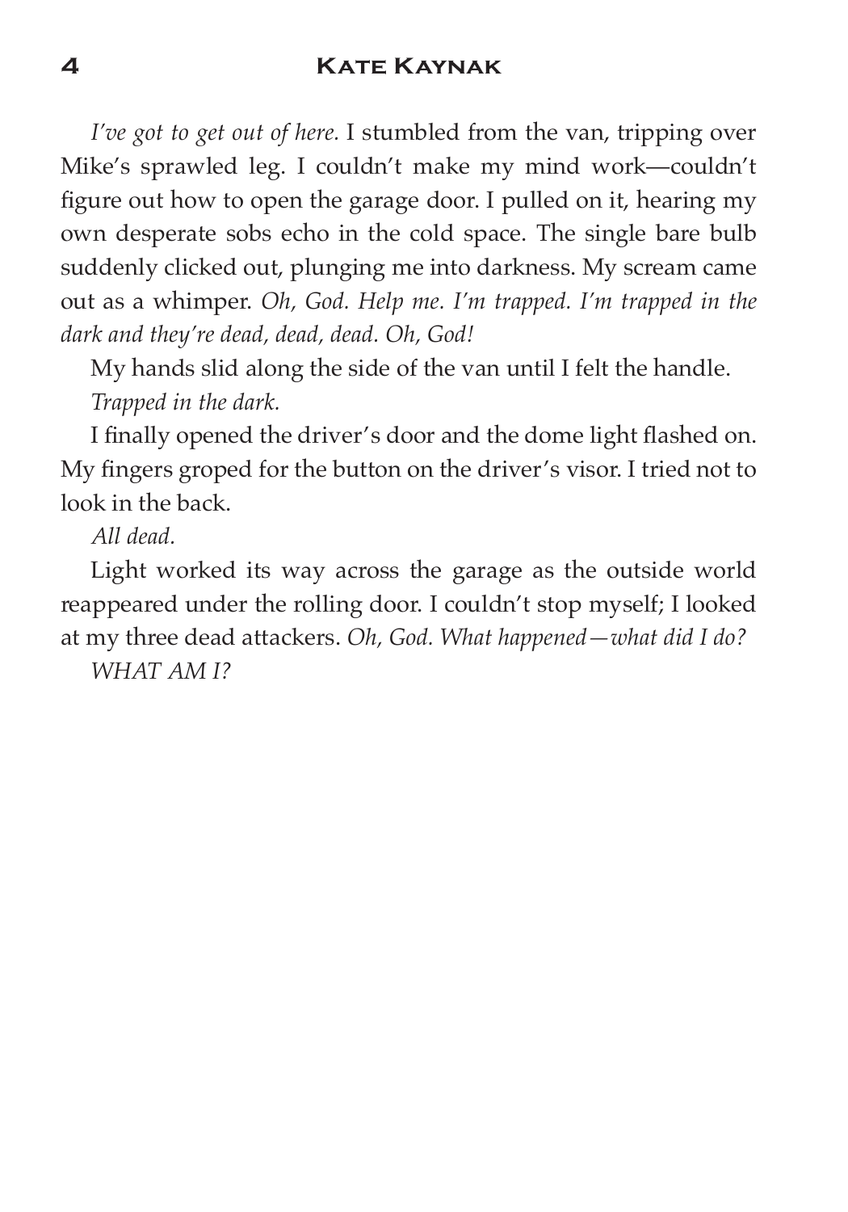*I've got to get out of here.* I stumbled from the van, tripping over Mike's sprawled leg. I couldn't make my mind work—couldn't figure out how to open the garage door. I pulled on it, hearing my own desperate sobs echo in the cold space. The single bare bulb suddenly clicked out, plunging me into darkness. My scream came out as a whimper. *Oh, God. Help me. I'm trapped. I'm trapped in the dark and they're dead, dead, dead. Oh, God!*

My hands slid along the side of the van until I felt the handle.

*Trapped in the dark.*

I finally opened the driver's door and the dome light flashed on. My fingers groped for the button on the driver's visor. I tried not to look in the back.

*All dead.*

Light worked its way across the garage as the outside world reappeared under the rolling door. I couldn't stop myself; I looked at my three dead attackers. *Oh, God. What happened—what did I do?*

*WHAT AM I?*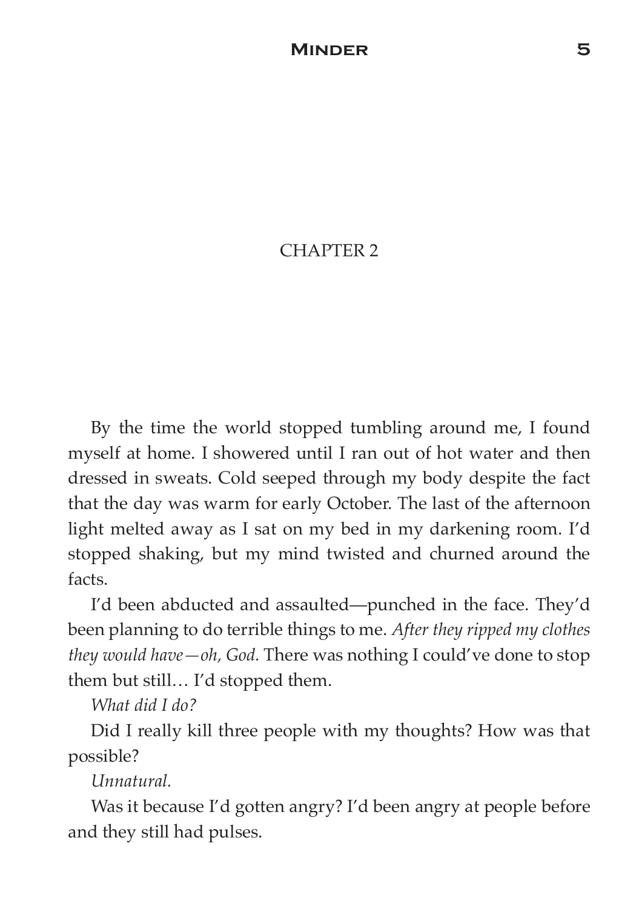# CHAPTER 2

By the time the world stopped tumbling around me, I found myself at home. I showered until I ran out of hot water and then dressed in sweats. Cold seeped through my body despite the fact that the day was warm for early October. The last of the afternoon light melted away as I sat on my bed in my darkening room. I'd stopped shaking, but my mind twisted and churned around the facts.

I'd been abducted and assaulted—punched in the face. They'd been planning to do terrible things to me. *After they ripped my clothes they would have—oh, God.* There was nothing I could've done to stop them but still… I'd stopped them.

*What did I do?*

Did I really kill three people with my thoughts? How was that possible?

*Unnatural.*

Was it because I'd gotten angry? I'd been angry at people before and they still had pulses.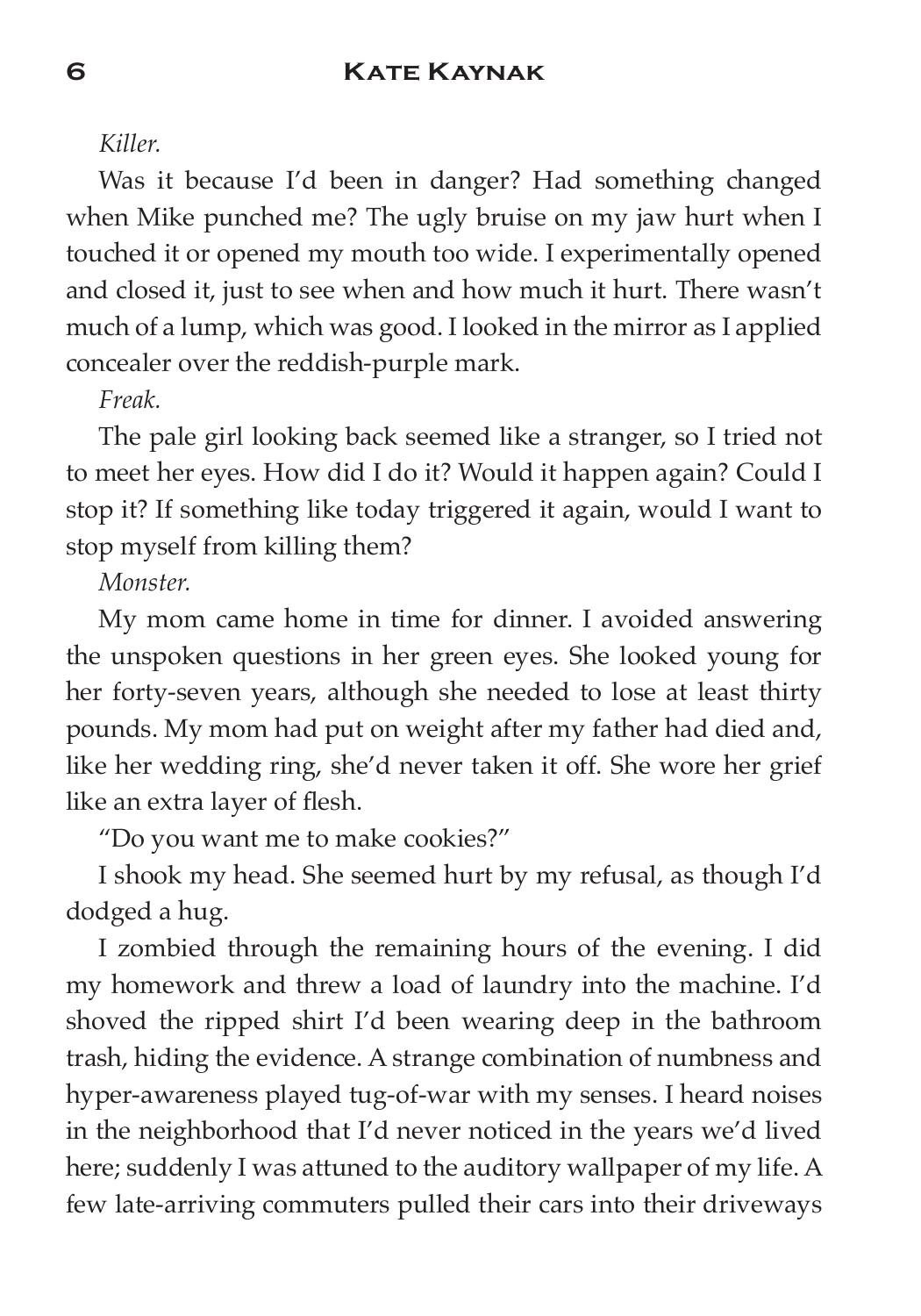*Killer.*

Was it because I'd been in danger? Had something changed when Mike punched me? The ugly bruise on my jaw hurt when I touched it or opened my mouth too wide. I experimentally opened and closed it, just to see when and how much it hurt. There wasn't much of a lump, which was good. I looked in the mirror as I applied concealer over the reddish-purple mark.

*Freak.*

The pale girl looking back seemed like a stranger, so I tried not to meet her eyes. How did I do it? Would it happen again? Could I stop it? If something like today triggered it again, would I want to stop myself from killing them?

*Monster.*

My mom came home in time for dinner. I avoided answering the unspoken questions in her green eyes. She looked young for her forty-seven years, although she needed to lose at least thirty pounds. My mom had put on weight after my father had died and, like her wedding ring, she'd never taken it off. She wore her grief like an extra layer of flesh.

"Do you want me to make cookies?"

I shook my head. She seemed hurt by my refusal, as though I'd dodged a hug.

I zombied through the remaining hours of the evening. I did my homework and threw a load of laundry into the machine. I'd shoved the ripped shirt I'd been wearing deep in the bathroom trash, hiding the evidence. A strange combination of numbness and hyper-awareness played tug-of-war with my senses. I heard noises in the neighborhood that I'd never noticed in the years we'd lived here; suddenly I was attuned to the auditory wallpaper of my life. A few late-arriving commuters pulled their cars into their driveways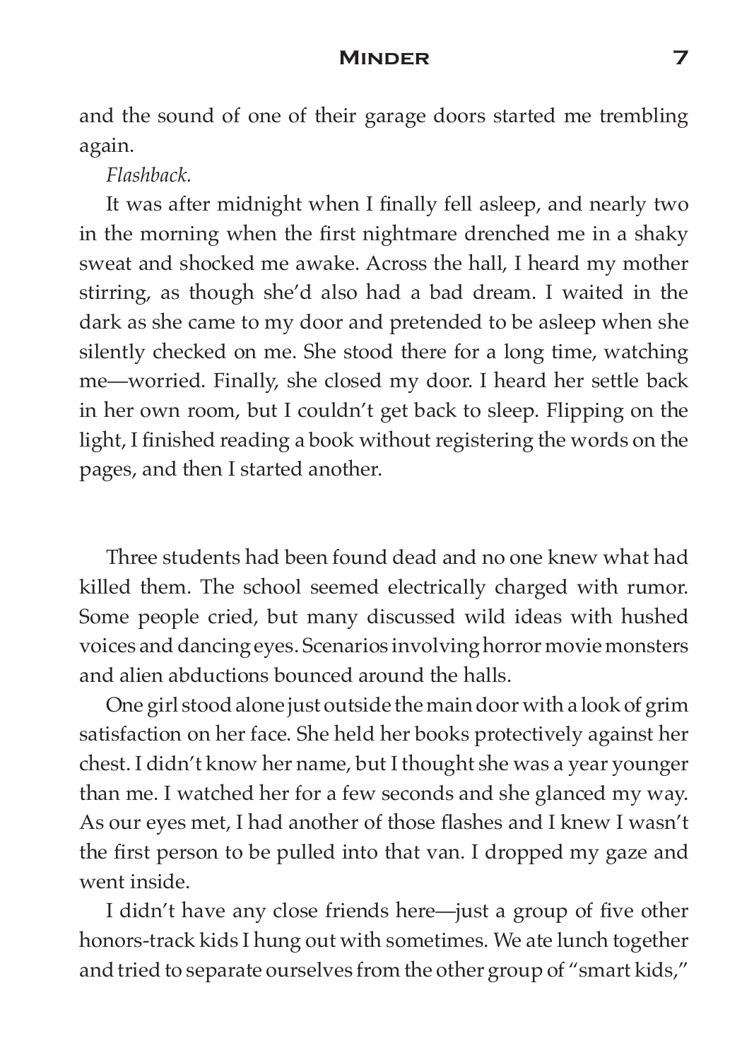and the sound of one of their garage doors started me trembling again.

*Flashback.*

It was after midnight when I finally fell asleep, and nearly two in the morning when the first nightmare drenched me in a shaky sweat and shocked me awake. Across the hall, I heard my mother stirring, as though she'd also had a bad dream. I waited in the dark as she came to my door and pretended to be asleep when she silently checked on me. She stood there for a long time, watching me—worried. Finally, she closed my door. I heard her settle back in her own room, but I couldn't get back to sleep. Flipping on the light, I finished reading a book without registering the words on the pages, and then I started another.

Three students had been found dead and no one knew what had killed them. The school seemed electrically charged with rumor. Some people cried, but many discussed wild ideas with hushed voices and dancing eyes. Scenarios involving horror movie monsters and alien abductions bounced around the halls.

One girl stood alone just outside the main door with a look of grim satisfaction on her face. She held her books protectively against her chest. I didn't know her name, but I thought she was a year younger than me. I watched her for a few seconds and she glanced my way. As our eyes met, I had another of those flashes and I knew I wasn't the first person to be pulled into that van. I dropped my gaze and went inside.

I didn't have any close friends here—just a group of five other honors-track kids I hung out with sometimes. We ate lunch together and tried to separate ourselves from the other group of "smart kids,"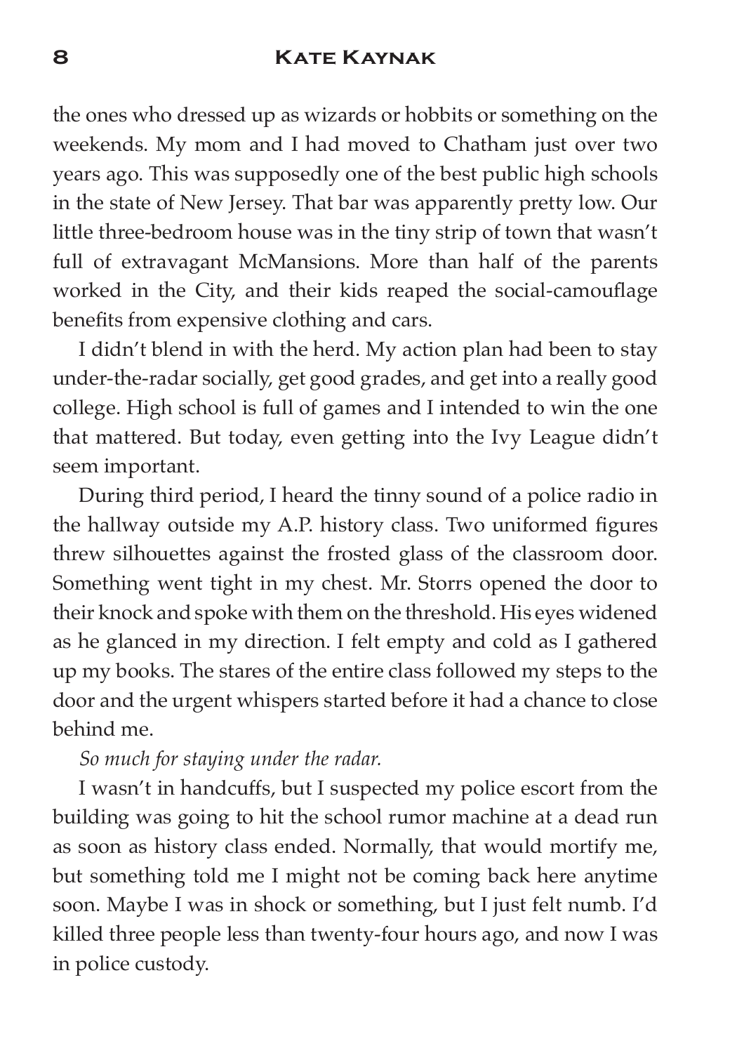the ones who dressed up as wizards or hobbits or something on the weekends. My mom and I had moved to Chatham just over two years ago. This was supposedly one of the best public high schools in the state of New Jersey. That bar was apparently pretty low. Our little three-bedroom house was in the tiny strip of town that wasn't full of extravagant McMansions. More than half of the parents worked in the City, and their kids reaped the social-camouflage benefits from expensive clothing and cars.

I didn't blend in with the herd. My action plan had been to stay under-the-radar socially, get good grades, and get into a really good college. High school is full of games and I intended to win the one that mattered. But today, even getting into the Ivy League didn't seem important.

During third period, I heard the tinny sound of a police radio in the hallway outside my A.P. history class. Two uniformed figures threw silhouettes against the frosted glass of the classroom door. Something went tight in my chest. Mr. Storrs opened the door to their knock and spoke with them on the threshold. His eyes widened as he glanced in my direction. I felt empty and cold as I gathered up my books. The stares of the entire class followed my steps to the door and the urgent whispers started before it had a chance to close behind me.

*So much for staying under the radar.*

I wasn't in handcuffs, but I suspected my police escort from the building was going to hit the school rumor machine at a dead run as soon as history class ended. Normally, that would mortify me, but something told me I might not be coming back here anytime soon. Maybe I was in shock or something, but I just felt numb. I'd killed three people less than twenty-four hours ago, and now I was in police custody.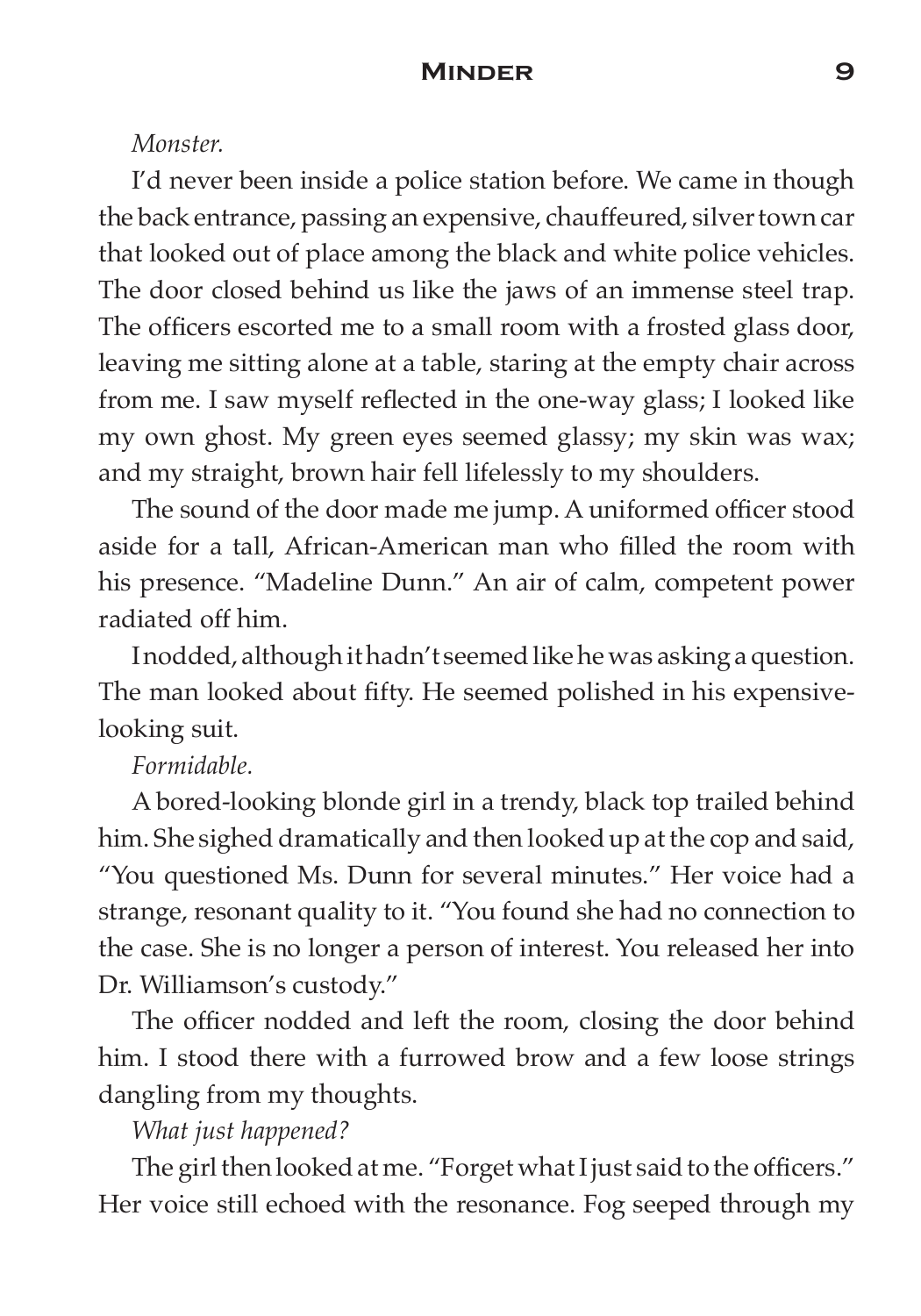*Monster.*

I'd never been inside a police station before. We came in though the back entrance, passing an expensive, chauffeured, silver town car that looked out of place among the black and white police vehicles. The door closed behind us like the jaws of an immense steel trap. The officers escorted me to a small room with a frosted glass door, leaving me sitting alone at a table, staring at the empty chair across from me. I saw myself reflected in the one-way glass; I looked like my own ghost. My green eyes seemed glassy; my skin was wax; and my straight, brown hair fell lifelessly to my shoulders.

The sound of the door made me jump. A uniformed officer stood aside for a tall, African-American man who filled the room with his presence. "Madeline Dunn." An air of calm, competent power radiated off him.

I nodded, although it hadn't seemed like he was asking a question. The man looked about fifty. He seemed polished in his expensive-looking suit.

*Formidable.*

A bored-looking blonde girl in a trendy, black top trailed behind him. She sighed dramatically and then looked up at the cop and said, "You questioned Ms. Dunn for several minutes." Her voice had a strange, resonant quality to it. "You found she had no connection to the case. She is no longer a person of interest. You released her into Dr. Williamson's custody."

The officer nodded and left the room, closing the door behind him. I stood there with a furrowed brow and a few loose strings dangling from my thoughts.

*What just happened?*

The girl then looked at me. "Forget what I just said to the officers." Her voice still echoed with the resonance. Fog seeped through my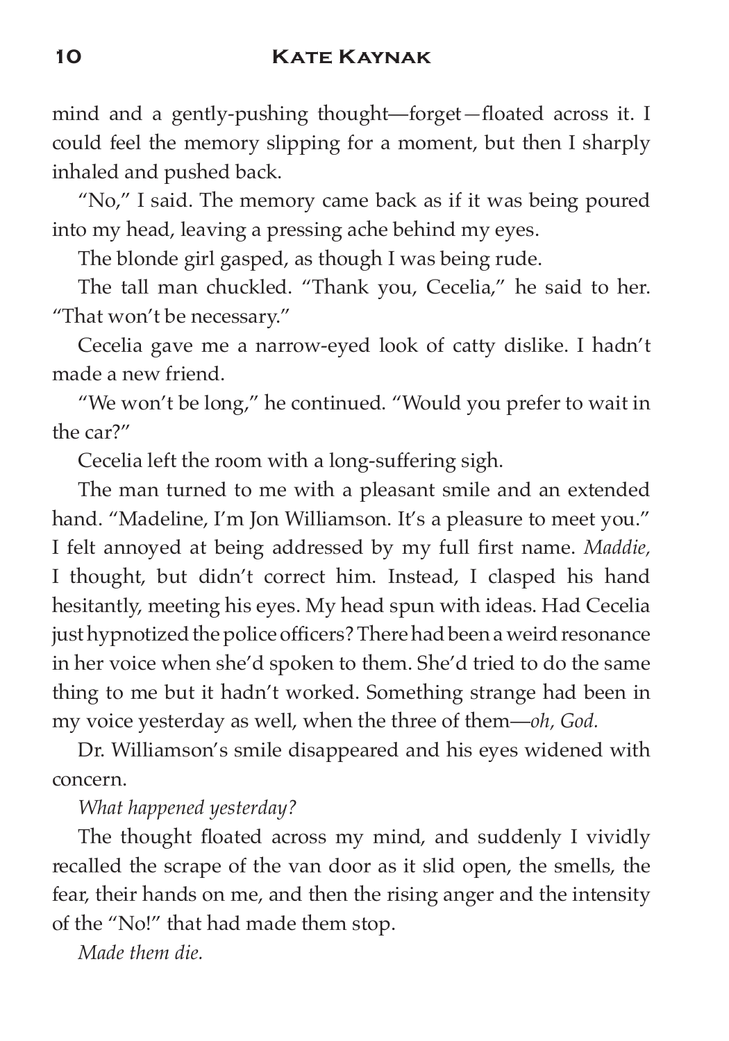mind and a gently-pushing thought—forget—floated across it. I could feel the memory slipping for a moment, but then I sharply inhaled and pushed back.

"No," I said. The memory came back as if it was being poured into my head, leaving a pressing ache behind my eyes.

The blonde girl gasped, as though I was being rude.

The tall man chuckled. "Thank you, Cecelia," he said to her. "That won't be necessary."

Cecelia gave me a narrow-eyed look of catty dislike. I hadn't made a new friend.

"We won't be long," he continued. "Would you prefer to wait in the car?"

Cecelia left the room with a long-suffering sigh.

The man turned to me with a pleasant smile and an extended hand. "Madeline, I'm Jon Williamson. It's a pleasure to meet you." I felt annoyed at being addressed by my full first name. *Maddie,* I thought, but didn't correct him. Instead, I clasped his hand hesitantly, meeting his eyes. My head spun with ideas. Had Cecelia just hypnotized the police officers? There had been a weird resonance in her voice when she'd spoken to them. She'd tried to do the same thing to me but it hadn't worked. Something strange had been in my voice yesterday as well, when the three of them—*oh, God.*

Dr. Williamson's smile disappeared and his eyes widened with concern.

*What happened yesterday?*

The thought floated across my mind, and suddenly I vividly recalled the scrape of the van door as it slid open, the smells, the fear, their hands on me, and then the rising anger and the intensity of the "No!" that had made them stop.

*Made them die.*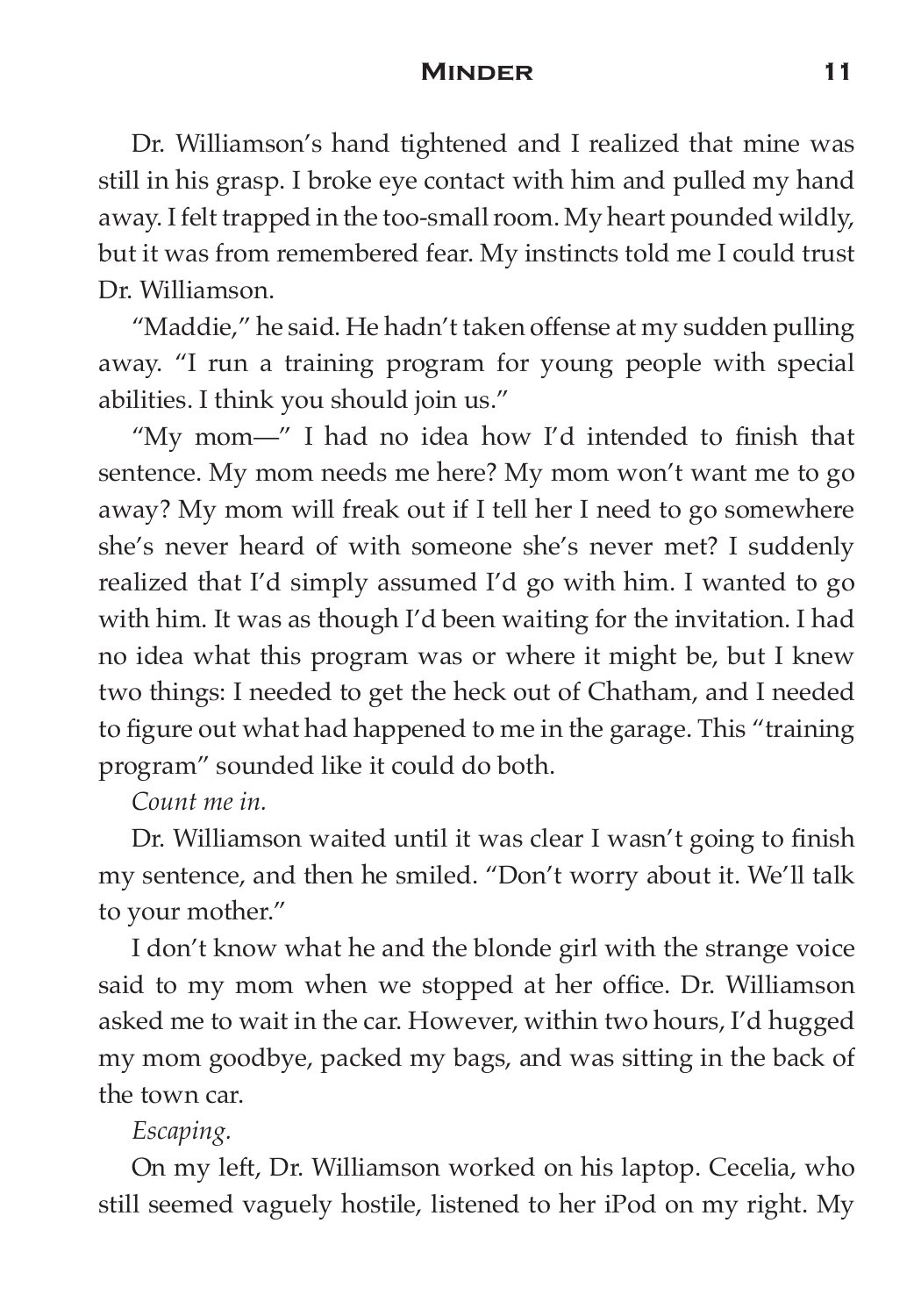Dr. Williamson's hand tightened and I realized that mine was still in his grasp. I broke eye contact with him and pulled my hand away. I felt trapped in the too-small room. My heart pounded wildly, but it was from remembered fear. My instincts told me I could trust Dr. Williamson.

"Maddie," he said. He hadn't taken offense at my sudden pulling away. "I run a training program for young people with special abilities. I think you should join us."

"My mom—" I had no idea how I'd intended to finish that sentence. My mom needs me here? My mom won't want me to go away? My mom will freak out if I tell her I need to go somewhere she's never heard of with someone she's never met? I suddenly realized that I'd simply assumed I'd go with him. I wanted to go with him. It was as though I'd been waiting for the invitation. I had no idea what this program was or where it might be, but I knew two things: I needed to get the heck out of Chatham, and I needed to figure out what had happened to me in the garage. This "training program" sounded like it could do both.

*Count me in.*

Dr. Williamson waited until it was clear I wasn't going to finish my sentence, and then he smiled. "Don't worry about it. We'll talk to your mother."

I don't know what he and the blonde girl with the strange voice said to my mom when we stopped at her office. Dr. Williamson asked me to wait in the car. However, within two hours, I'd hugged my mom goodbye, packed my bags, and was sitting in the back of the town car.

*Escaping.*

On my left, Dr. Williamson worked on his laptop. Cecelia, who still seemed vaguely hostile, listened to her iPod on my right. My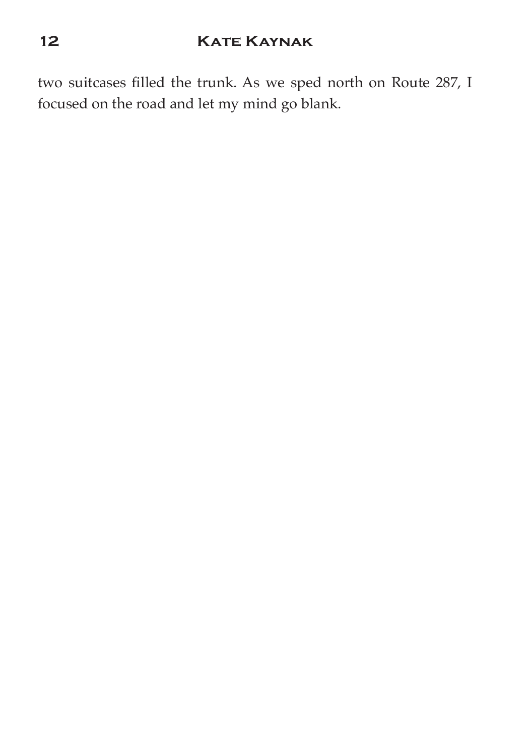two suitcases filled the trunk. As we sped north on Route 287, I focused on the road and let my mind go blank.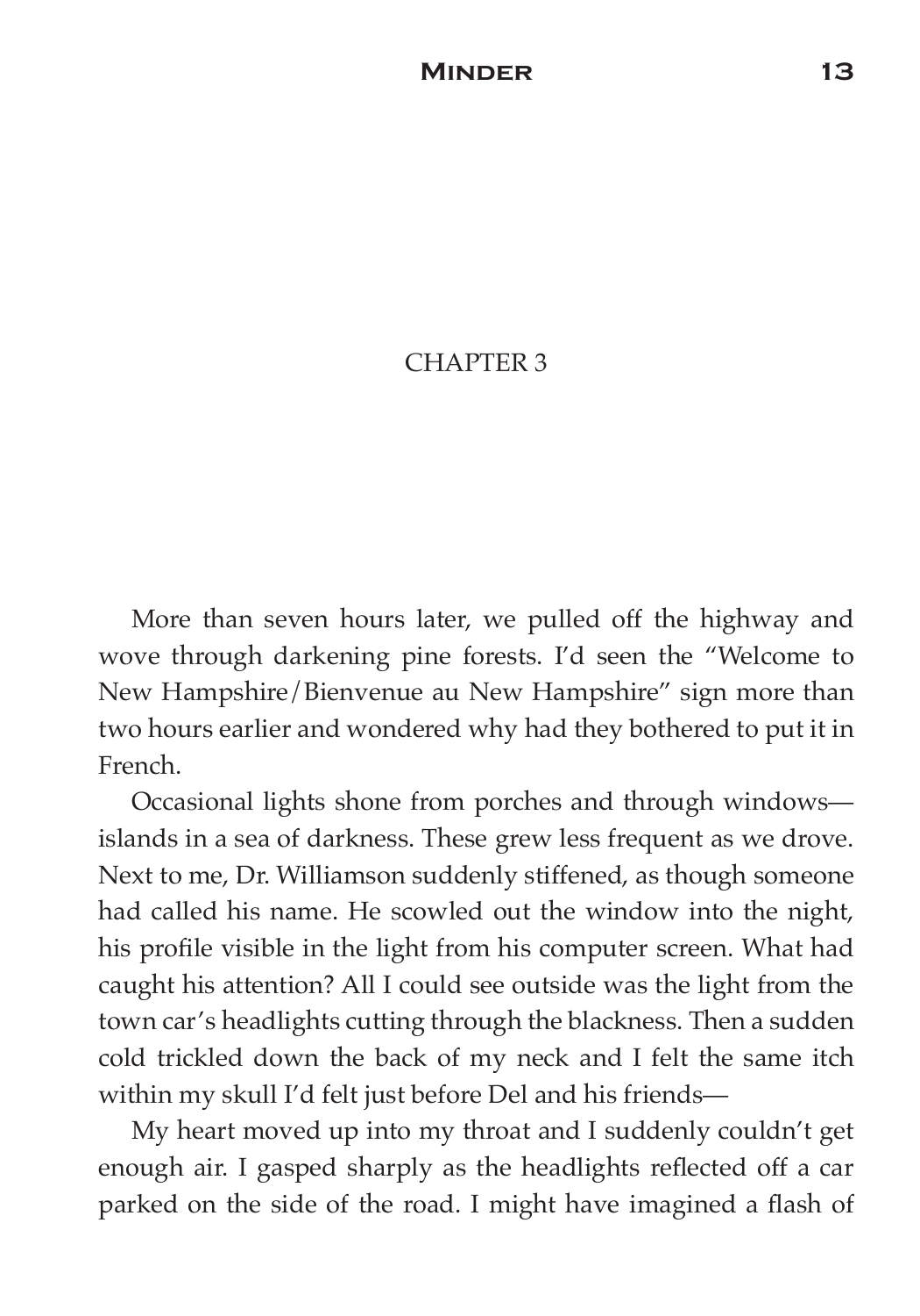# CHAPTER 3

More than seven hours later, we pulled off the highway and wove through darkening pine forests. I'd seen the "Welcome to New Hampshire/Bienvenue au New Hampshire" sign more than two hours earlier and wondered why had they bothered to put it in French.

Occasional lights shone from porches and through windows—islands in a sea of darkness. These grew less frequent as we drove. Next to me, Dr. Williamson suddenly stiffened, as though someone had called his name. He scowled out the window into the night, his profile visible in the light from his computer screen. What had caught his attention? All I could see outside was the light from the town car's headlights cutting through the blackness. Then a sudden cold trickled down the back of my neck and I felt the same itch within my skull I'd felt just before Del and his friends—

My heart moved up into my throat and I suddenly couldn't get enough air. I gasped sharply as the headlights reflected off a car parked on the side of the road. I might have imagined a flash of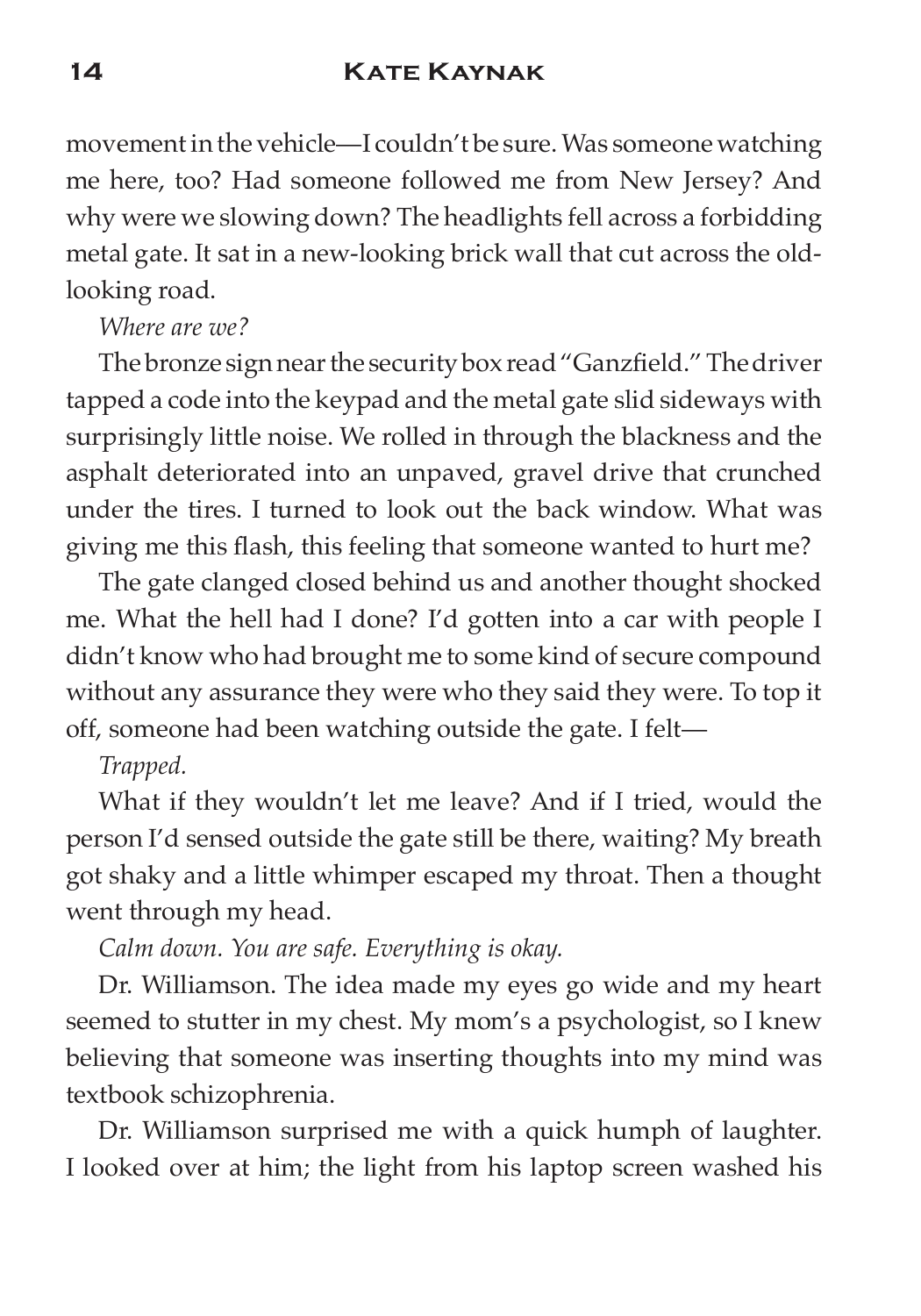movement in the vehicle—I couldn't be sure. Was someone watching me here, too? Had someone followed me from New Jersey? And why were we slowing down? The headlights fell across a forbidding metal gate. It sat in a new-looking brick wall that cut across the old-looking road.

*Where are we?*

The bronze sign near the security box read "Ganzfield." The driver tapped a code into the keypad and the metal gate slid sideways with surprisingly little noise. We rolled in through the blackness and the asphalt deteriorated into an unpaved, gravel drive that crunched under the tires. I turned to look out the back window. What was giving me this flash, this feeling that someone wanted to hurt me?

The gate clanged closed behind us and another thought shocked me. What the hell had I done? I'd gotten into a car with people I didn't know who had brought me to some kind of secure compound without any assurance they were who they said they were. To top it off, someone had been watching outside the gate. I felt—

*Trapped.*

What if they wouldn't let me leave? And if I tried, would the person I'd sensed outside the gate still be there, waiting? My breath got shaky and a little whimper escaped my throat. Then a thought went through my head.

*Calm down. You are safe. Everything is okay.*

Dr. Williamson. The idea made my eyes go wide and my heart seemed to stutter in my chest. My mom's a psychologist, so I knew believing that someone was inserting thoughts into my mind was textbook schizophrenia.

Dr. Williamson surprised me with a quick humph of laughter. I looked over at him; the light from his laptop screen washed his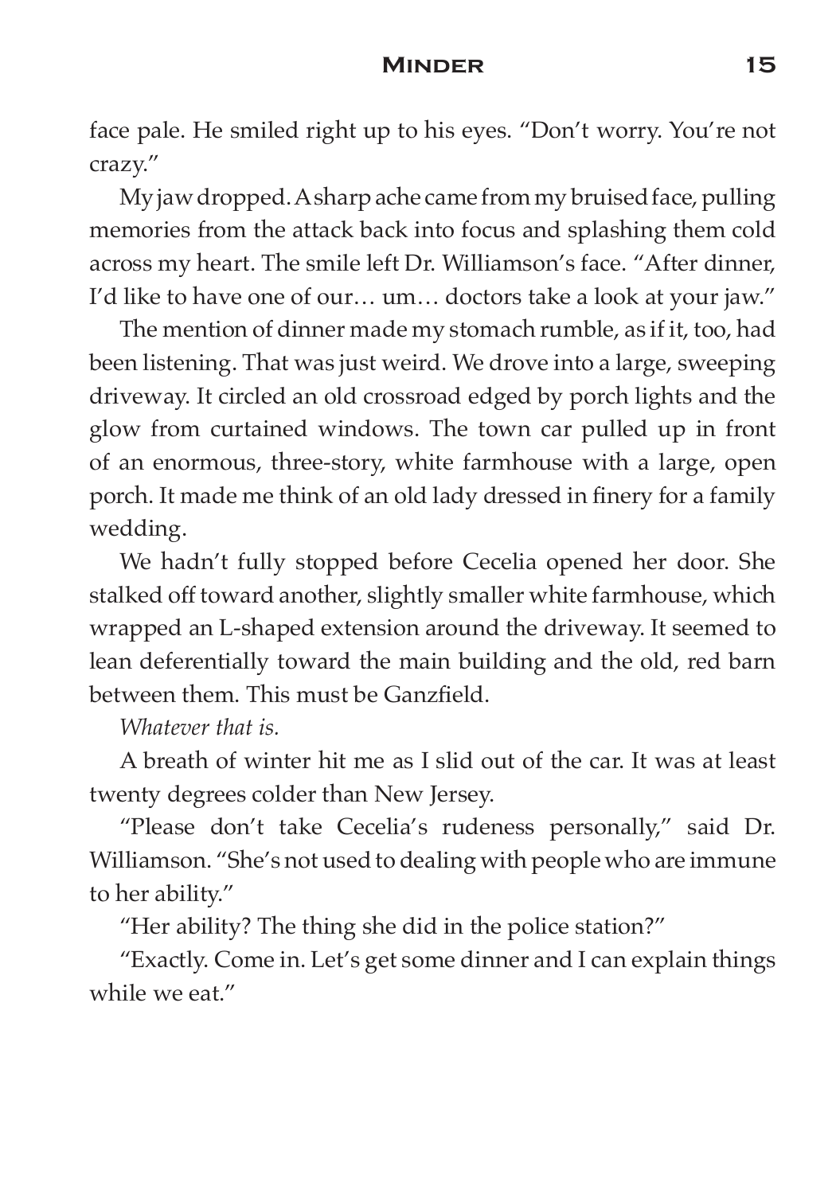face pale. He smiled right up to his eyes. "Don't worry. You're not crazy."

My jaw dropped. A sharp ache came from my bruised face, pulling memories from the attack back into focus and splashing them cold across my heart. The smile left Dr. Williamson's face. "After dinner, I'd like to have one of our… um… doctors take a look at your jaw."

The mention of dinner made my stomach rumble, as if it, too, had been listening. That was just weird. We drove into a large, sweeping driveway. It circled an old crossroad edged by porch lights and the glow from curtained windows. The town car pulled up in front of an enormous, three-story, white farmhouse with a large, open porch. It made me think of an old lady dressed in finery for a family wedding.

We hadn't fully stopped before Cecelia opened her door. She stalked off toward another, slightly smaller white farmhouse, which wrapped an L-shaped extension around the driveway. It seemed to lean deferentially toward the main building and the old, red barn between them. This must be Ganzfield.

*Whatever that is.*

A breath of winter hit me as I slid out of the car. It was at least twenty degrees colder than New Jersey.

"Please don't take Cecelia's rudeness personally," said Dr. Williamson. "She's not used to dealing with people who are immune to her ability."

"Her ability? The thing she did in the police station?"

"Exactly. Come in. Let's get some dinner and I can explain things while we eat."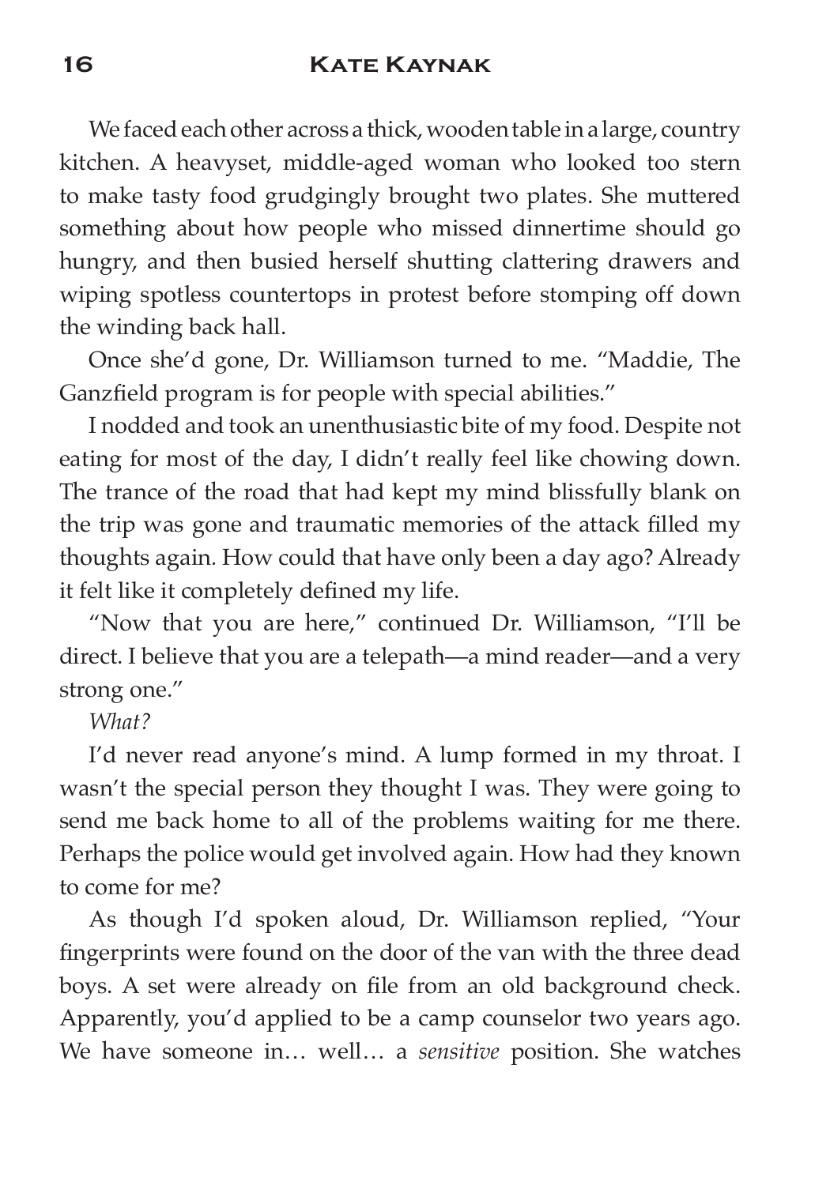We faced each other across a thick, wooden table in a large, country kitchen. A heavyset, middle-aged woman who looked too stern to make tasty food grudgingly brought two plates. She muttered something about how people who missed dinnertime should go hungry, and then busied herself shutting clattering drawers and wiping spotless countertops in protest before stomping off down the winding back hall.

Once she'd gone, Dr. Williamson turned to me. "Maddie, The Ganzfield program is for people with special abilities."

I nodded and took an unenthusiastic bite of my food. Despite not eating for most of the day, I didn't really feel like chowing down. The trance of the road that had kept my mind blissfully blank on the trip was gone and traumatic memories of the attack filled my thoughts again. How could that have only been a day ago? Already it felt like it completely defined my life.

"Now that you are here," continued Dr. Williamson, "I'll be direct. I believe that you are a telepath—a mind reader—and a very strong one."

*What?*

I'd never read anyone's mind. A lump formed in my throat. I wasn't the special person they thought I was. They were going to send me back home to all of the problems waiting for me there. Perhaps the police would get involved again. How had they known to come for me?

As though I'd spoken aloud, Dr. Williamson replied, "Your fingerprints were found on the door of the van with the three dead boys. A set were already on file from an old background check. Apparently, you'd applied to be a camp counselor two years ago. We have someone in… well… a *sensitive* position. She watches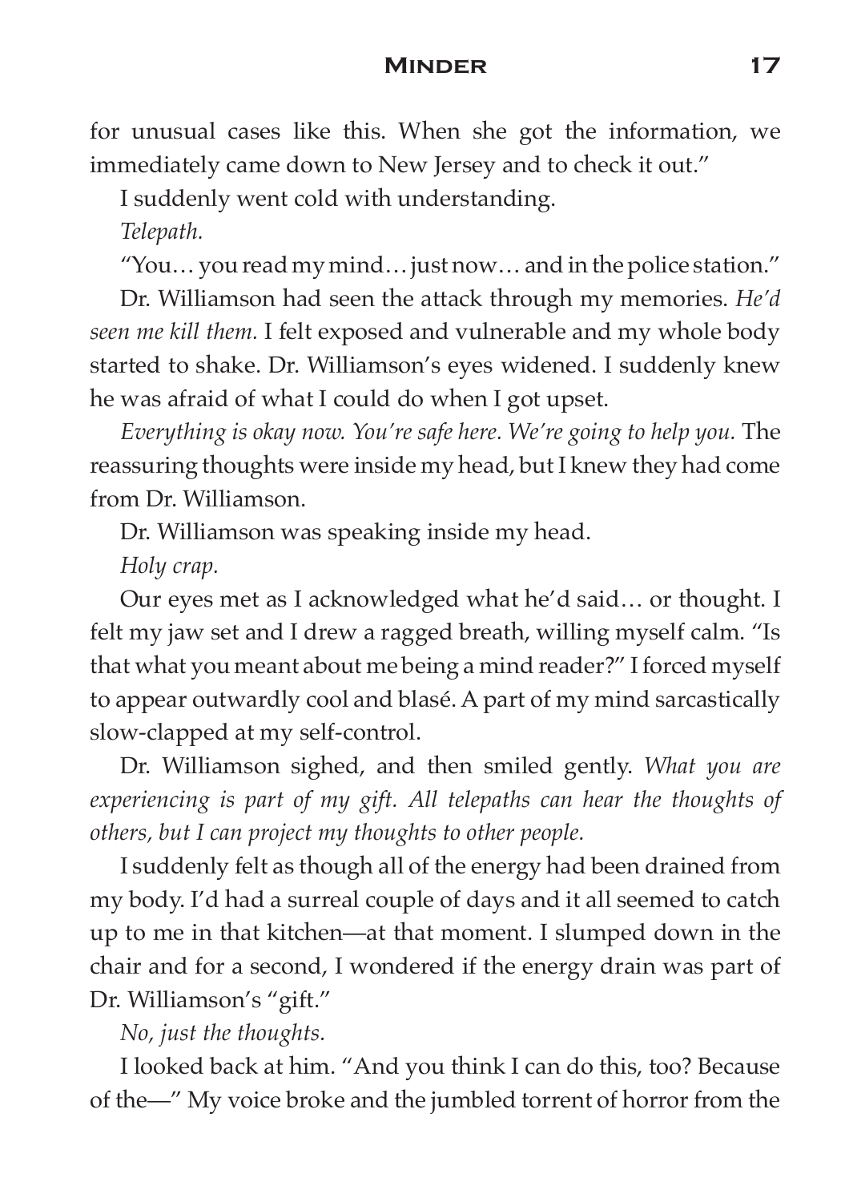for unusual cases like this. When she got the information, we immediately came down to New Jersey and to check it out."

I suddenly went cold with understanding.

*Telepath.*

"You… you read my mind… just now… and in the police station."

Dr. Williamson had seen the attack through my memories. *He'd seen me kill them.* I felt exposed and vulnerable and my whole body started to shake. Dr. Williamson's eyes widened. I suddenly knew he was afraid of what I could do when I got upset.

*Everything is okay now. You're safe here. We're going to help you.* The reassuring thoughts were inside my head, but I knew they had come from Dr. Williamson.

Dr. Williamson was speaking inside my head.

*Holy crap.*

Our eyes met as I acknowledged what he'd said… or thought. I felt my jaw set and I drew a ragged breath, willing myself calm. "Is that what you meant about me being a mind reader?" I forced myself to appear outwardly cool and blasé. A part of my mind sarcastically slow-clapped at my self-control.

Dr. Williamson sighed, and then smiled gently. *What you are experiencing is part of my gift. All telepaths can hear the thoughts of others, but I can project my thoughts to other people.*

I suddenly felt as though all of the energy had been drained from my body. I'd had a surreal couple of days and it all seemed to catch up to me in that kitchen—at that moment. I slumped down in the chair and for a second, I wondered if the energy drain was part of Dr. Williamson's "gift."

*No, just the thoughts.*

I looked back at him. "And you think I can do this, too? Because of the—" My voice broke and the jumbled torrent of horror from the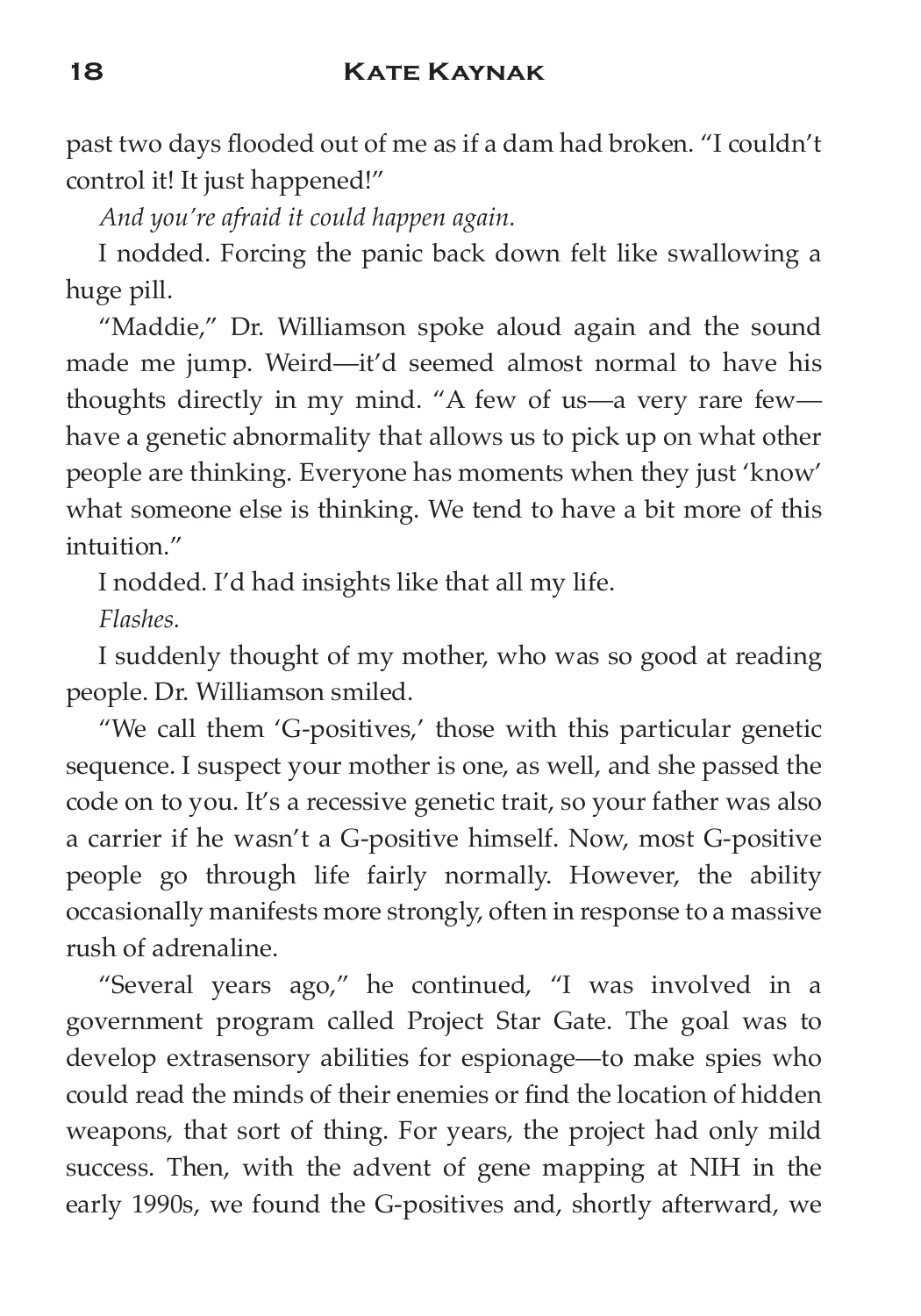past two days flooded out of me as if a dam had broken. "I couldn't control it! It just happened!"

*And you're afraid it could happen again.*

I nodded. Forcing the panic back down felt like swallowing a huge pill.

"Maddie," Dr. Williamson spoke aloud again and the sound made me jump. Weird—it'd seemed almost normal to have his thoughts directly in my mind. "A few of us—a very rare few—have a genetic abnormality that allows us to pick up on what other people are thinking. Everyone has moments when they just 'know' what someone else is thinking. We tend to have a bit more of this intuition."

I nodded. I'd had insights like that all my life.

*Flashes.*

I suddenly thought of my mother, who was so good at reading people. Dr. Williamson smiled.

"We call them 'G-positives,' those with this particular genetic sequence. I suspect your mother is one, as well, and she passed the code on to you. It's a recessive genetic trait, so your father was also a carrier if he wasn't a G-positive himself. Now, most G-positive people go through life fairly normally. However, the ability occasionally manifests more strongly, often in response to a massive rush of adrenaline.

"Several years ago," he continued, "I was involved in a government program called Project Star Gate. The goal was to develop extrasensory abilities for espionage—to make spies who could read the minds of their enemies or find the location of hidden weapons, that sort of thing. For years, the project had only mild success. Then, with the advent of gene mapping at NIH in the early 1990s, we found the G-positives and, shortly afterward, we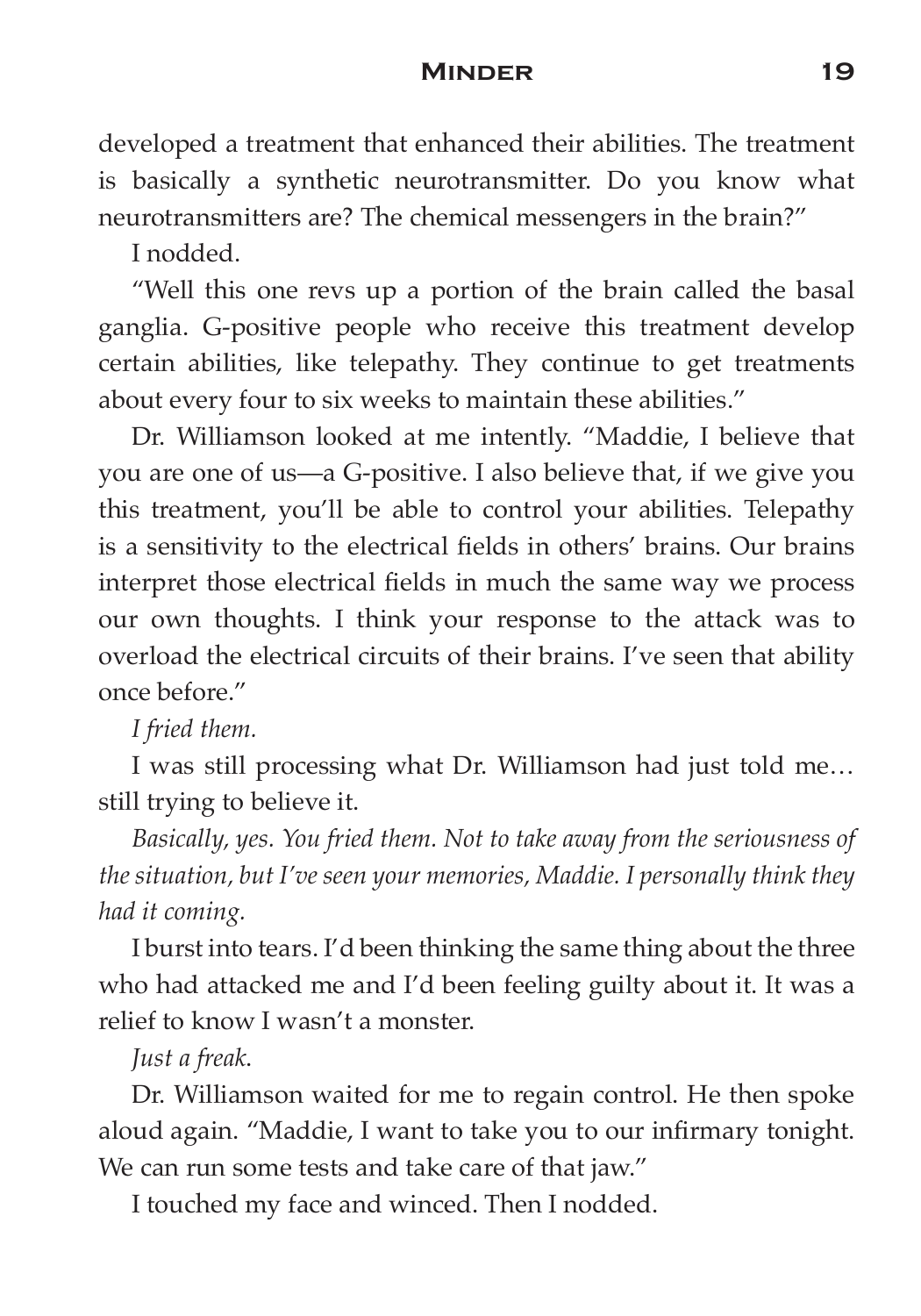developed a treatment that enhanced their abilities. The treatment is basically a synthetic neurotransmitter. Do you know what neurotransmitters are? The chemical messengers in the brain?"

I nodded.

"Well this one revs up a portion of the brain called the basal ganglia. G-positive people who receive this treatment develop certain abilities, like telepathy. They continue to get treatments about every four to six weeks to maintain these abilities."

Dr. Williamson looked at me intently. "Maddie, I believe that you are one of us—a G-positive. I also believe that, if we give you this treatment, you'll be able to control your abilities. Telepathy is a sensitivity to the electrical fields in others' brains. Our brains interpret those electrical fields in much the same way we process our own thoughts. I think your response to the attack was to overload the electrical circuits of their brains. I've seen that ability once before."

*I fried them.*

I was still processing what Dr. Williamson had just told me… still trying to believe it.

*Basically, yes. You fried them. Not to take away from the seriousness of the situation, but I've seen your memories, Maddie. I personally think they had it coming.*

I burst into tears. I'd been thinking the same thing about the three who had attacked me and I'd been feeling guilty about it. It was a relief to know I wasn't a monster.

*Just a freak.*

Dr. Williamson waited for me to regain control. He then spoke aloud again. "Maddie, I want to take you to our infirmary tonight. We can run some tests and take care of that jaw."

I touched my face and winced. Then I nodded.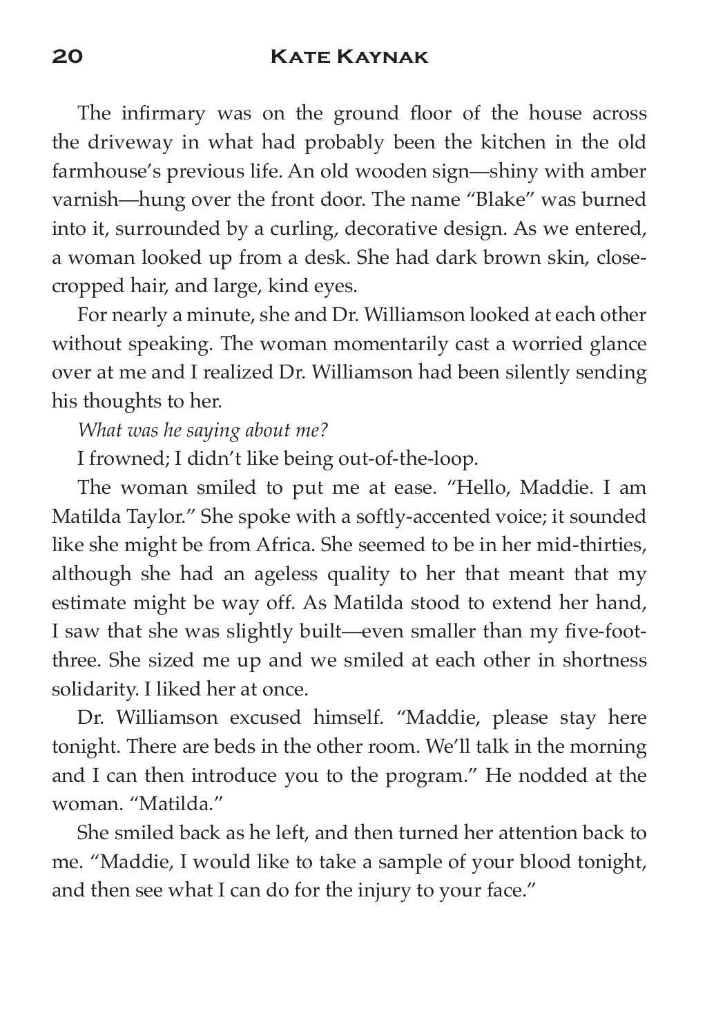The infirmary was on the ground floor of the house across the driveway in what had probably been the kitchen in the old farmhouse's previous life. An old wooden sign—shiny with amber varnish—hung over the front door. The name "Blake" was burned into it, surrounded by a curling, decorative design. As we entered, a woman looked up from a desk. She had dark brown skin, close-cropped hair, and large, kind eyes.

For nearly a minute, she and Dr. Williamson looked at each other without speaking. The woman momentarily cast a worried glance over at me and I realized Dr. Williamson had been silently sending his thoughts to her.

*What was he saying about me?*

I frowned; I didn't like being out-of-the-loop.

The woman smiled to put me at ease. "Hello, Maddie. I am Matilda Taylor." She spoke with a softly-accented voice; it sounded like she might be from Africa. She seemed to be in her mid-thirties, although she had an ageless quality to her that meant that my estimate might be way off. As Matilda stood to extend her hand, I saw that she was slightly built—even smaller than my five-foot-three. She sized me up and we smiled at each other in shortness solidarity. I liked her at once.

Dr. Williamson excused himself. "Maddie, please stay here tonight. There are beds in the other room. We'll talk in the morning and I can then introduce you to the program." He nodded at the woman. "Matilda."

She smiled back as he left, and then turned her attention back to me. "Maddie, I would like to take a sample of your blood tonight, and then see what I can do for the injury to your face."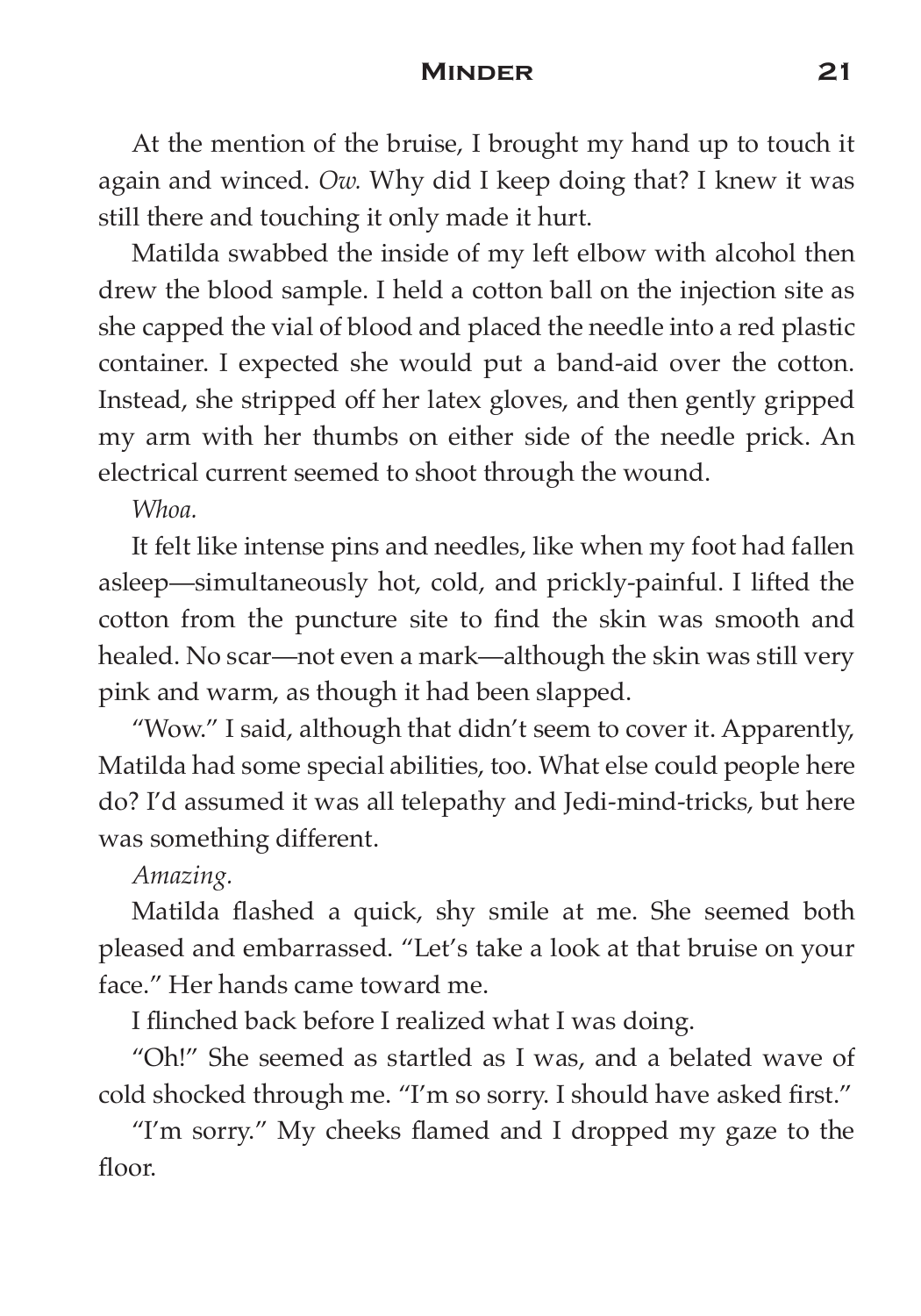At the mention of the bruise, I brought my hand up to touch it again and winced. *Ow.* Why did I keep doing that? I knew it was still there and touching it only made it hurt.

Matilda swabbed the inside of my left elbow with alcohol then drew the blood sample. I held a cotton ball on the injection site as she capped the vial of blood and placed the needle into a red plastic container. I expected she would put a band-aid over the cotton. Instead, she stripped off her latex gloves, and then gently gripped my arm with her thumbs on either side of the needle prick. An electrical current seemed to shoot through the wound.

*Whoa.*

It felt like intense pins and needles, like when my foot had fallen asleep—simultaneously hot, cold, and prickly-painful. I lifted the cotton from the puncture site to find the skin was smooth and healed. No scar—not even a mark—although the skin was still very pink and warm, as though it had been slapped.

"Wow." I said, although that didn't seem to cover it. Apparently, Matilda had some special abilities, too. What else could people here do? I'd assumed it was all telepathy and Jedi-mind-tricks, but here was something different.

*Amazing.*

Matilda flashed a quick, shy smile at me. She seemed both pleased and embarrassed. "Let's take a look at that bruise on your face." Her hands came toward me.

I flinched back before I realized what I was doing.

"Oh!" She seemed as startled as I was, and a belated wave of cold shocked through me. "I'm so sorry. I should have asked first."

"I'm sorry." My cheeks flamed and I dropped my gaze to the floor.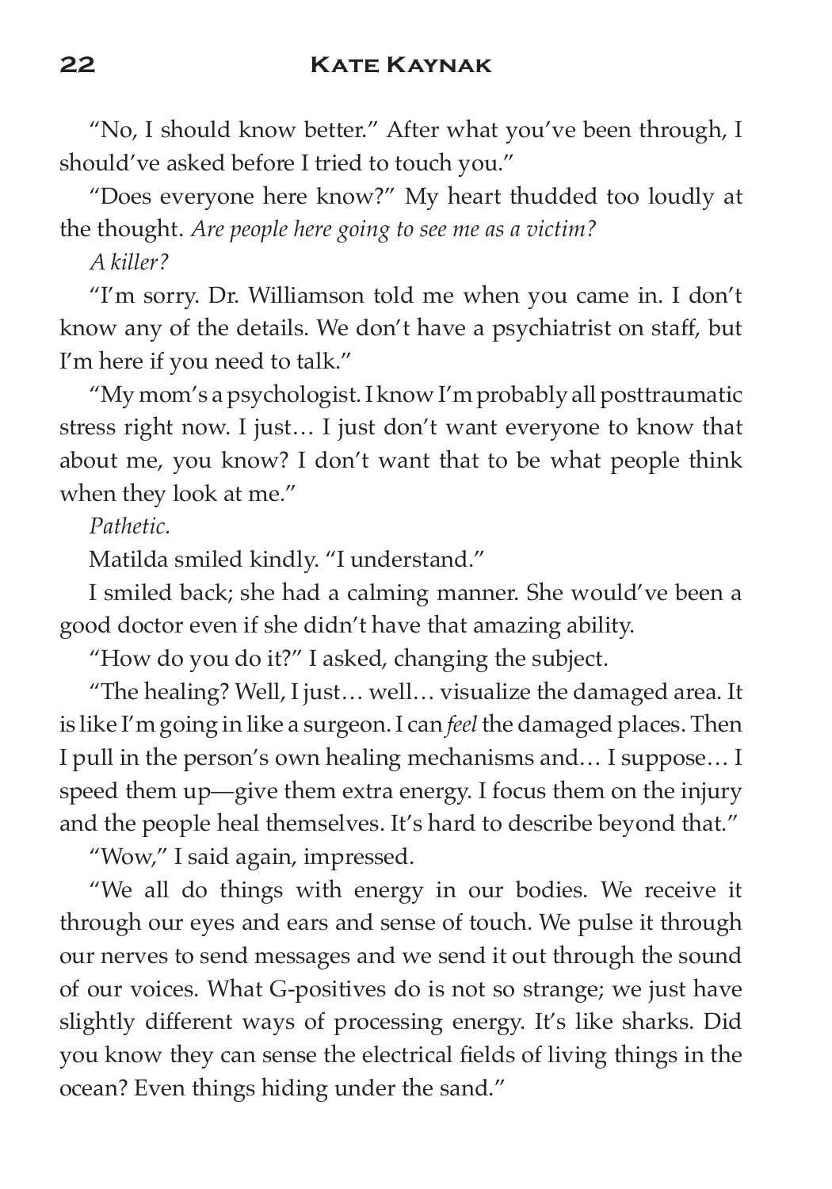"No, I should know better." After what you've been through, I should've asked before I tried to touch you."

"Does everyone here know?" My heart thudded too loudly at the thought. *Are people here going to see me as a victim?*

*A killer?*

"I'm sorry. Dr. Williamson told me when you came in. I don't know any of the details. We don't have a psychiatrist on staff, but I'm here if you need to talk."

"My mom's a psychologist. I know I'm probably all posttraumatic stress right now. I just… I just don't want everyone to know that about me, you know? I don't want that to be what people think when they look at me."

*Pathetic.*

Matilda smiled kindly. "I understand."

I smiled back; she had a calming manner. She would've been a good doctor even if she didn't have that amazing ability.

"How do you do it?" I asked, changing the subject.

"The healing? Well, I just… well… visualize the damaged area. It is like I'm going in like a surgeon. I can *feel* the damaged places. Then I pull in the person's own healing mechanisms and… I suppose… I speed them up—give them extra energy. I focus them on the injury and the people heal themselves. It's hard to describe beyond that."

"Wow," I said again, impressed.

"We all do things with energy in our bodies. We receive it through our eyes and ears and sense of touch. We pulse it through our nerves to send messages and we send it out through the sound of our voices. What G-positives do is not so strange; we just have slightly different ways of processing energy. It's like sharks. Did you know they can sense the electrical fields of living things in the ocean? Even things hiding under the sand."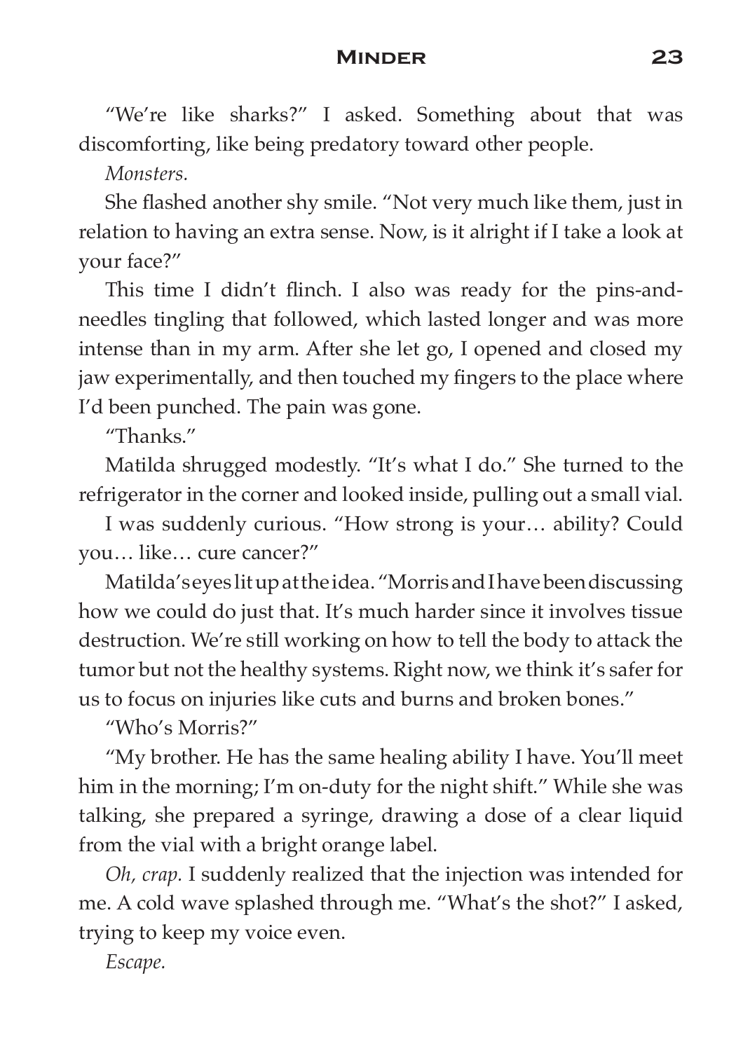"We're like sharks?" I asked. Something about that was discomforting, like being predatory toward other people.

*Monsters.*

She flashed another shy smile. "Not very much like them, just in relation to having an extra sense. Now, is it alright if I take a look at your face?"

This time I didn't flinch. I also was ready for the pins-and-needles tingling that followed, which lasted longer and was more intense than in my arm. After she let go, I opened and closed my jaw experimentally, and then touched my fingers to the place where I'd been punched. The pain was gone.

"Thanks."

Matilda shrugged modestly. "It's what I do." She turned to the refrigerator in the corner and looked inside, pulling out a small vial.

I was suddenly curious. "How strong is your… ability? Could you… like… cure cancer?"

Matilda's eyes lit up at the idea. "Morris and I have been discussing how we could do just that. It's much harder since it involves tissue destruction. We're still working on how to tell the body to attack the tumor but not the healthy systems. Right now, we think it's safer for us to focus on injuries like cuts and burns and broken bones."

"Who's Morris?"

"My brother. He has the same healing ability I have. You'll meet him in the morning; I'm on-duty for the night shift." While she was talking, she prepared a syringe, drawing a dose of a clear liquid from the vial with a bright orange label.

*Oh, crap.* I suddenly realized that the injection was intended for me. A cold wave splashed through me. "What's the shot?" I asked, trying to keep my voice even.

*Escape.*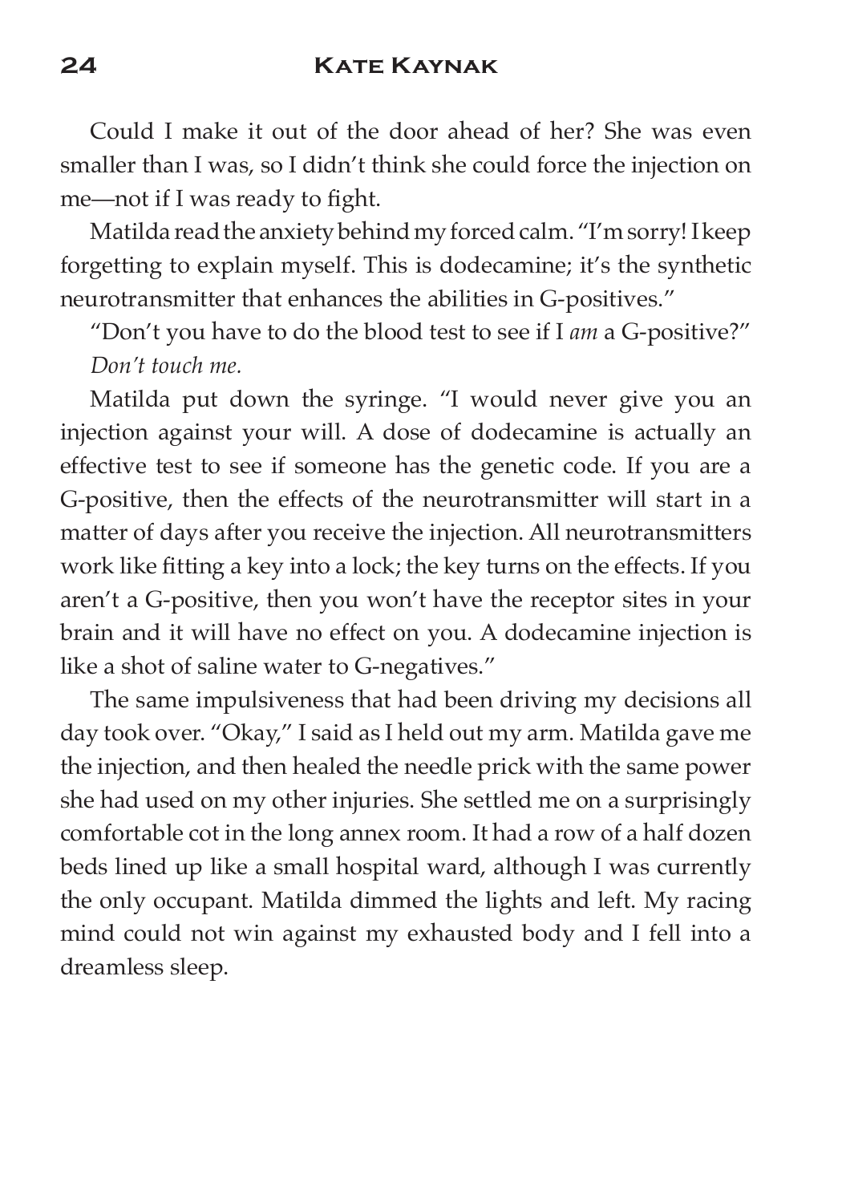Could I make it out of the door ahead of her? She was even smaller than I was, so I didn't think she could force the injection on me—not if I was ready to fight.

Matilda read the anxiety behind my forced calm. "I'm sorry! I keep forgetting to explain myself. This is dodecamine; it's the synthetic neurotransmitter that enhances the abilities in G-positives."

"Don't you have to do the blood test to see if I *am* a G-positive?" *Don't touch me.*

Matilda put down the syringe. "I would never give you an injection against your will. A dose of dodecamine is actually an effective test to see if someone has the genetic code. If you are a G-positive, then the effects of the neurotransmitter will start in a matter of days after you receive the injection. All neurotransmitters work like fitting a key into a lock; the key turns on the effects. If you aren't a G-positive, then you won't have the receptor sites in your brain and it will have no effect on you. A dodecamine injection is like a shot of saline water to G-negatives."

The same impulsiveness that had been driving my decisions all day took over. "Okay," I said as I held out my arm. Matilda gave me the injection, and then healed the needle prick with the same power she had used on my other injuries. She settled me on a surprisingly comfortable cot in the long annex room. It had a row of a half dozen beds lined up like a small hospital ward, although I was currently the only occupant. Matilda dimmed the lights and left. My racing mind could not win against my exhausted body and I fell into a dreamless sleep.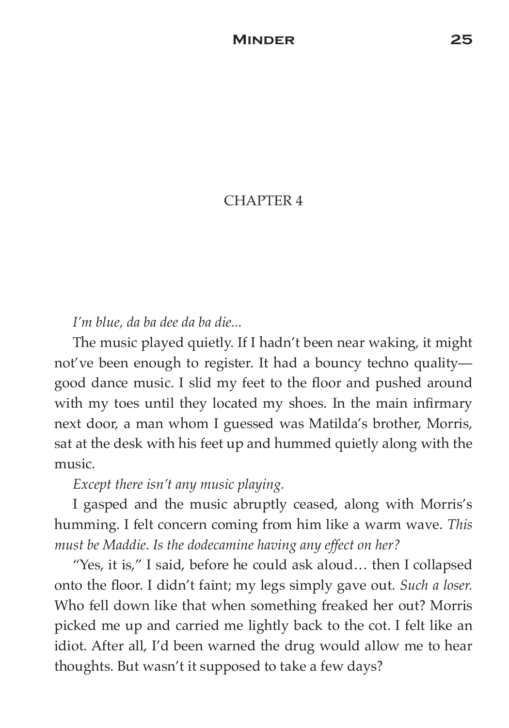# CHAPTER 4

*I'm blue, da ba dee da ba die...*

The music played quietly. If I hadn't been near waking, it might not've been enough to register. It had a bouncy techno quality—good dance music. I slid my feet to the floor and pushed around with my toes until they located my shoes. In the main infirmary next door, a man whom I guessed was Matilda's brother, Morris, sat at the desk with his feet up and hummed quietly along with the music.

*Except there isn't any music playing.*

I gasped and the music abruptly ceased, along with Morris's humming. I felt concern coming from him like a warm wave. *This must be Maddie. Is the dodecamine having any effect on her?*

"Yes, it is," I said, before he could ask aloud… then I collapsed onto the floor. I didn't faint; my legs simply gave out. *Such a loser.* Who fell down like that when something freaked her out? Morris picked me up and carried me lightly back to the cot. I felt like an idiot. After all, I'd been warned the drug would allow me to hear thoughts. But wasn't it supposed to take a few days?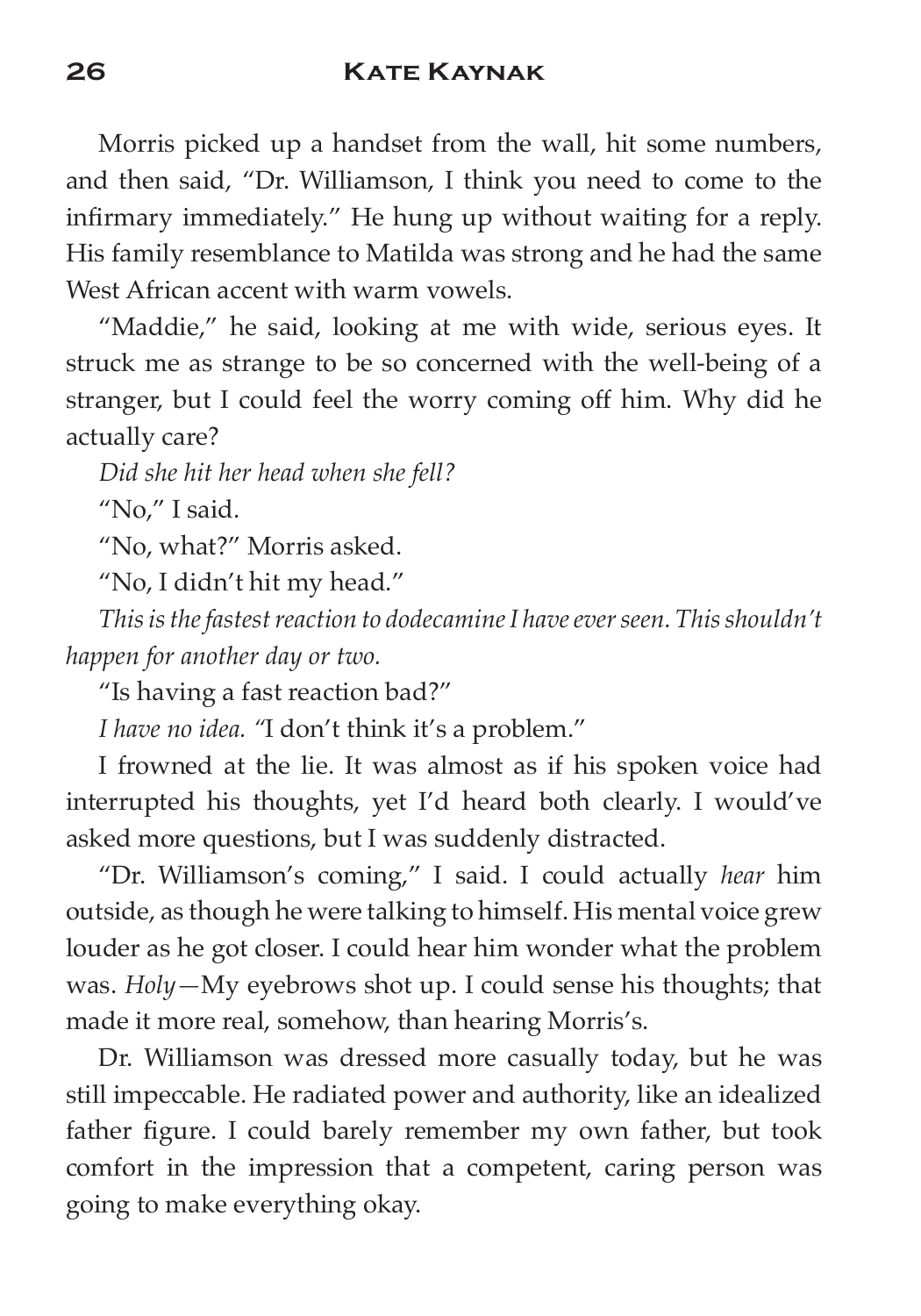Morris picked up a handset from the wall, hit some numbers, and then said, "Dr. Williamson, I think you need to come to the infirmary immediately." He hung up without waiting for a reply. His family resemblance to Matilda was strong and he had the same West African accent with warm vowels.

"Maddie," he said, looking at me with wide, serious eyes. It struck me as strange to be so concerned with the well-being of a stranger, but I could feel the worry coming off him. Why did he actually care?

*Did she hit her head when she fell?*

"No," I said.

"No, what?" Morris asked.

"No, I didn't hit my head."

*This is the fastest reaction to dodecamine I have ever seen. This shouldn't happen for another day or two.*

"Is having a fast reaction bad?"

*I have no idea.* "I don't think it's a problem."

I frowned at the lie. It was almost as if his spoken voice had interrupted his thoughts, yet I'd heard both clearly. I would've asked more questions, but I was suddenly distracted.

"Dr. Williamson's coming," I said. I could actually *hear* him outside, as though he were talking to himself. His mental voice grew louder as he got closer. I could hear him wonder what the problem was. *Holy*—My eyebrows shot up. I could sense his thoughts; that made it more real, somehow, than hearing Morris's.

Dr. Williamson was dressed more casually today, but he was still impeccable. He radiated power and authority, like an idealized father figure. I could barely remember my own father, but took comfort in the impression that a competent, caring person was going to make everything okay.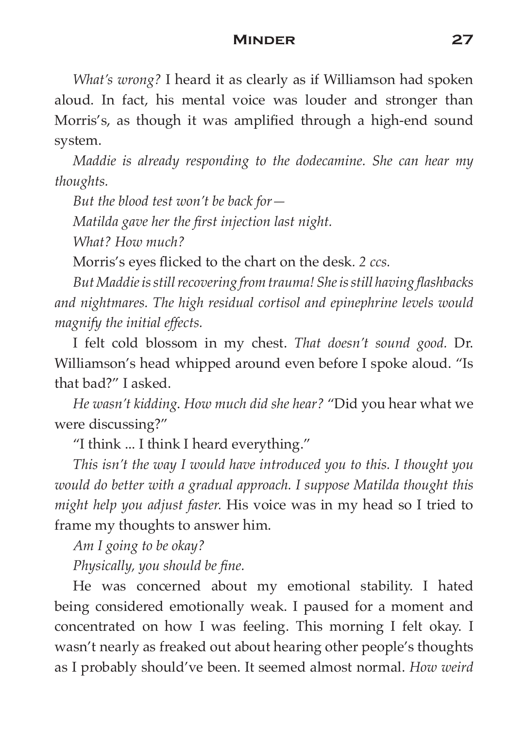*What's wrong?* I heard it as clearly as if Williamson had spoken aloud. In fact, his mental voice was louder and stronger than Morris's, as though it was amplified through a high-end sound system.

*Maddie is already responding to the dodecamine. She can hear my thoughts.*

*But the blood test won't be back for—*

*Matilda gave her the first injection last night.*

*What? How much?*

Morris's eyes flicked to the chart on the desk. *2 ccs.*

*But Maddie is still recovering from trauma! She is still having flashbacks and nightmares. The high residual cortisol and epinephrine levels would magnify the initial effects.*

I felt cold blossom in my chest. *That doesn't sound good.* Dr. Williamson's head whipped around even before I spoke aloud. "Is that bad?" I asked.

*He wasn't kidding. How much did she hear?* "Did you hear what we were discussing?"

"I think ... I think I heard everything."

*This isn't the way I would have introduced you to this. I thought you would do better with a gradual approach. I suppose Matilda thought this might help you adjust faster.* His voice was in my head so I tried to frame my thoughts to answer him.

*Am I going to be okay?*

*Physically, you should be fine.*

He was concerned about my emotional stability. I hated being considered emotionally weak. I paused for a moment and concentrated on how I was feeling. This morning I felt okay. I wasn't nearly as freaked out about hearing other people's thoughts as I probably should've been. It seemed almost normal. *How weird*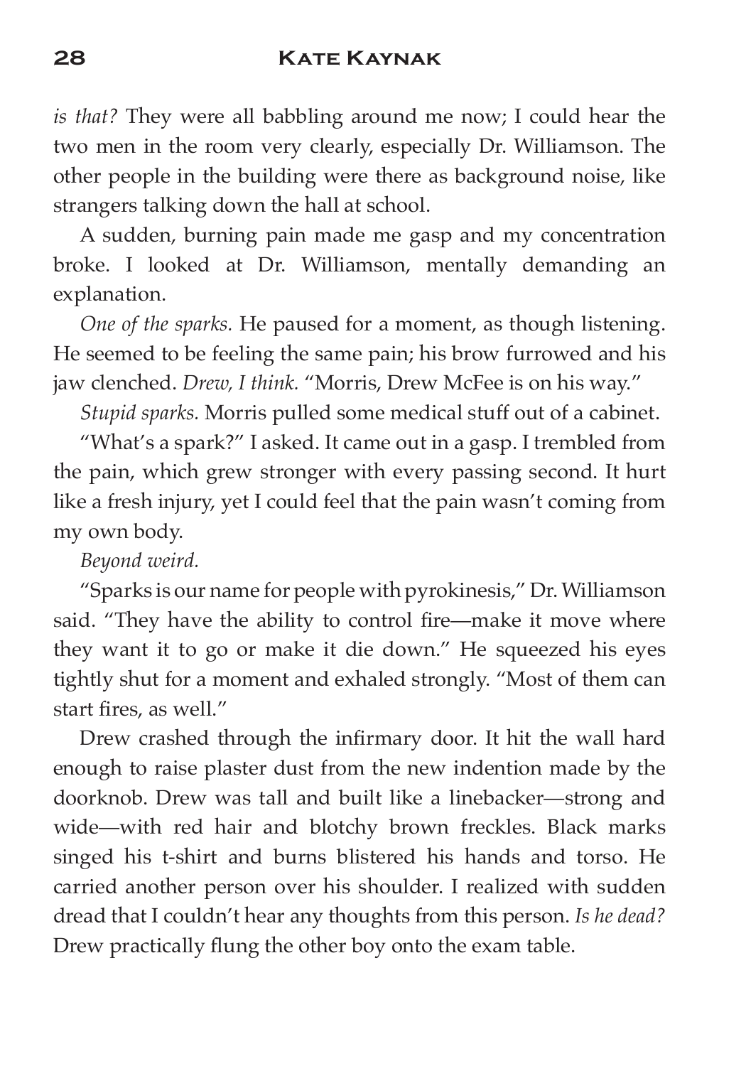*is that?* They were all babbling around me now; I could hear the two men in the room very clearly, especially Dr. Williamson. The other people in the building were there as background noise, like strangers talking down the hall at school.

A sudden, burning pain made me gasp and my concentration broke. I looked at Dr. Williamson, mentally demanding an explanation.

*One of the sparks.* He paused for a moment, as though listening. He seemed to be feeling the same pain; his brow furrowed and his jaw clenched. *Drew, I think.* "Morris, Drew McFee is on his way."

*Stupid sparks.* Morris pulled some medical stuff out of a cabinet.

"What's a spark?" I asked. It came out in a gasp. I trembled from the pain, which grew stronger with every passing second. It hurt like a fresh injury, yet I could feel that the pain wasn't coming from my own body.

*Beyond weird.*

"Sparks is our name for people with pyrokinesis," Dr. Williamson said. "They have the ability to control fire—make it move where they want it to go or make it die down." He squeezed his eyes tightly shut for a moment and exhaled strongly. "Most of them can start fires, as well."

Drew crashed through the infirmary door. It hit the wall hard enough to raise plaster dust from the new indention made by the doorknob. Drew was tall and built like a linebacker—strong and wide—with red hair and blotchy brown freckles. Black marks singed his t-shirt and burns blistered his hands and torso. He carried another person over his shoulder. I realized with sudden dread that I couldn't hear any thoughts from this person. *Is he dead?* Drew practically flung the other boy onto the exam table.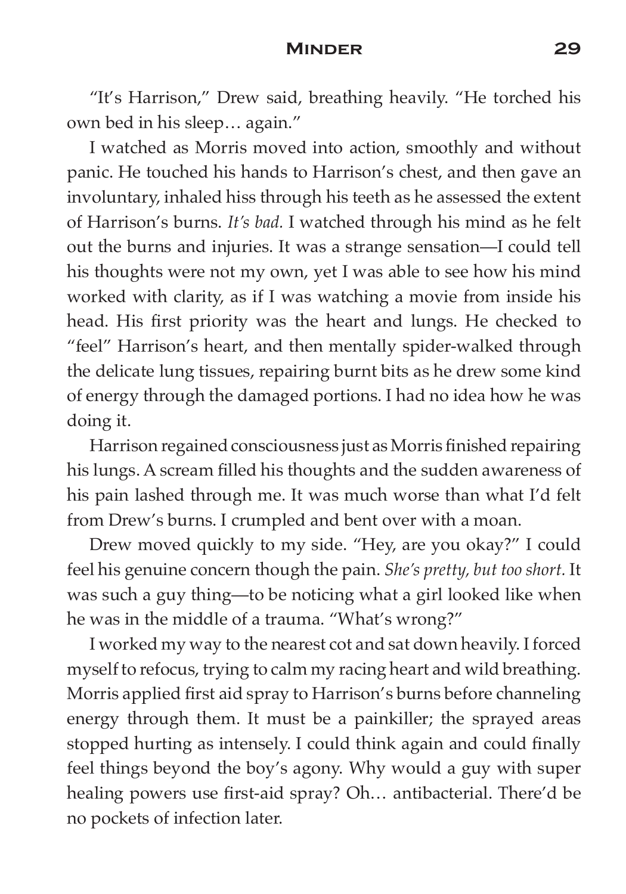"It's Harrison," Drew said, breathing heavily. "He torched his own bed in his sleep… again."

I watched as Morris moved into action, smoothly and without panic. He touched his hands to Harrison's chest, and then gave an involuntary, inhaled hiss through his teeth as he assessed the extent of Harrison's burns. *It's bad.* I watched through his mind as he felt out the burns and injuries. It was a strange sensation—I could tell his thoughts were not my own, yet I was able to see how his mind worked with clarity, as if I was watching a movie from inside his head. His first priority was the heart and lungs. He checked to "feel" Harrison's heart, and then mentally spider-walked through the delicate lung tissues, repairing burnt bits as he drew some kind of energy through the damaged portions. I had no idea how he was doing it.

Harrison regained consciousness just as Morris finished repairing his lungs. A scream filled his thoughts and the sudden awareness of his pain lashed through me. It was much worse than what I'd felt from Drew's burns. I crumpled and bent over with a moan.

Drew moved quickly to my side. "Hey, are you okay?" I could feel his genuine concern though the pain. *She's pretty, but too short.* It was such a guy thing—to be noticing what a girl looked like when he was in the middle of a trauma. "What's wrong?"

I worked my way to the nearest cot and sat down heavily. I forced myself to refocus, trying to calm my racing heart and wild breathing. Morris applied first aid spray to Harrison's burns before channeling energy through them. It must be a painkiller; the sprayed areas stopped hurting as intensely. I could think again and could finally feel things beyond the boy's agony. Why would a guy with super healing powers use first-aid spray? Oh… antibacterial. There'd be no pockets of infection later.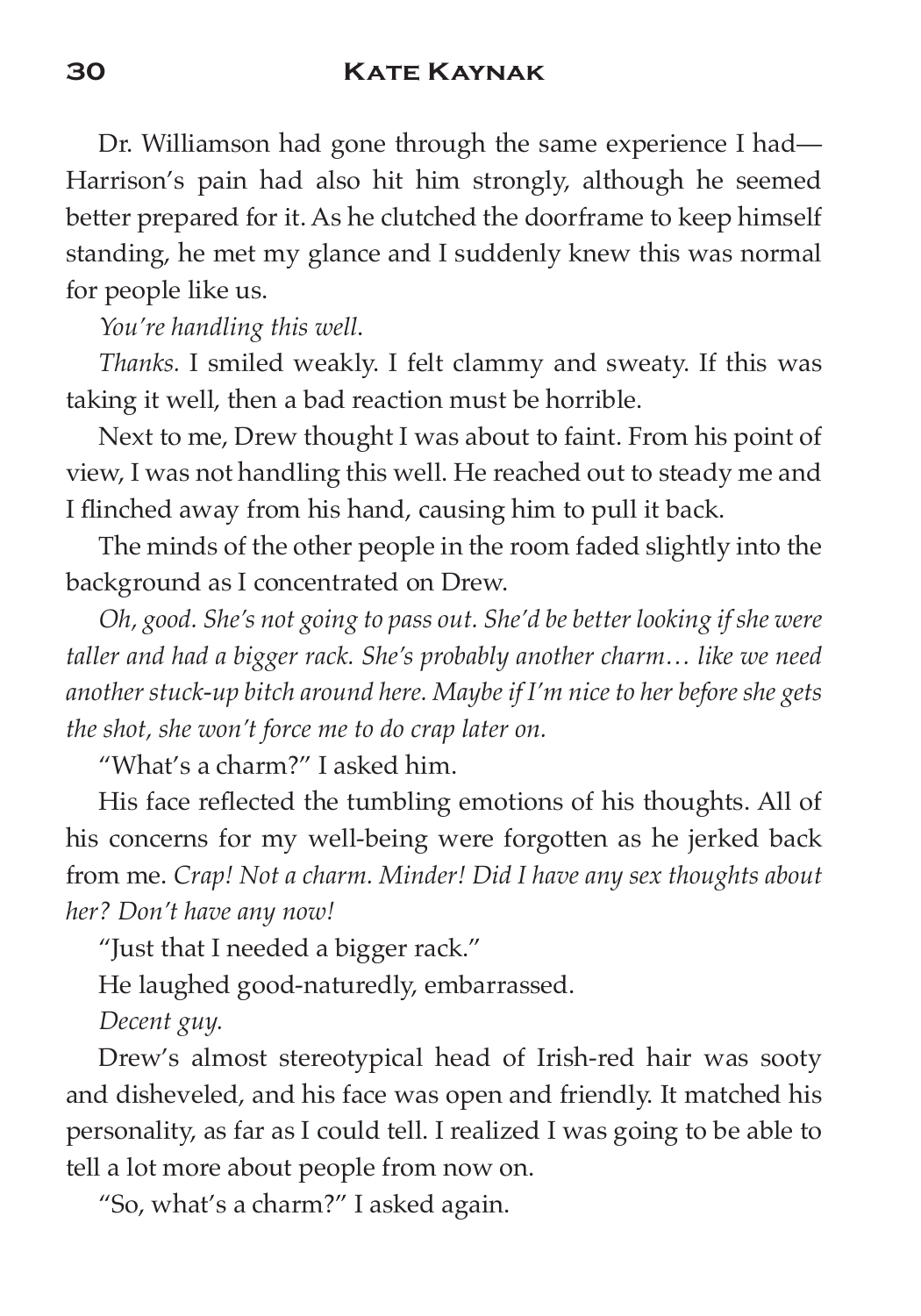Dr. Williamson had gone through the same experience I had—Harrison's pain had also hit him strongly, although he seemed better prepared for it. As he clutched the doorframe to keep himself standing, he met my glance and I suddenly knew this was normal for people like us.

*You're handling this well.*

*Thanks.* I smiled weakly. I felt clammy and sweaty. If this was taking it well, then a bad reaction must be horrible.

Next to me, Drew thought I was about to faint. From his point of view, I was not handling this well. He reached out to steady me and I flinched away from his hand, causing him to pull it back.

The minds of the other people in the room faded slightly into the background as I concentrated on Drew.

*Oh, good. She's not going to pass out. She'd be better looking if she were taller and had a bigger rack. She's probably another charm… like we need another stuck-up bitch around here. Maybe if I'm nice to her before she gets the shot, she won't force me to do crap later on.*

"What's a charm?" I asked him.

His face reflected the tumbling emotions of his thoughts. All of his concerns for my well-being were forgotten as he jerked back from me. *Crap! Not a charm. Minder! Did I have any sex thoughts about her? Don't have any now!*

"Just that I needed a bigger rack."

He laughed good-naturedly, embarrassed.

*Decent guy.*

Drew's almost stereotypical head of Irish-red hair was sooty and disheveled, and his face was open and friendly. It matched his personality, as far as I could tell. I realized I was going to be able to tell a lot more about people from now on.

"So, what's a charm?" I asked again.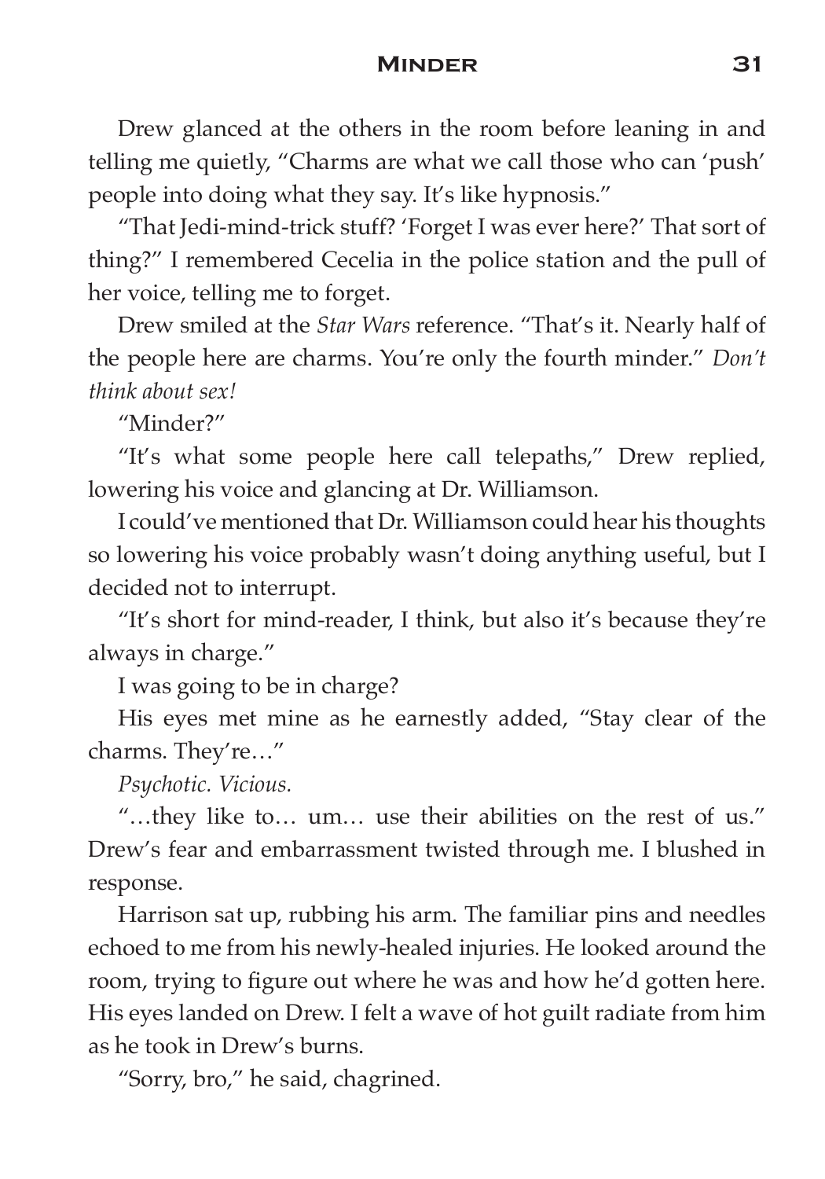Drew glanced at the others in the room before leaning in and telling me quietly, “Charms are what we call those who can ‘push’ people into doing what they say. It’s like hypnosis.”

“That Jedi-mind-trick stuff? ‘Forget I was ever here?’ That sort of thing?” I remembered Cecelia in the police station and the pull of her voice, telling me to forget.

Drew smiled at the *Star Wars* reference. “That’s it. Nearly half of the people here are charms. You’re only the fourth minder.” *Don’t think about sex!*

“Minder?”

“It’s what some people here call telepaths,” Drew replied, lowering his voice and glancing at Dr. Williamson.

I could’ve mentioned that Dr. Williamson could hear his thoughts so lowering his voice probably wasn’t doing anything useful, but I decided not to interrupt.

“It’s short for mind-reader, I think, but also it’s because they’re always in charge.”

I was going to be in charge?

His eyes met mine as he earnestly added, “Stay clear of the charms. They’re…”

*Psychotic. Vicious.*

“…they like to… um… use their abilities on the rest of us.” Drew’s fear and embarrassment twisted through me. I blushed in response.

Harrison sat up, rubbing his arm. The familiar pins and needles echoed to me from his newly-healed injuries. He looked around the room, trying to figure out where he was and how he’d gotten here. His eyes landed on Drew. I felt a wave of hot guilt radiate from him as he took in Drew’s burns.

“Sorry, bro,” he said, chagrined.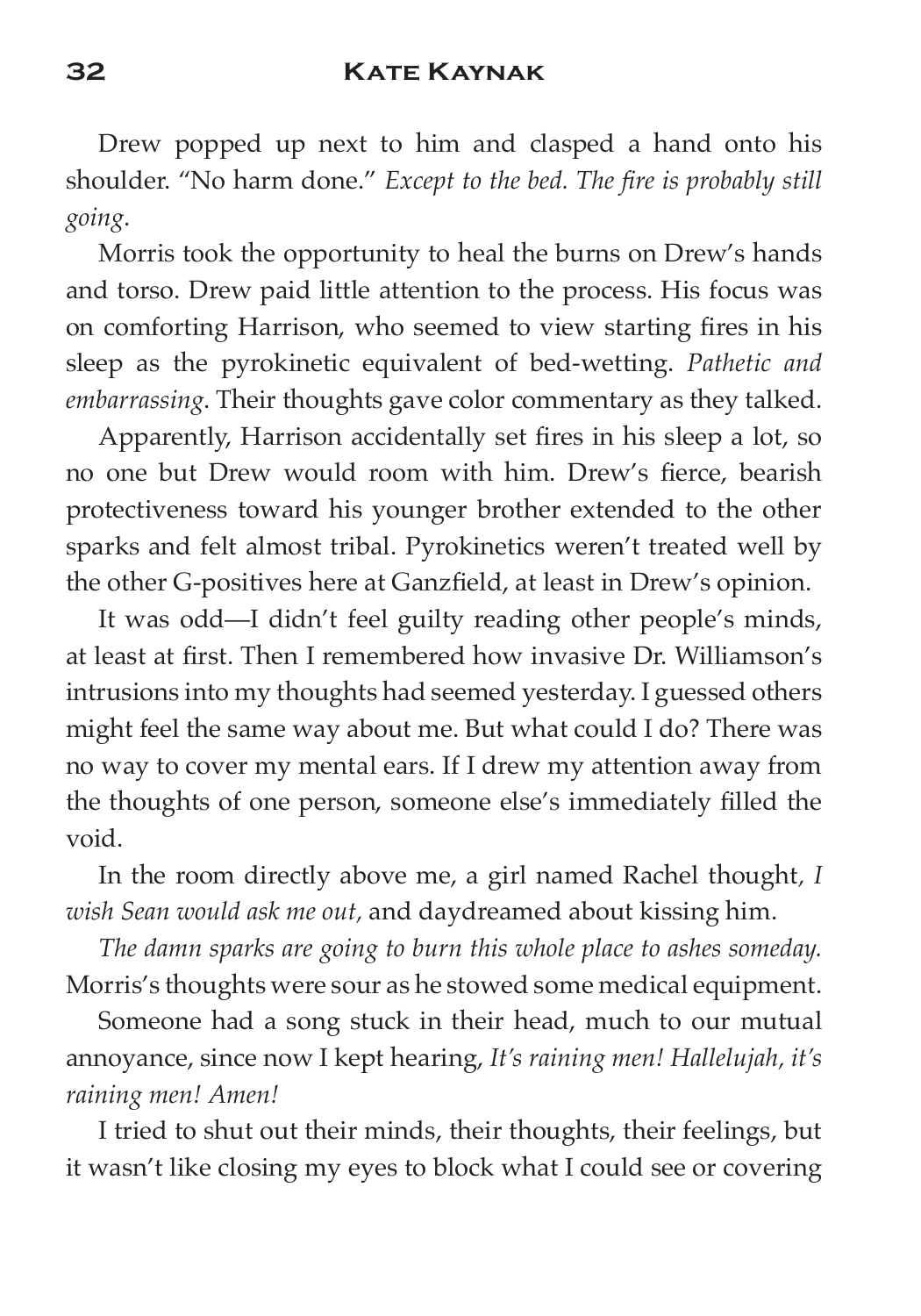Drew popped up next to him and clasped a hand onto his shoulder. "No harm done." *Except to the bed. The fire is probably still going.*

Morris took the opportunity to heal the burns on Drew's hands and torso. Drew paid little attention to the process. His focus was on comforting Harrison, who seemed to view starting fires in his sleep as the pyrokinetic equivalent of bed-wetting. *Pathetic and embarrassing*. Their thoughts gave color commentary as they talked.

Apparently, Harrison accidentally set fires in his sleep a lot, so no one but Drew would room with him. Drew's fierce, bearish protectiveness toward his younger brother extended to the other sparks and felt almost tribal. Pyrokinetics weren't treated well by the other G-positives here at Ganzfield, at least in Drew's opinion.

It was odd—I didn't feel guilty reading other people's minds, at least at first. Then I remembered how invasive Dr. Williamson's intrusions into my thoughts had seemed yesterday. I guessed others might feel the same way about me. But what could I do? There was no way to cover my mental ears. If I drew my attention away from the thoughts of one person, someone else's immediately filled the void.

In the room directly above me, a girl named Rachel thought, *I wish Sean would ask me out,* and daydreamed about kissing him.

*The damn sparks are going to burn this whole place to ashes someday.* Morris's thoughts were sour as he stowed some medical equipment.

Someone had a song stuck in their head, much to our mutual annoyance, since now I kept hearing, *It's raining men! Hallelujah, it's raining men! Amen!*

I tried to shut out their minds, their thoughts, their feelings, but it wasn't like closing my eyes to block what I could see or covering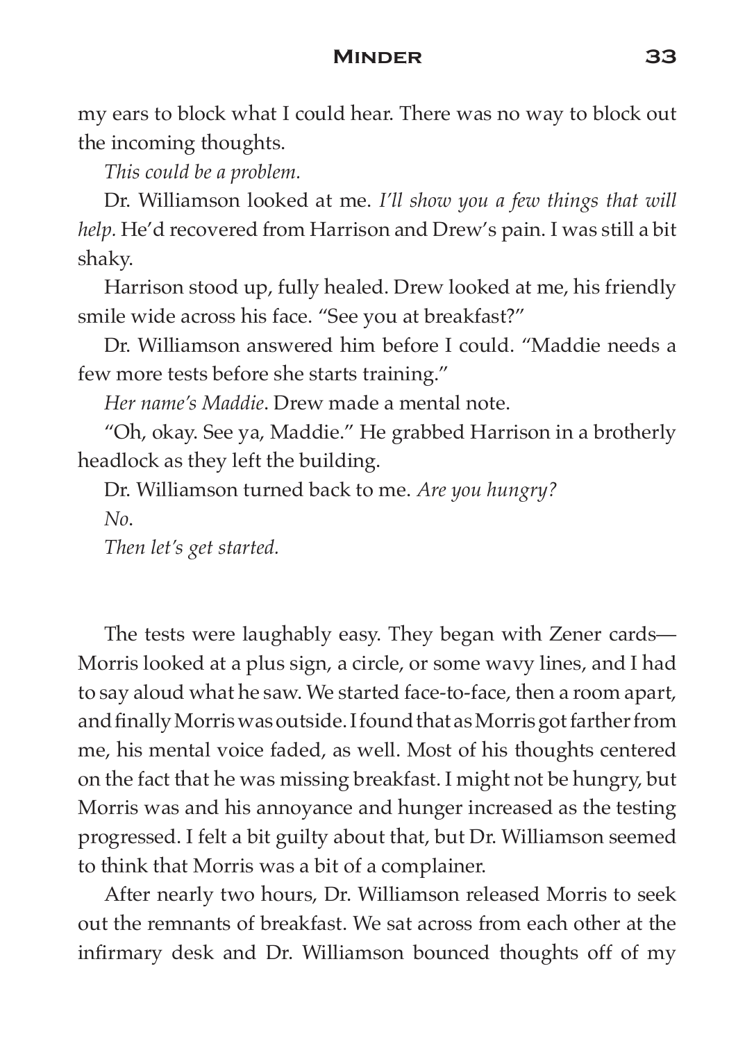my ears to block what I could hear. There was no way to block out the incoming thoughts.

*This could be a problem.*

Dr. Williamson looked at me. *I'll show you a few things that will help.* He'd recovered from Harrison and Drew's pain. I was still a bit shaky.

Harrison stood up, fully healed. Drew looked at me, his friendly smile wide across his face. "See you at breakfast?"

Dr. Williamson answered him before I could. "Maddie needs a few more tests before she starts training."

*Her name's Maddie*. Drew made a mental note.

"Oh, okay. See ya, Maddie." He grabbed Harrison in a brotherly headlock as they left the building.

Dr. Williamson turned back to me. *Are you hungry?*

*No.*

*Then let's get started.*

The tests were laughably easy. They began with Zener cards—Morris looked at a plus sign, a circle, or some wavy lines, and I had to say aloud what he saw. We started face-to-face, then a room apart, and finally Morris was outside. I found that as Morris got farther from me, his mental voice faded, as well. Most of his thoughts centered on the fact that he was missing breakfast. I might not be hungry, but Morris was and his annoyance and hunger increased as the testing progressed. I felt a bit guilty about that, but Dr. Williamson seemed to think that Morris was a bit of a complainer.

After nearly two hours, Dr. Williamson released Morris to seek out the remnants of breakfast. We sat across from each other at the infirmary desk and Dr. Williamson bounced thoughts off of my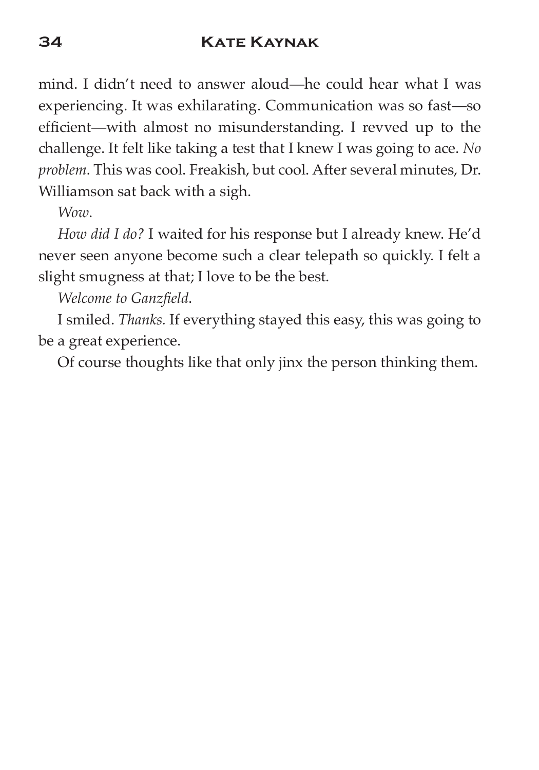mind. I didn't need to answer aloud—he could hear what I was experiencing. It was exhilarating. Communication was so fast—so efficient—with almost no misunderstanding. I revved up to the challenge. It felt like taking a test that I knew I was going to ace. *No problem.* This was cool. Freakish, but cool. After several minutes, Dr. Williamson sat back with a sigh.

*Wow*.

*How did I do?* I waited for his response but I already knew. He'd never seen anyone become such a clear telepath so quickly. I felt a slight smugness at that; I love to be the best.

*Welcome to Ganzfield*.

I smiled. *Thanks.* If everything stayed this easy, this was going to be a great experience.

Of course thoughts like that only jinx the person thinking them.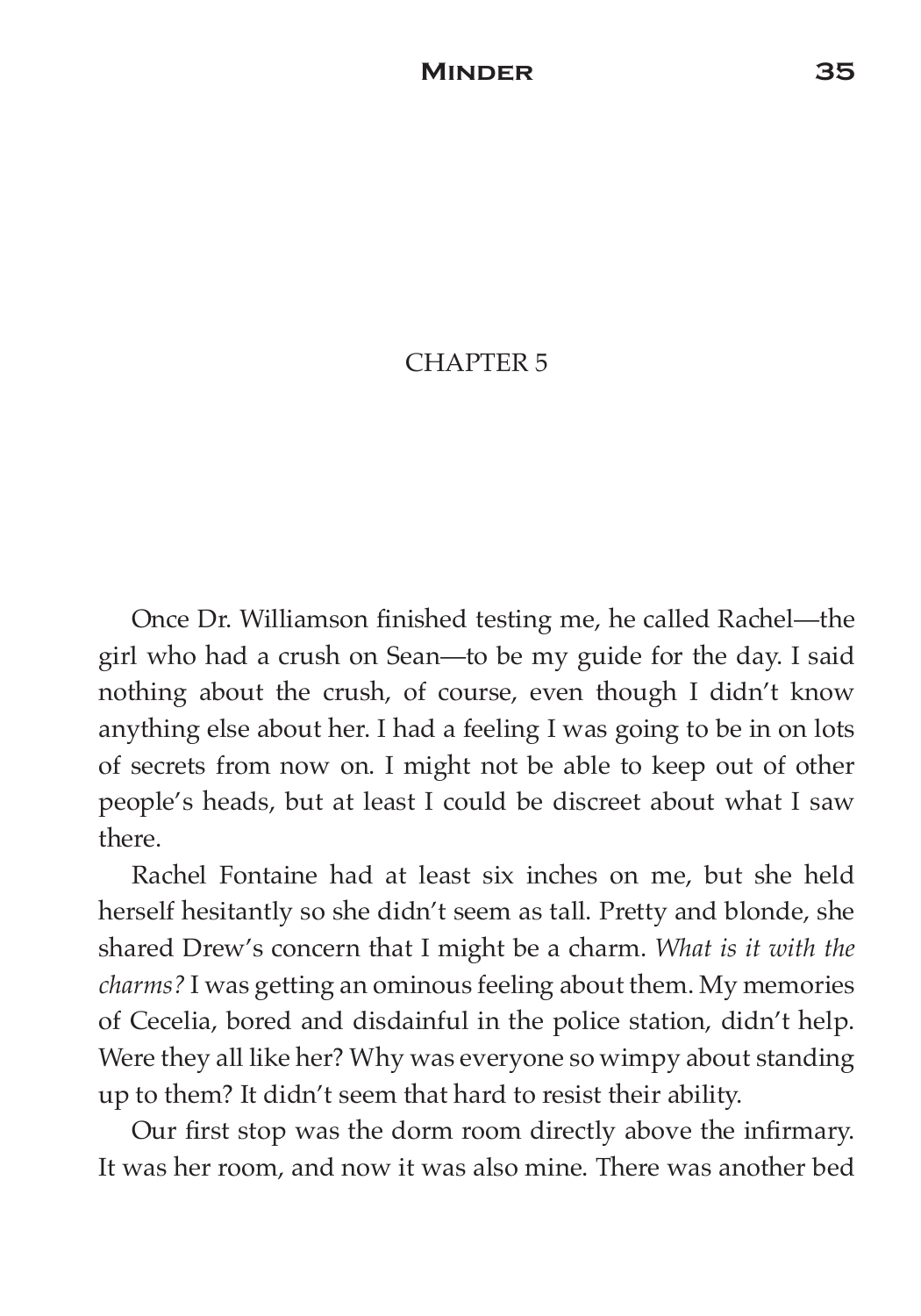# CHAPTER 5

Once Dr. Williamson finished testing me, he called Rachel—the girl who had a crush on Sean—to be my guide for the day. I said nothing about the crush, of course, even though I didn't know anything else about her. I had a feeling I was going to be in on lots of secrets from now on. I might not be able to keep out of other people's heads, but at least I could be discreet about what I saw there.

Rachel Fontaine had at least six inches on me, but she held herself hesitantly so she didn't seem as tall. Pretty and blonde, she shared Drew's concern that I might be a charm. *What is it with the charms?* I was getting an ominous feeling about them. My memories of Cecelia, bored and disdainful in the police station, didn't help. Were they all like her? Why was everyone so wimpy about standing up to them? It didn't seem that hard to resist their ability.

Our first stop was the dorm room directly above the infirmary. It was her room, and now it was also mine. There was another bed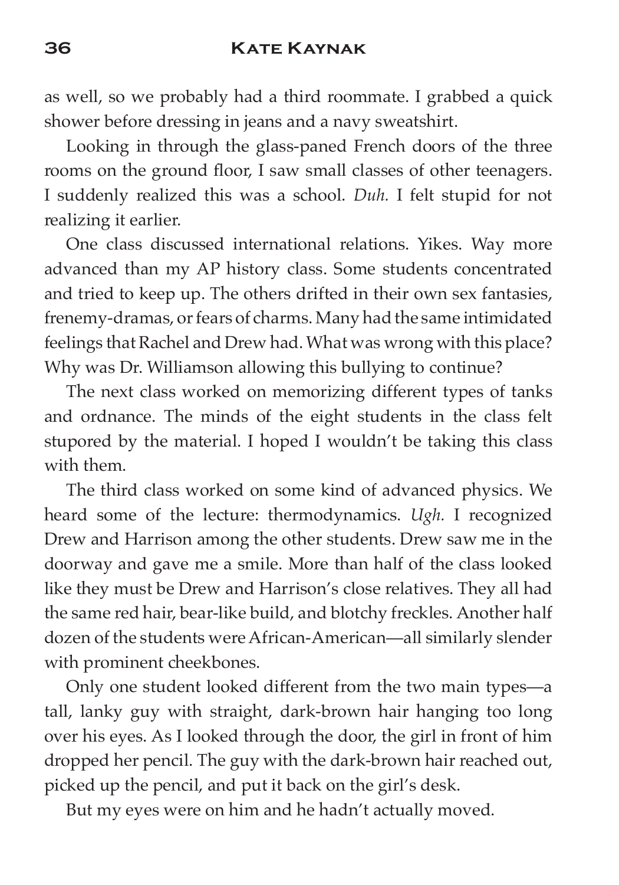as well, so we probably had a third roommate. I grabbed a quick shower before dressing in jeans and a navy sweatshirt.

Looking in through the glass-paned French doors of the three rooms on the ground floor, I saw small classes of other teenagers. I suddenly realized this was a school. *Duh.* I felt stupid for not realizing it earlier.

One class discussed international relations. Yikes. Way more advanced than my AP history class. Some students concentrated and tried to keep up. The others drifted in their own sex fantasies, frenemy-dramas, or fears of charms. Many had the same intimidated feelings that Rachel and Drew had. What was wrong with this place? Why was Dr. Williamson allowing this bullying to continue?

The next class worked on memorizing different types of tanks and ordnance. The minds of the eight students in the class felt stupored by the material. I hoped I wouldn't be taking this class with them.

The third class worked on some kind of advanced physics. We heard some of the lecture: thermodynamics. *Ugh.* I recognized Drew and Harrison among the other students. Drew saw me in the doorway and gave me a smile. More than half of the class looked like they must be Drew and Harrison's close relatives. They all had the same red hair, bear-like build, and blotchy freckles. Another half dozen of the students were African-American—all similarly slender with prominent cheekbones.

Only one student looked different from the two main types—a tall, lanky guy with straight, dark-brown hair hanging too long over his eyes. As I looked through the door, the girl in front of him dropped her pencil. The guy with the dark-brown hair reached out, picked up the pencil, and put it back on the girl's desk.

But my eyes were on him and he hadn't actually moved.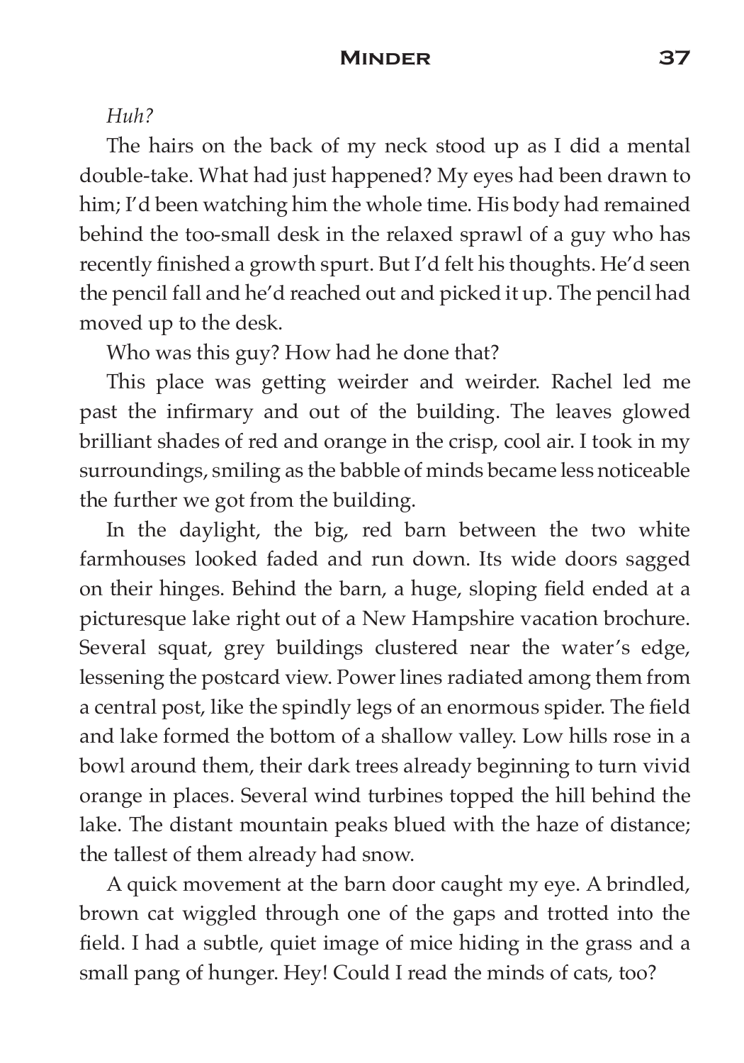*Huh?*

The hairs on the back of my neck stood up as I did a mental double-take. What had just happened? My eyes had been drawn to him; I'd been watching him the whole time. His body had remained behind the too-small desk in the relaxed sprawl of a guy who has recently finished a growth spurt. But I'd felt his thoughts. He'd seen the pencil fall and he'd reached out and picked it up. The pencil had moved up to the desk.

Who was this guy? How had he done that?

This place was getting weirder and weirder. Rachel led me past the infirmary and out of the building. The leaves glowed brilliant shades of red and orange in the crisp, cool air. I took in my surroundings, smiling as the babble of minds became less noticeable the further we got from the building.

In the daylight, the big, red barn between the two white farmhouses looked faded and run down. Its wide doors sagged on their hinges. Behind the barn, a huge, sloping field ended at a picturesque lake right out of a New Hampshire vacation brochure. Several squat, grey buildings clustered near the water's edge, lessening the postcard view. Power lines radiated among them from a central post, like the spindly legs of an enormous spider. The field and lake formed the bottom of a shallow valley. Low hills rose in a bowl around them, their dark trees already beginning to turn vivid orange in places. Several wind turbines topped the hill behind the lake. The distant mountain peaks blued with the haze of distance; the tallest of them already had snow.

A quick movement at the barn door caught my eye. A brindled, brown cat wiggled through one of the gaps and trotted into the field. I had a subtle, quiet image of mice hiding in the grass and a small pang of hunger. Hey! Could I read the minds of cats, too?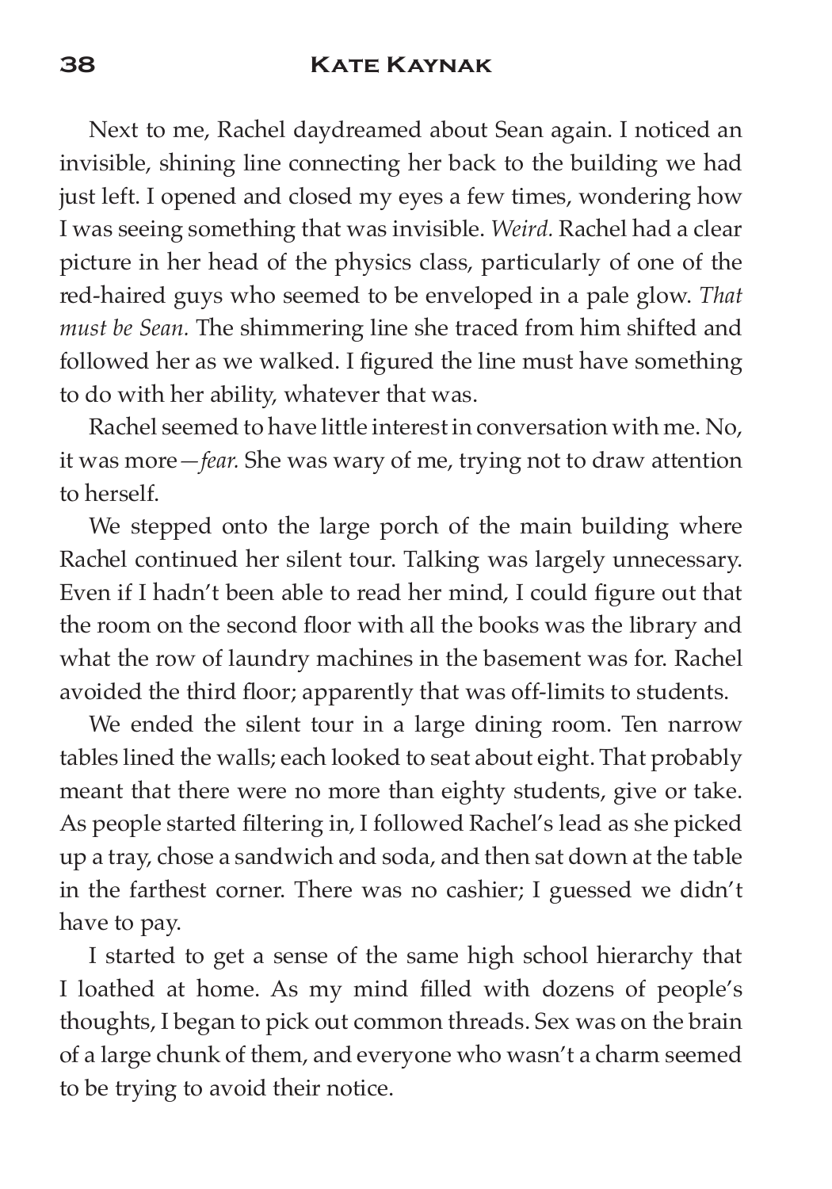Next to me, Rachel daydreamed about Sean again. I noticed an invisible, shining line connecting her back to the building we had just left. I opened and closed my eyes a few times, wondering how I was seeing something that was invisible. *Weird.* Rachel had a clear picture in her head of the physics class, particularly of one of the red-haired guys who seemed to be enveloped in a pale glow. *That must be Sean.* The shimmering line she traced from him shifted and followed her as we walked. I figured the line must have something to do with her ability, whatever that was.

Rachel seemed to have little interest in conversation with me. No, it was more—*fear.* She was wary of me, trying not to draw attention to herself.

We stepped onto the large porch of the main building where Rachel continued her silent tour. Talking was largely unnecessary. Even if I hadn't been able to read her mind, I could figure out that the room on the second floor with all the books was the library and what the row of laundry machines in the basement was for. Rachel avoided the third floor; apparently that was off-limits to students.

We ended the silent tour in a large dining room. Ten narrow tables lined the walls; each looked to seat about eight. That probably meant that there were no more than eighty students, give or take. As people started filtering in, I followed Rachel's lead as she picked up a tray, chose a sandwich and soda, and then sat down at the table in the farthest corner. There was no cashier; I guessed we didn't have to pay.

I started to get a sense of the same high school hierarchy that I loathed at home. As my mind filled with dozens of people's thoughts, I began to pick out common threads. Sex was on the brain of a large chunk of them, and everyone who wasn't a charm seemed to be trying to avoid their notice.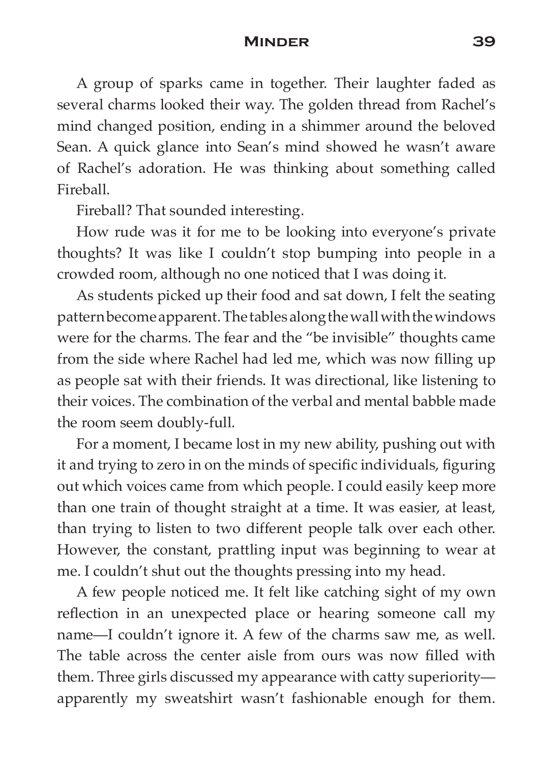A group of sparks came in together. Their laughter faded as several charms looked their way. The golden thread from Rachel's mind changed position, ending in a shimmer around the beloved Sean. A quick glance into Sean's mind showed he wasn't aware of Rachel's adoration. He was thinking about something called Fireball.

Fireball? That sounded interesting.

How rude was it for me to be looking into everyone's private thoughts? It was like I couldn't stop bumping into people in a crowded room, although no one noticed that I was doing it.

As students picked up their food and sat down, I felt the seating pattern become apparent. The tables along the wall with the windows were for the charms. The fear and the "be invisible" thoughts came from the side where Rachel had led me, which was now filling up as people sat with their friends. It was directional, like listening to their voices. The combination of the verbal and mental babble made the room seem doubly-full.

For a moment, I became lost in my new ability, pushing out with it and trying to zero in on the minds of specific individuals, figuring out which voices came from which people. I could easily keep more than one train of thought straight at a time. It was easier, at least, than trying to listen to two different people talk over each other. However, the constant, prattling input was beginning to wear at me. I couldn't shut out the thoughts pressing into my head.

A few people noticed me. It felt like catching sight of my own reflection in an unexpected place or hearing someone call my name—I couldn't ignore it. A few of the charms saw me, as well. The table across the center aisle from ours was now filled with them. Three girls discussed my appearance with catty superiority—apparently my sweatshirt wasn't fashionable enough for them.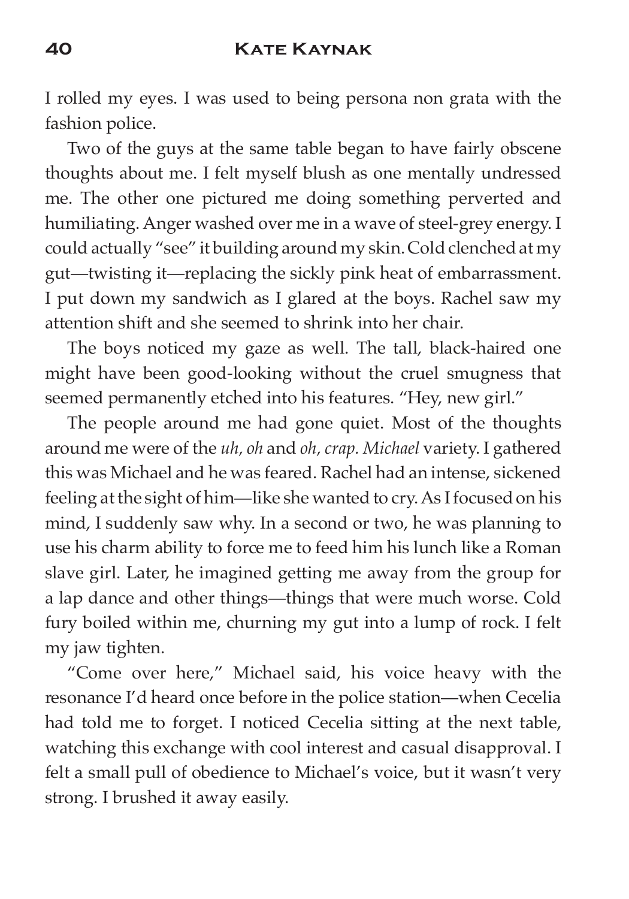I rolled my eyes. I was used to being persona non grata with the fashion police.

Two of the guys at the same table began to have fairly obscene thoughts about me. I felt myself blush as one mentally undressed me. The other one pictured me doing something perverted and humiliating. Anger washed over me in a wave of steel-grey energy. I could actually "see" it building around my skin. Cold clenched at my gut—twisting it—replacing the sickly pink heat of embarrassment. I put down my sandwich as I glared at the boys. Rachel saw my attention shift and she seemed to shrink into her chair.

The boys noticed my gaze as well. The tall, black-haired one might have been good-looking without the cruel smugness that seemed permanently etched into his features. "Hey, new girl."

The people around me had gone quiet. Most of the thoughts around me were of the *uh, oh* and *oh, crap. Michael* variety. I gathered this was Michael and he was feared. Rachel had an intense, sickened feeling at the sight of him—like she wanted to cry. As I focused on his mind, I suddenly saw why. In a second or two, he was planning to use his charm ability to force me to feed him his lunch like a Roman slave girl. Later, he imagined getting me away from the group for a lap dance and other things—things that were much worse. Cold fury boiled within me, churning my gut into a lump of rock. I felt my jaw tighten.

"Come over here," Michael said, his voice heavy with the resonance I'd heard once before in the police station—when Cecelia had told me to forget. I noticed Cecelia sitting at the next table, watching this exchange with cool interest and casual disapproval. I felt a small pull of obedience to Michael's voice, but it wasn't very strong. I brushed it away easily.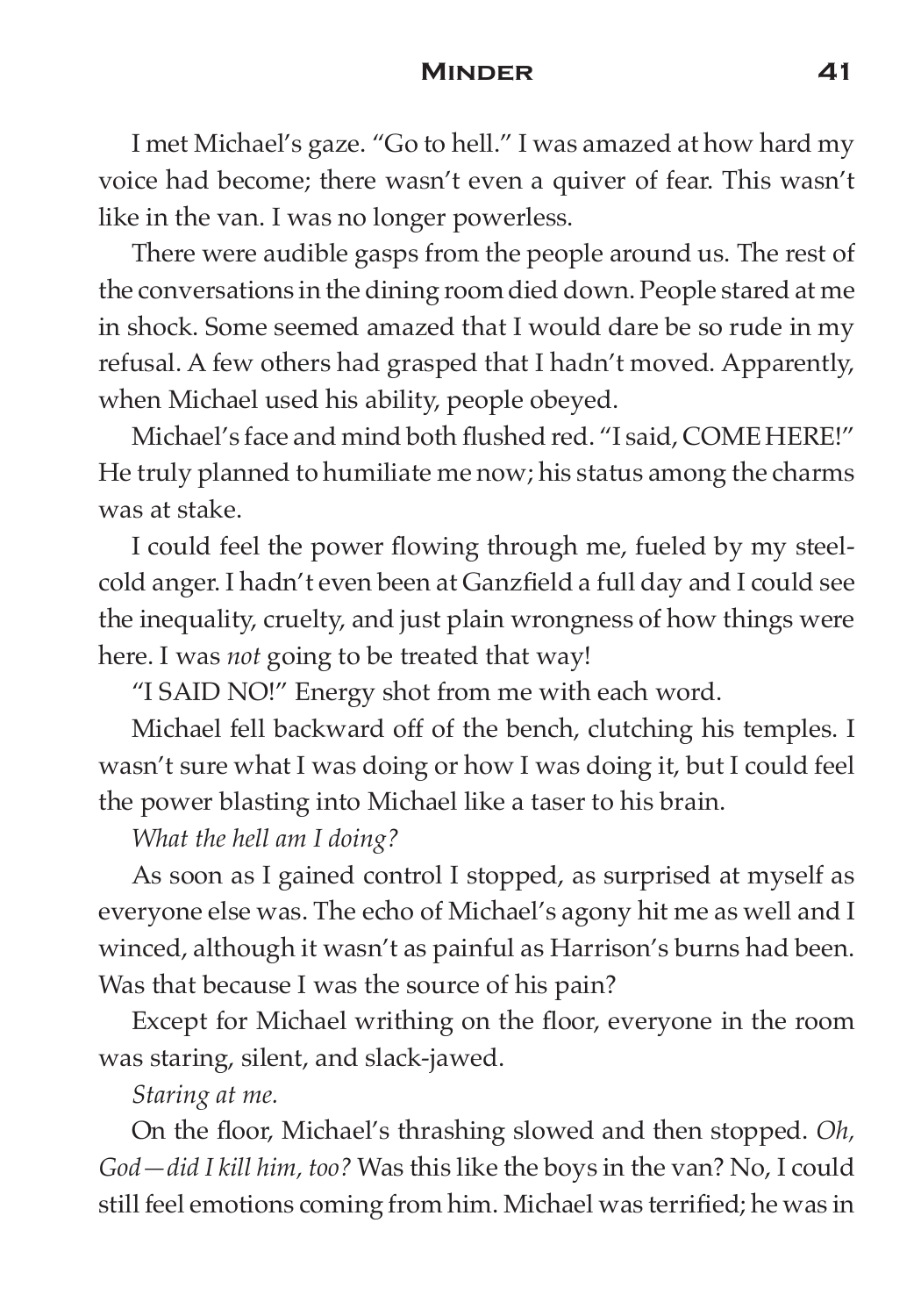I met Michael's gaze. "Go to hell." I was amazed at how hard my voice had become; there wasn't even a quiver of fear. This wasn't like in the van. I was no longer powerless.

There were audible gasps from the people around us. The rest of the conversations in the dining room died down. People stared at me in shock. Some seemed amazed that I would dare be so rude in my refusal. A few others had grasped that I hadn't moved. Apparently, when Michael used his ability, people obeyed.

Michael's face and mind both flushed red. "I said, COME HERE!" He truly planned to humiliate me now; his status among the charms was at stake.

I could feel the power flowing through me, fueled by my steel-cold anger. I hadn't even been at Ganzfield a full day and I could see the inequality, cruelty, and just plain wrongness of how things were here. I was *not* going to be treated that way!

"I SAID NO!" Energy shot from me with each word.

Michael fell backward off of the bench, clutching his temples. I wasn't sure what I was doing or how I was doing it, but I could feel the power blasting into Michael like a taser to his brain.

*What the hell am I doing?*

As soon as I gained control I stopped, as surprised at myself as everyone else was. The echo of Michael's agony hit me as well and I winced, although it wasn't as painful as Harrison's burns had been. Was that because I was the source of his pain?

Except for Michael writhing on the floor, everyone in the room was staring, silent, and slack-jawed.

*Staring at me.*

On the floor, Michael's thrashing slowed and then stopped. *Oh, God—did I kill him, too?* Was this like the boys in the van? No, I could still feel emotions coming from him. Michael was terrified; he was in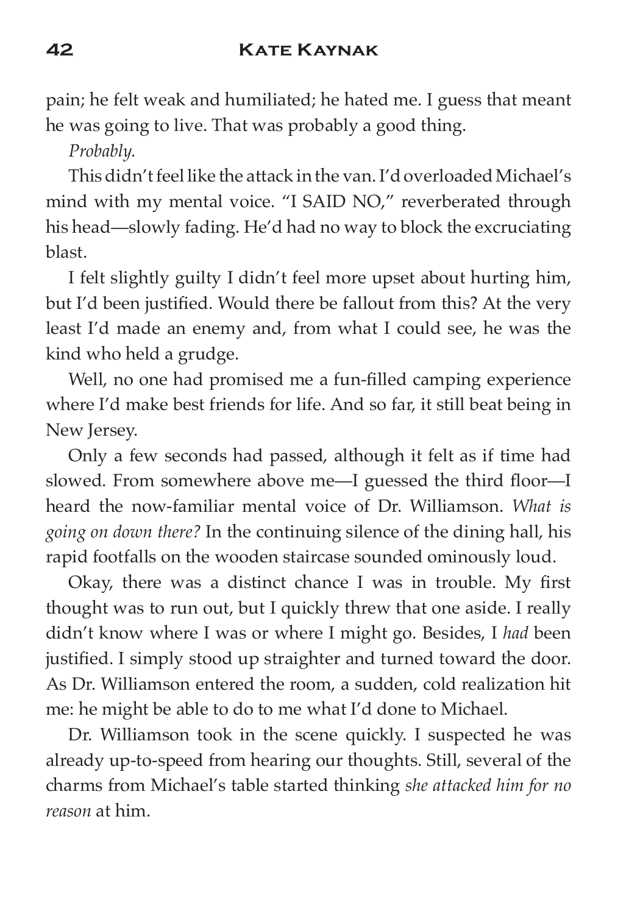pain; he felt weak and humiliated; he hated me. I guess that meant he was going to live. That was probably a good thing.

*Probably.*

This didn't feel like the attack in the van. I'd overloaded Michael's mind with my mental voice. "I SAID NO," reverberated through his head—slowly fading. He'd had no way to block the excruciating blast.

I felt slightly guilty I didn't feel more upset about hurting him, but I'd been justified. Would there be fallout from this? At the very least I'd made an enemy and, from what I could see, he was the kind who held a grudge.

Well, no one had promised me a fun-filled camping experience where I'd make best friends for life. And so far, it still beat being in New Jersey.

Only a few seconds had passed, although it felt as if time had slowed. From somewhere above me—I guessed the third floor—I heard the now-familiar mental voice of Dr. Williamson. *What is going on down there?* In the continuing silence of the dining hall, his rapid footfalls on the wooden staircase sounded ominously loud.

Okay, there was a distinct chance I was in trouble. My first thought was to run out, but I quickly threw that one aside. I really didn't know where I was or where I might go. Besides, I *had* been justified. I simply stood up straighter and turned toward the door. As Dr. Williamson entered the room, a sudden, cold realization hit me: he might be able to do to me what I'd done to Michael.

Dr. Williamson took in the scene quickly. I suspected he was already up-to-speed from hearing our thoughts. Still, several of the charms from Michael's table started thinking *she attacked him for no reason* at him.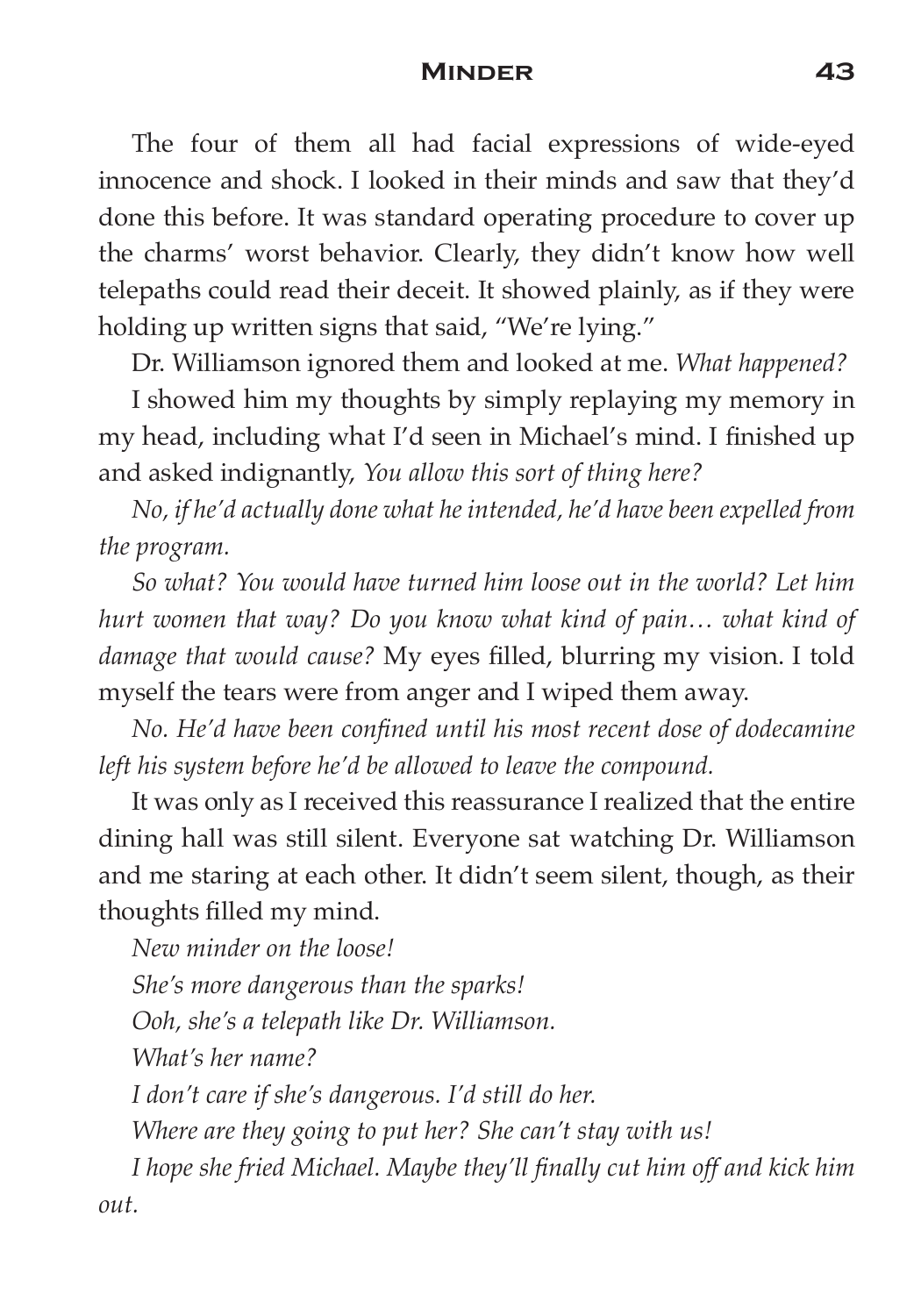The four of them all had facial expressions of wide-eyed innocence and shock. I looked in their minds and saw that they'd done this before. It was standard operating procedure to cover up the charms' worst behavior. Clearly, they didn't know how well telepaths could read their deceit. It showed plainly, as if they were holding up written signs that said, "We're lying."

Dr. Williamson ignored them and looked at me. *What happened?*

I showed him my thoughts by simply replaying my memory in my head, including what I'd seen in Michael's mind. I finished up and asked indignantly, *You allow this sort of thing here?*

*No, if he'd actually done what he intended, he'd have been expelled from the program.*

*So what? You would have turned him loose out in the world? Let him hurt women that way? Do you know what kind of pain… what kind of damage that would cause?* My eyes filled, blurring my vision. I told myself the tears were from anger and I wiped them away.

*No. He'd have been confined until his most recent dose of dodecamine left his system before he'd be allowed to leave the compound.*

It was only as I received this reassurance I realized that the entire dining hall was still silent. Everyone sat watching Dr. Williamson and me staring at each other. It didn't seem silent, though, as their thoughts filled my mind.

*New minder on the loose!*

*She's more dangerous than the sparks!*

*Ooh, she's a telepath like Dr. Williamson.*

*What's her name?*

*I don't care if she's dangerous. I'd still do her.*

*Where are they going to put her? She can't stay with us!*

*I hope she fried Michael. Maybe they'll finally cut him off and kick him out.*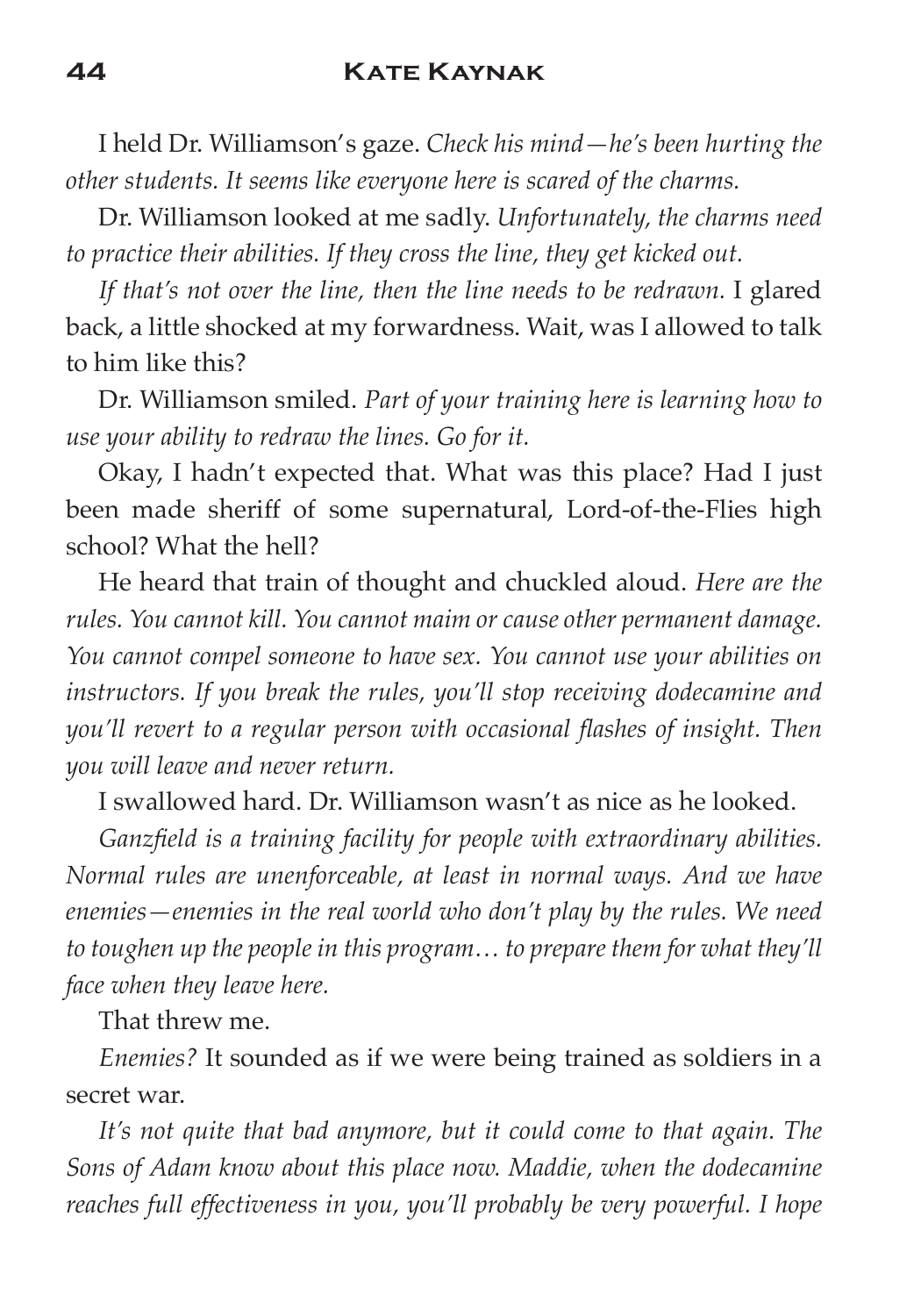I held Dr. Williamson's gaze. *Check his mind—he's been hurting the other students. It seems like everyone here is scared of the charms.*

Dr. Williamson looked at me sadly. *Unfortunately, the charms need to practice their abilities. If they cross the line, they get kicked out.*

*If that's not over the line, then the line needs to be redrawn.* I glared back, a little shocked at my forwardness. Wait, was I allowed to talk to him like this?

Dr. Williamson smiled. *Part of your training here is learning how to use your ability to redraw the lines. Go for it.*

Okay, I hadn't expected that. What was this place? Had I just been made sheriff of some supernatural, Lord-of-the-Flies high school? What the hell?

He heard that train of thought and chuckled aloud. *Here are the rules. You cannot kill. You cannot maim or cause other permanent damage. You cannot compel someone to have sex. You cannot use your abilities on instructors. If you break the rules, you'll stop receiving dodecamine and you'll revert to a regular person with occasional flashes of insight. Then you will leave and never return.*

I swallowed hard. Dr. Williamson wasn't as nice as he looked.

*Ganzfield is a training facility for people with extraordinary abilities. Normal rules are unenforceable, at least in normal ways. And we have enemies—enemies in the real world who don't play by the rules. We need to toughen up the people in this program… to prepare them for what they'll face when they leave here.*

That threw me.

*Enemies?* It sounded as if we were being trained as soldiers in a secret war.

*It's not quite that bad anymore, but it could come to that again. The Sons of Adam know about this place now. Maddie, when the dodecamine reaches full effectiveness in you, you'll probably be very powerful. I hope*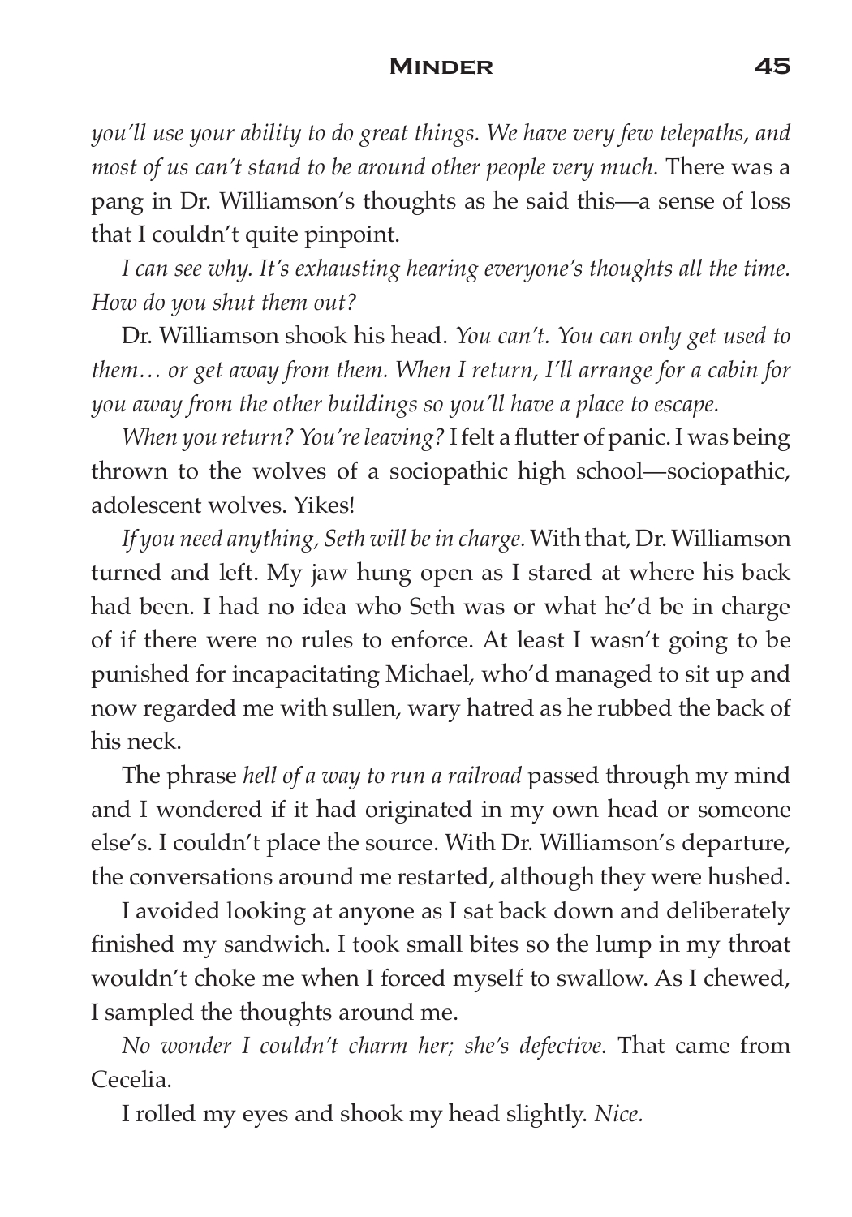*you'll use your ability to do great things. We have very few telepaths, and most of us can't stand to be around other people very much.* There was a pang in Dr. Williamson's thoughts as he said this—a sense of loss that I couldn't quite pinpoint.

*I can see why. It's exhausting hearing everyone's thoughts all the time. How do you shut them out?*

Dr. Williamson shook his head. *You can't. You can only get used to them… or get away from them. When I return, I'll arrange for a cabin for you away from the other buildings so you'll have a place to escape.*

*When you return? You're leaving?* I felt a flutter of panic. I was being thrown to the wolves of a sociopathic high school—sociopathic, adolescent wolves. Yikes!

*If you need anything, Seth will be in charge.* With that, Dr. Williamson turned and left. My jaw hung open as I stared at where his back had been. I had no idea who Seth was or what he'd be in charge of if there were no rules to enforce. At least I wasn't going to be punished for incapacitating Michael, who'd managed to sit up and now regarded me with sullen, wary hatred as he rubbed the back of his neck.

The phrase *hell of a way to run a railroad* passed through my mind and I wondered if it had originated in my own head or someone else's. I couldn't place the source. With Dr. Williamson's departure, the conversations around me restarted, although they were hushed.

I avoided looking at anyone as I sat back down and deliberately finished my sandwich. I took small bites so the lump in my throat wouldn't choke me when I forced myself to swallow. As I chewed, I sampled the thoughts around me.

*No wonder I couldn't charm her; she's defective.* That came from Cecelia.

I rolled my eyes and shook my head slightly. *Nice.*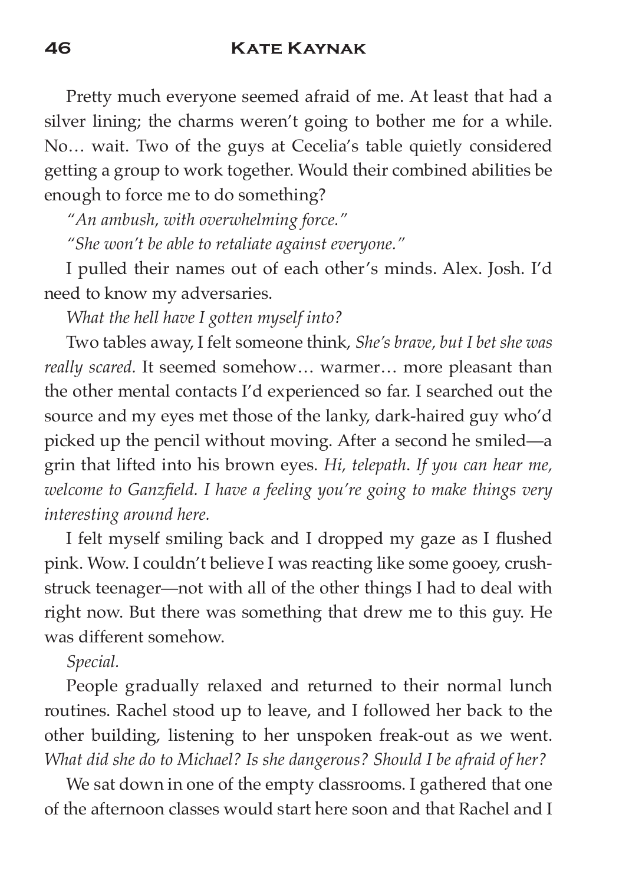Pretty much everyone seemed afraid of me. At least that had a silver lining; the charms weren't going to bother me for a while. No… wait. Two of the guys at Cecelia's table quietly considered getting a group to work together. Would their combined abilities be enough to force me to do something?

*"An ambush, with overwhelming force."*

*"She won't be able to retaliate against everyone."*

I pulled their names out of each other's minds. Alex. Josh. I'd need to know my adversaries.

*What the hell have I gotten myself into?*

Two tables away, I felt someone think, *She's brave, but I bet she was really scared.* It seemed somehow… warmer… more pleasant than the other mental contacts I'd experienced so far. I searched out the source and my eyes met those of the lanky, dark-haired guy who'd picked up the pencil without moving. After a second he smiled—a grin that lifted into his brown eyes. *Hi, telepath. If you can hear me, welcome to Ganzfield. I have a feeling you're going to make things very interesting around here.*

I felt myself smiling back and I dropped my gaze as I flushed pink. Wow. I couldn't believe I was reacting like some gooey, crush-struck teenager—not with all of the other things I had to deal with right now. But there was something that drew me to this guy. He was different somehow.

*Special.*

People gradually relaxed and returned to their normal lunch routines. Rachel stood up to leave, and I followed her back to the other building, listening to her unspoken freak-out as we went. *What did she do to Michael? Is she dangerous? Should I be afraid of her?*

We sat down in one of the empty classrooms. I gathered that one of the afternoon classes would start here soon and that Rachel and I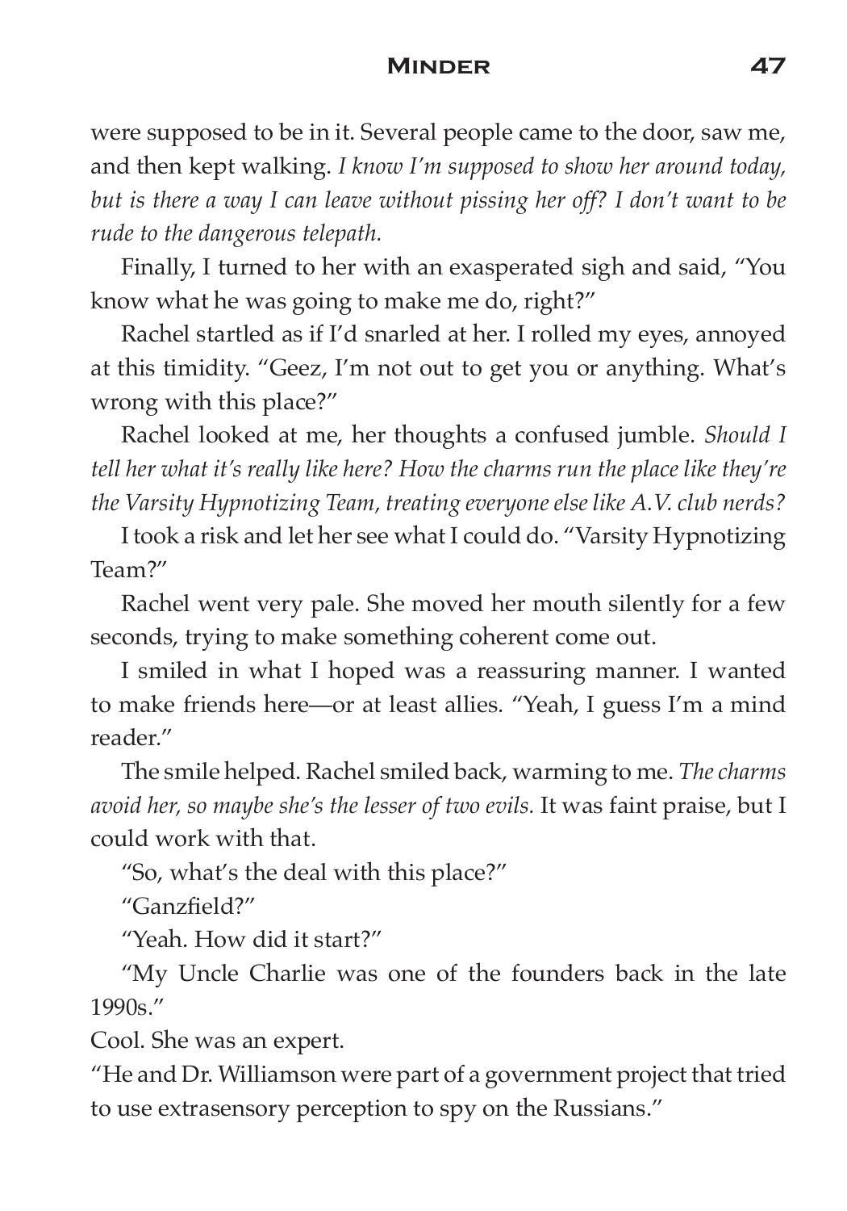were supposed to be in it. Several people came to the door, saw me, and then kept walking. *I know I'm supposed to show her around today, but is there a way I can leave without pissing her off? I don't want to be rude to the dangerous telepath.*

Finally, I turned to her with an exasperated sigh and said, "You know what he was going to make me do, right?"

Rachel startled as if I'd snarled at her. I rolled my eyes, annoyed at this timidity. "Geez, I'm not out to get you or anything. What's wrong with this place?"

Rachel looked at me, her thoughts a confused jumble. *Should I tell her what it's really like here? How the charms run the place like they're the Varsity Hypnotizing Team, treating everyone else like A.V. club nerds?*

I took a risk and let her see what I could do. "Varsity Hypnotizing Team?"

Rachel went very pale. She moved her mouth silently for a few seconds, trying to make something coherent come out.

I smiled in what I hoped was a reassuring manner. I wanted to make friends here—or at least allies. "Yeah, I guess I'm a mind reader."

The smile helped. Rachel smiled back, warming to me. *The charms avoid her, so maybe she's the lesser of two evils.* It was faint praise, but I could work with that.

"So, what's the deal with this place?"

"Ganzfield?"

"Yeah. How did it start?"

"My Uncle Charlie was one of the founders back in the late 1990s."

Cool. She was an expert.

"He and Dr. Williamson were part of a government project that tried to use extrasensory perception to spy on the Russians."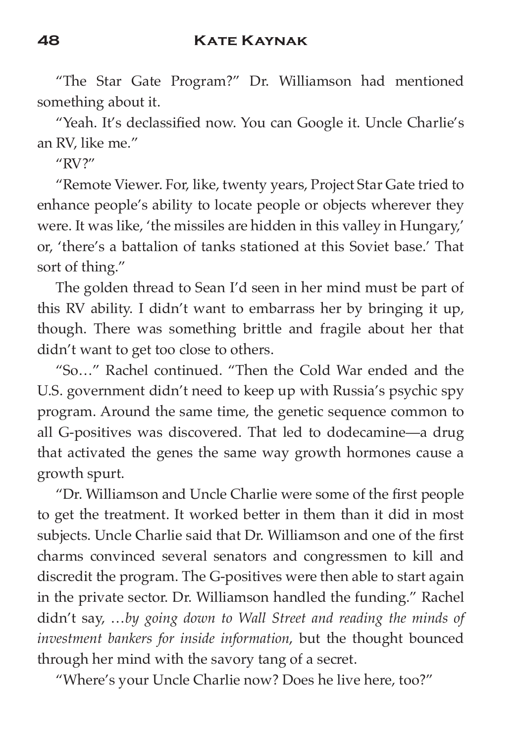"The Star Gate Program?" Dr. Williamson had mentioned something about it.

"Yeah. It's declassified now. You can Google it. Uncle Charlie's an RV, like me."

"RV?"

"Remote Viewer. For, like, twenty years, Project Star Gate tried to enhance people's ability to locate people or objects wherever they were. It was like, 'the missiles are hidden in this valley in Hungary,' or, 'there's a battalion of tanks stationed at this Soviet base.' That sort of thing."

The golden thread to Sean I'd seen in her mind must be part of this RV ability. I didn't want to embarrass her by bringing it up, though. There was something brittle and fragile about her that didn't want to get too close to others.

"So…" Rachel continued. "Then the Cold War ended and the U.S. government didn't need to keep up with Russia's psychic spy program. Around the same time, the genetic sequence common to all G-positives was discovered. That led to dodecamine—a drug that activated the genes the same way growth hormones cause a growth spurt.

"Dr. Williamson and Uncle Charlie were some of the first people to get the treatment. It worked better in them than it did in most subjects. Uncle Charlie said that Dr. Williamson and one of the first charms convinced several senators and congressmen to kill and discredit the program. The G-positives were then able to start again in the private sector. Dr. Williamson handled the funding." Rachel didn't say, *…by going down to Wall Street and reading the minds of investment bankers for inside information*, but the thought bounced through her mind with the savory tang of a secret.

"Where's your Uncle Charlie now? Does he live here, too?"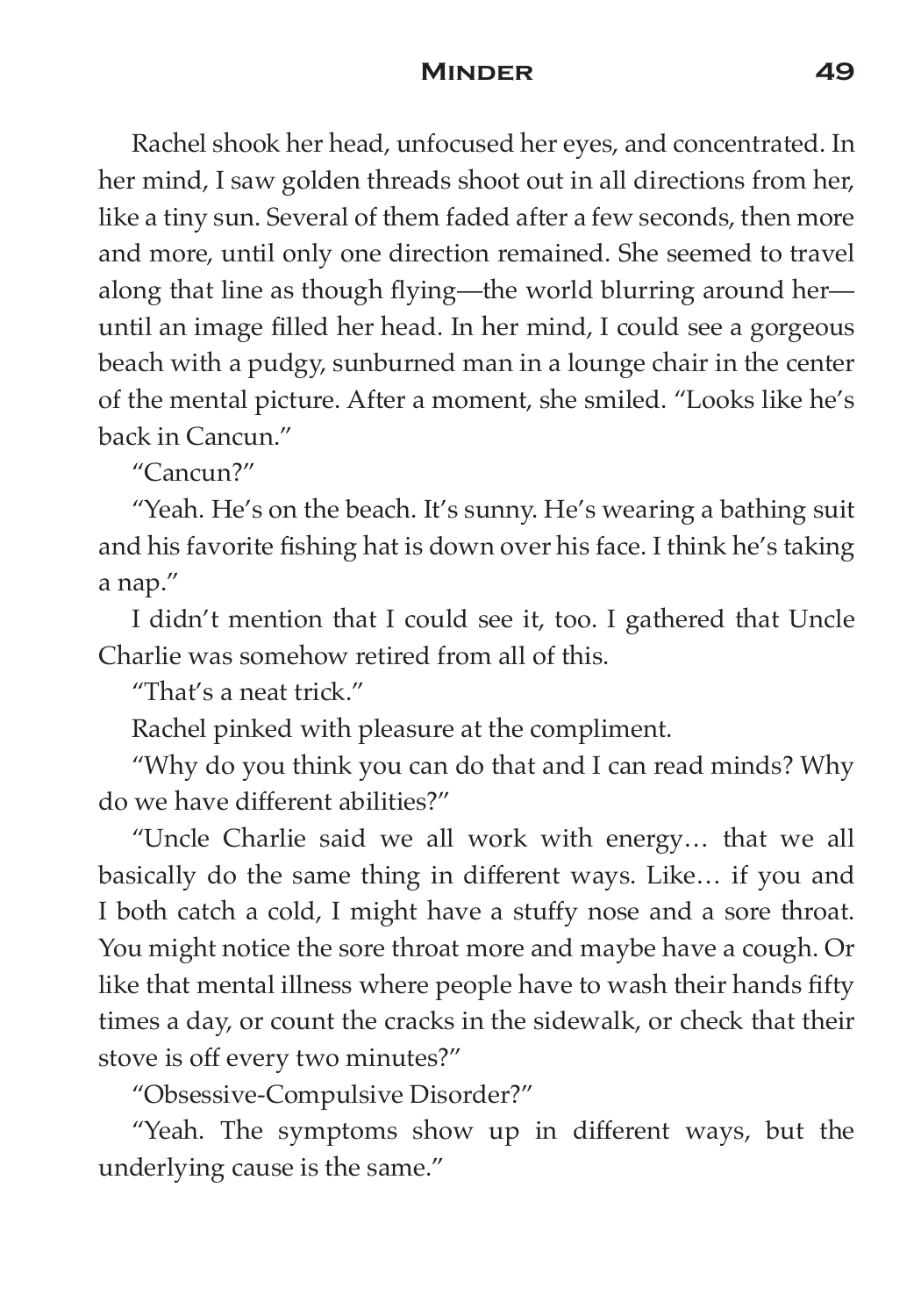Rachel shook her head, unfocused her eyes, and concentrated. In her mind, I saw golden threads shoot out in all directions from her, like a tiny sun. Several of them faded after a few seconds, then more and more, until only one direction remained. She seemed to travel along that line as though flying—the world blurring around her—until an image filled her head. In her mind, I could see a gorgeous beach with a pudgy, sunburned man in a lounge chair in the center of the mental picture. After a moment, she smiled. "Looks like he's back in Cancun."

"Cancun?"

"Yeah. He's on the beach. It's sunny. He's wearing a bathing suit and his favorite fishing hat is down over his face. I think he's taking a nap."

I didn't mention that I could see it, too. I gathered that Uncle Charlie was somehow retired from all of this.

"That's a neat trick."

Rachel pinked with pleasure at the compliment.

"Why do you think you can do that and I can read minds? Why do we have different abilities?"

"Uncle Charlie said we all work with energy… that we all basically do the same thing in different ways. Like… if you and I both catch a cold, I might have a stuffy nose and a sore throat. You might notice the sore throat more and maybe have a cough. Or like that mental illness where people have to wash their hands fifty times a day, or count the cracks in the sidewalk, or check that their stove is off every two minutes?"

"Obsessive-Compulsive Disorder?"

"Yeah. The symptoms show up in different ways, but the underlying cause is the same."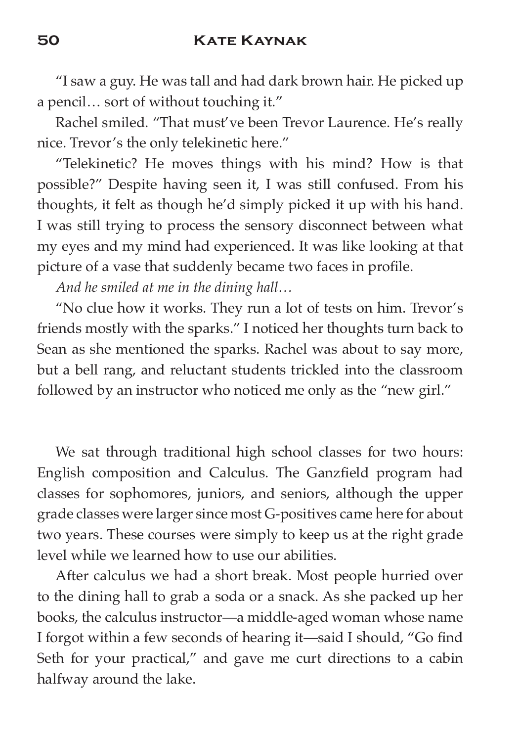"I saw a guy. He was tall and had dark brown hair. He picked up a pencil… sort of without touching it."

Rachel smiled. "That must've been Trevor Laurence. He's really nice. Trevor's the only telekinetic here."

"Telekinetic? He moves things with his mind? How is that possible?" Despite having seen it, I was still confused. From his thoughts, it felt as though he'd simply picked it up with his hand. I was still trying to process the sensory disconnect between what my eyes and my mind had experienced. It was like looking at that picture of a vase that suddenly became two faces in profile.

*And he smiled at me in the dining hall…*

"No clue how it works. They run a lot of tests on him. Trevor's friends mostly with the sparks." I noticed her thoughts turn back to Sean as she mentioned the sparks. Rachel was about to say more, but a bell rang, and reluctant students trickled into the classroom followed by an instructor who noticed me only as the "new girl."

We sat through traditional high school classes for two hours: English composition and Calculus. The Ganzfield program had classes for sophomores, juniors, and seniors, although the upper grade classes were larger since most G-positives came here for about two years. These courses were simply to keep us at the right grade level while we learned how to use our abilities.

After calculus we had a short break. Most people hurried over to the dining hall to grab a soda or a snack. As she packed up her books, the calculus instructor—a middle-aged woman whose name I forgot within a few seconds of hearing it—said I should, "Go find Seth for your practical," and gave me curt directions to a cabin halfway around the lake.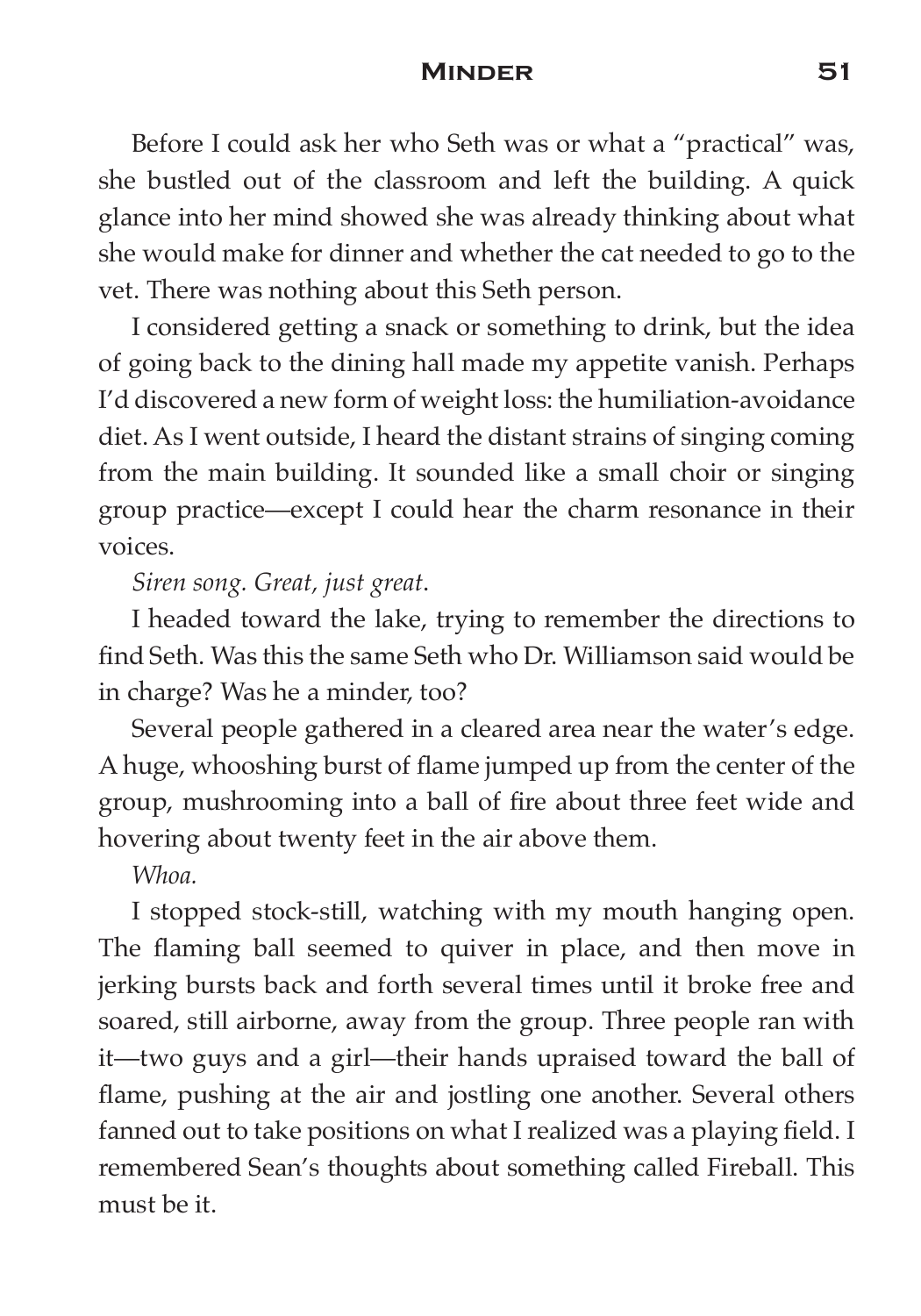Before I could ask her who Seth was or what a "practical" was, she bustled out of the classroom and left the building. A quick glance into her mind showed she was already thinking about what she would make for dinner and whether the cat needed to go to the vet. There was nothing about this Seth person.

I considered getting a snack or something to drink, but the idea of going back to the dining hall made my appetite vanish. Perhaps I'd discovered a new form of weight loss: the humiliation-avoidance diet. As I went outside, I heard the distant strains of singing coming from the main building. It sounded like a small choir or singing group practice—except I could hear the charm resonance in their voices.

*Siren song. Great, just great.*

I headed toward the lake, trying to remember the directions to find Seth. Was this the same Seth who Dr. Williamson said would be in charge? Was he a minder, too?

Several people gathered in a cleared area near the water's edge. A huge, whooshing burst of flame jumped up from the center of the group, mushrooming into a ball of fire about three feet wide and hovering about twenty feet in the air above them.

*Whoa.*

I stopped stock-still, watching with my mouth hanging open. The flaming ball seemed to quiver in place, and then move in jerking bursts back and forth several times until it broke free and soared, still airborne, away from the group. Three people ran with it—two guys and a girl—their hands upraised toward the ball of flame, pushing at the air and jostling one another. Several others fanned out to take positions on what I realized was a playing field. I remembered Sean's thoughts about something called Fireball. This must be it.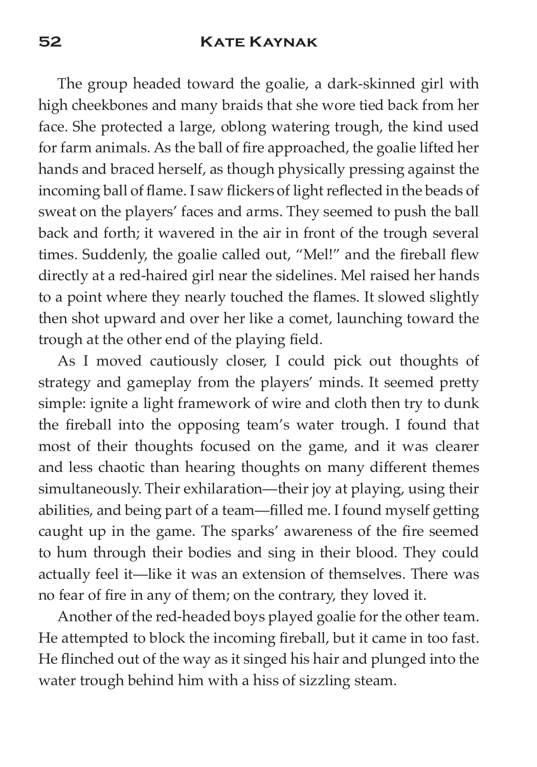The group headed toward the goalie, a dark-skinned girl with high cheekbones and many braids that she wore tied back from her face. She protected a large, oblong watering trough, the kind used for farm animals. As the ball of fire approached, the goalie lifted her hands and braced herself, as though physically pressing against the incoming ball of flame. I saw flickers of light reflected in the beads of sweat on the players' faces and arms. They seemed to push the ball back and forth; it wavered in the air in front of the trough several times. Suddenly, the goalie called out, "Mel!" and the fireball flew directly at a red-haired girl near the sidelines. Mel raised her hands to a point where they nearly touched the flames. It slowed slightly then shot upward and over her like a comet, launching toward the trough at the other end of the playing field.

As I moved cautiously closer, I could pick out thoughts of strategy and gameplay from the players' minds. It seemed pretty simple: ignite a light framework of wire and cloth then try to dunk the fireball into the opposing team's water trough. I found that most of their thoughts focused on the game, and it was clearer and less chaotic than hearing thoughts on many different themes simultaneously. Their exhilaration—their joy at playing, using their abilities, and being part of a team—filled me. I found myself getting caught up in the game. The sparks' awareness of the fire seemed to hum through their bodies and sing in their blood. They could actually feel it—like it was an extension of themselves. There was no fear of fire in any of them; on the contrary, they loved it.

Another of the red-headed boys played goalie for the other team. He attempted to block the incoming fireball, but it came in too fast. He flinched out of the way as it singed his hair and plunged into the water trough behind him with a hiss of sizzling steam.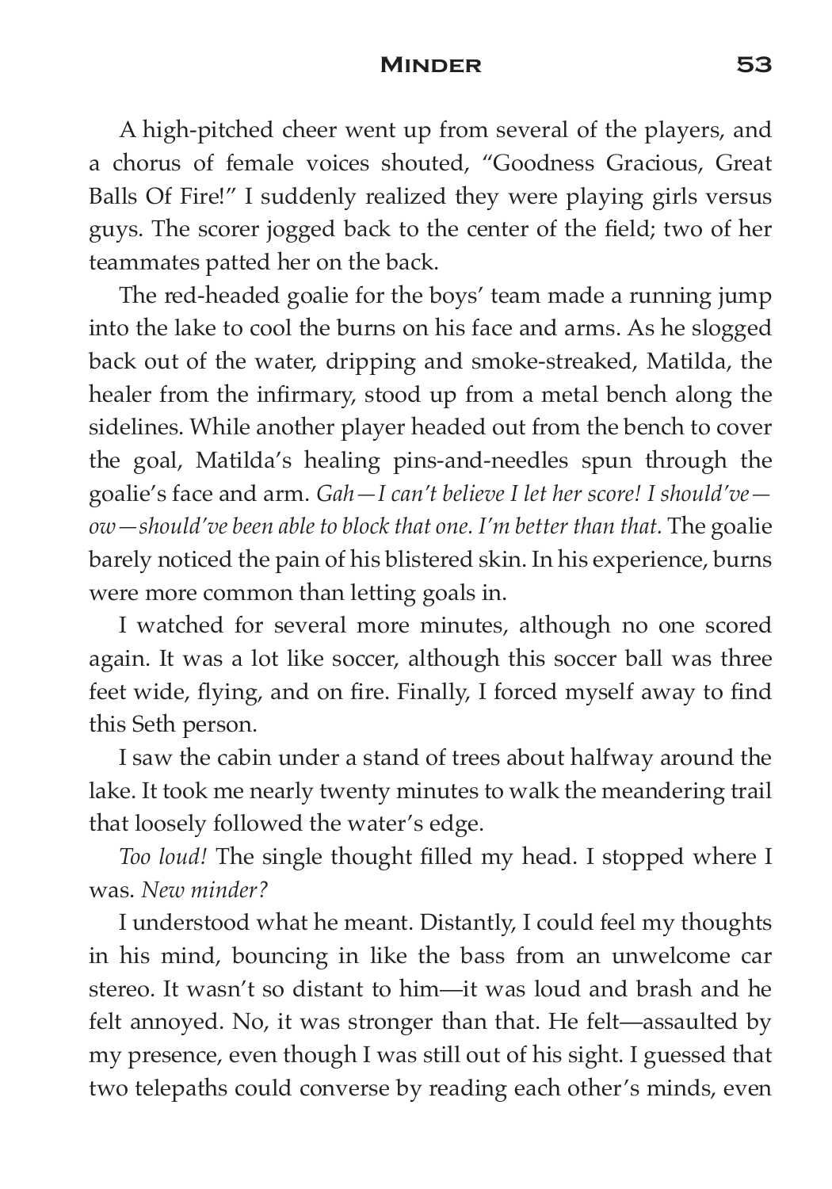A high-pitched cheer went up from several of the players, and a chorus of female voices shouted, “Goodness Gracious, Great Balls Of Fire!” I suddenly realized they were playing girls versus guys. The scorer jogged back to the center of the field; two of her teammates patted her on the back.

The red-headed goalie for the boys’ team made a running jump into the lake to cool the burns on his face and arms. As he slogged back out of the water, dripping and smoke-streaked, Matilda, the healer from the infirmary, stood up from a metal bench along the sidelines. While another player headed out from the bench to cover the goal, Matilda’s healing pins-and-needles spun through the goalie’s face and arm. *Gah—I can’t believe I let her score! I should’ve—ow—should’ve been able to block that one. I’m better than that.* The goalie barely noticed the pain of his blistered skin. In his experience, burns were more common than letting goals in.

I watched for several more minutes, although no one scored again. It was a lot like soccer, although this soccer ball was three feet wide, flying, and on fire. Finally, I forced myself away to find this Seth person.

I saw the cabin under a stand of trees about halfway around the lake. It took me nearly twenty minutes to walk the meandering trail that loosely followed the water’s edge.

*Too loud!* The single thought filled my head. I stopped where I was. *New minder?*

I understood what he meant. Distantly, I could feel my thoughts in his mind, bouncing in like the bass from an unwelcome car stereo. It wasn’t so distant to him—it was loud and brash and he felt annoyed. No, it was stronger than that. He felt—assaulted by my presence, even though I was still out of his sight. I guessed that two telepaths could converse by reading each other’s minds, even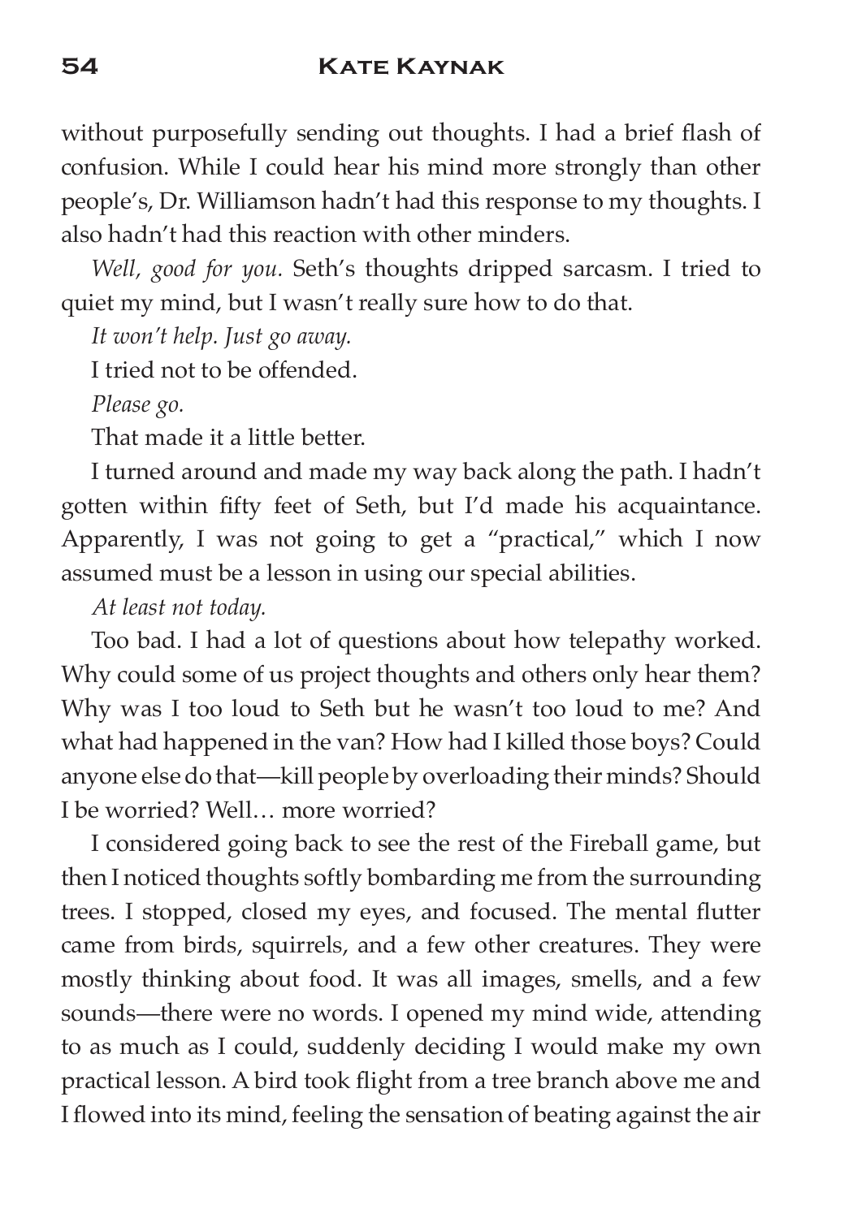without purposefully sending out thoughts. I had a brief flash of confusion. While I could hear his mind more strongly than other people's, Dr. Williamson hadn't had this response to my thoughts. I also hadn't had this reaction with other minders.

*Well, good for you.* Seth's thoughts dripped sarcasm. I tried to quiet my mind, but I wasn't really sure how to do that.

*It won't help. Just go away.*

I tried not to be offended.

*Please go.*

That made it a little better.

I turned around and made my way back along the path. I hadn't gotten within fifty feet of Seth, but I'd made his acquaintance. Apparently, I was not going to get a "practical," which I now assumed must be a lesson in using our special abilities.

*At least not today.*

Too bad. I had a lot of questions about how telepathy worked. Why could some of us project thoughts and others only hear them? Why was I too loud to Seth but he wasn't too loud to me? And what had happened in the van? How had I killed those boys? Could anyone else do that—kill people by overloading their minds? Should I be worried? Well… more worried?

I considered going back to see the rest of the Fireball game, but then I noticed thoughts softly bombarding me from the surrounding trees. I stopped, closed my eyes, and focused. The mental flutter came from birds, squirrels, and a few other creatures. They were mostly thinking about food. It was all images, smells, and a few sounds—there were no words. I opened my mind wide, attending to as much as I could, suddenly deciding I would make my own practical lesson. A bird took flight from a tree branch above me and I flowed into its mind, feeling the sensation of beating against the air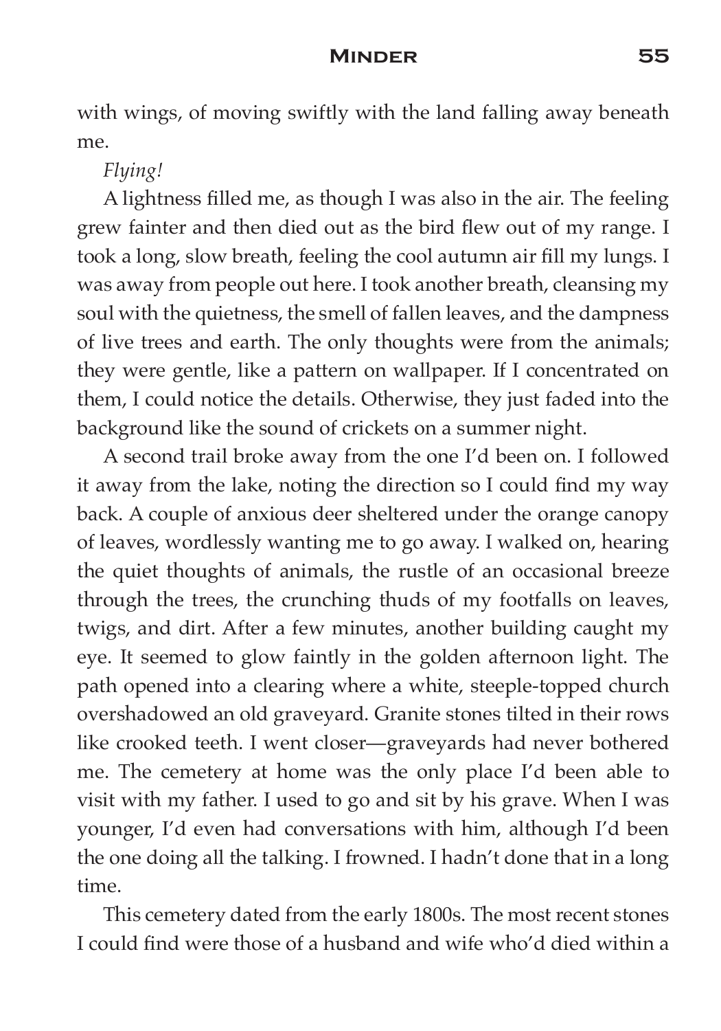with wings, of moving swiftly with the land falling away beneath me.

*Flying!*

A lightness filled me, as though I was also in the air. The feeling grew fainter and then died out as the bird flew out of my range. I took a long, slow breath, feeling the cool autumn air fill my lungs. I was away from people out here. I took another breath, cleansing my soul with the quietness, the smell of fallen leaves, and the dampness of live trees and earth. The only thoughts were from the animals; they were gentle, like a pattern on wallpaper. If I concentrated on them, I could notice the details. Otherwise, they just faded into the background like the sound of crickets on a summer night.

A second trail broke away from the one I'd been on. I followed it away from the lake, noting the direction so I could find my way back. A couple of anxious deer sheltered under the orange canopy of leaves, wordlessly wanting me to go away. I walked on, hearing the quiet thoughts of animals, the rustle of an occasional breeze through the trees, the crunching thuds of my footfalls on leaves, twigs, and dirt. After a few minutes, another building caught my eye. It seemed to glow faintly in the golden afternoon light. The path opened into a clearing where a white, steeple-topped church overshadowed an old graveyard. Granite stones tilted in their rows like crooked teeth. I went closer—graveyards had never bothered me. The cemetery at home was the only place I'd been able to visit with my father. I used to go and sit by his grave. When I was younger, I'd even had conversations with him, although I'd been the one doing all the talking. I frowned. I hadn't done that in a long time.

This cemetery dated from the early 1800s. The most recent stones I could find were those of a husband and wife who'd died within a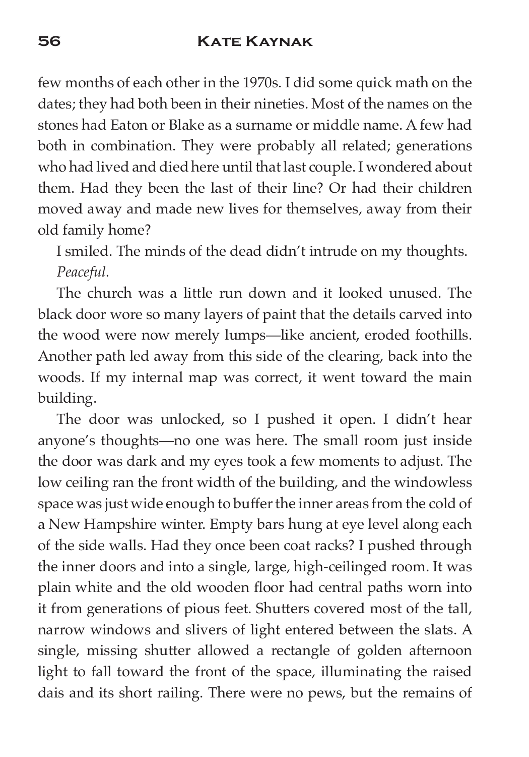few months of each other in the 1970s. I did some quick math on the dates; they had both been in their nineties. Most of the names on the stones had Eaton or Blake as a surname or middle name. A few had both in combination. They were probably all related; generations who had lived and died here until that last couple. I wondered about them. Had they been the last of their line? Or had their children moved away and made new lives for themselves, away from their old family home?

I smiled. The minds of the dead didn't intrude on my thoughts. *Peaceful.*

The church was a little run down and it looked unused. The black door wore so many layers of paint that the details carved into the wood were now merely lumps—like ancient, eroded foothills. Another path led away from this side of the clearing, back into the woods. If my internal map was correct, it went toward the main building.

The door was unlocked, so I pushed it open. I didn't hear anyone's thoughts—no one was here. The small room just inside the door was dark and my eyes took a few moments to adjust. The low ceiling ran the front width of the building, and the windowless space was just wide enough to buffer the inner areas from the cold of a New Hampshire winter. Empty bars hung at eye level along each of the side walls. Had they once been coat racks? I pushed through the inner doors and into a single, large, high-ceilinged room. It was plain white and the old wooden floor had central paths worn into it from generations of pious feet. Shutters covered most of the tall, narrow windows and slivers of light entered between the slats. A single, missing shutter allowed a rectangle of golden afternoon light to fall toward the front of the space, illuminating the raised dais and its short railing. There were no pews, but the remains of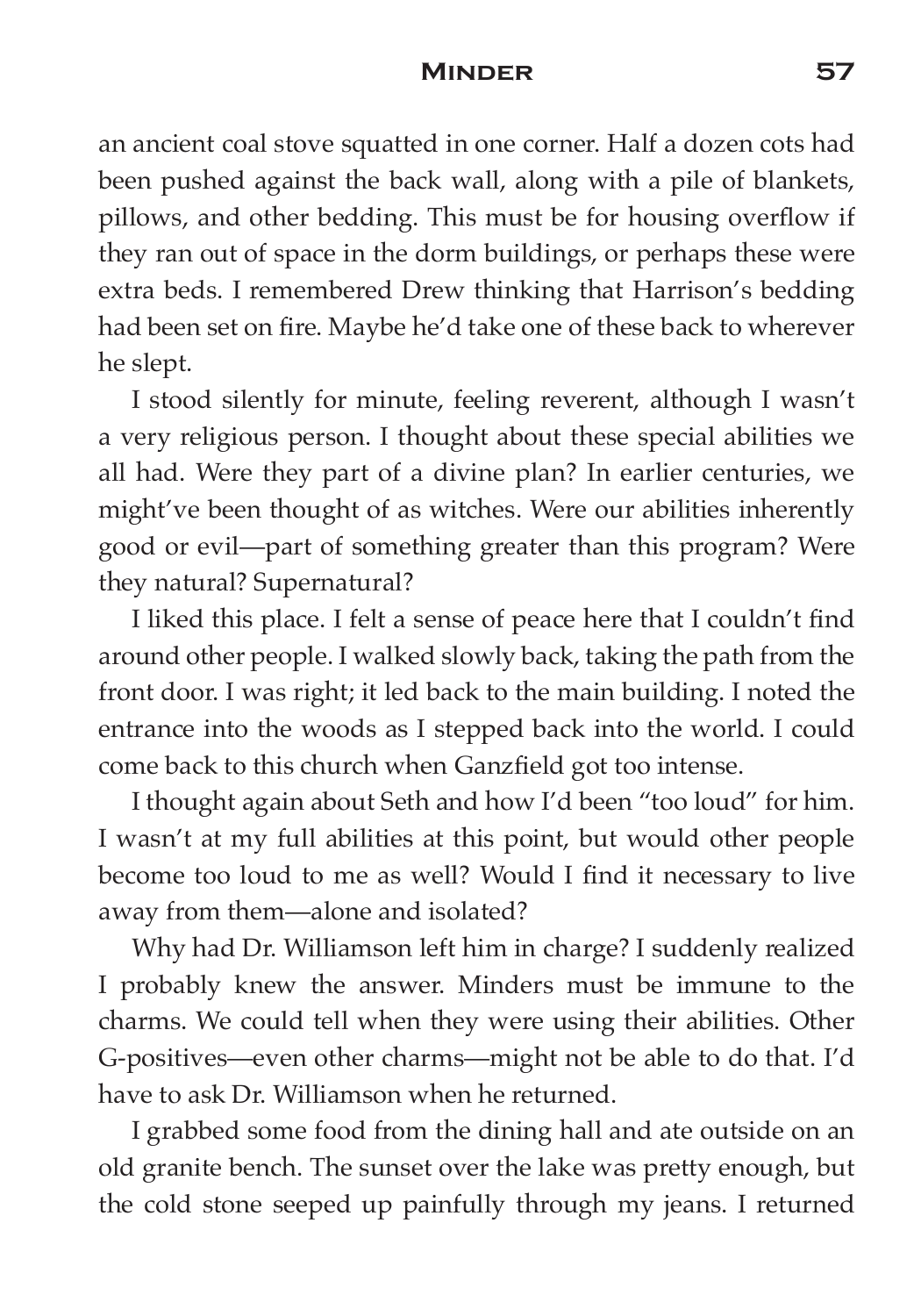an ancient coal stove squatted in one corner. Half a dozen cots had been pushed against the back wall, along with a pile of blankets, pillows, and other bedding. This must be for housing overflow if they ran out of space in the dorm buildings, or perhaps these were extra beds. I remembered Drew thinking that Harrison's bedding had been set on fire. Maybe he'd take one of these back to wherever he slept.

I stood silently for minute, feeling reverent, although I wasn't a very religious person. I thought about these special abilities we all had. Were they part of a divine plan? In earlier centuries, we might've been thought of as witches. Were our abilities inherently good or evil—part of something greater than this program? Were they natural? Supernatural?

I liked this place. I felt a sense of peace here that I couldn't find around other people. I walked slowly back, taking the path from the front door. I was right; it led back to the main building. I noted the entrance into the woods as I stepped back into the world. I could come back to this church when Ganzfield got too intense.

I thought again about Seth and how I'd been "too loud" for him. I wasn't at my full abilities at this point, but would other people become too loud to me as well? Would I find it necessary to live away from them—alone and isolated?

Why had Dr. Williamson left him in charge? I suddenly realized I probably knew the answer. Minders must be immune to the charms. We could tell when they were using their abilities. Other G-positives—even other charms—might not be able to do that. I'd have to ask Dr. Williamson when he returned.

I grabbed some food from the dining hall and ate outside on an old granite bench. The sunset over the lake was pretty enough, but the cold stone seeped up painfully through my jeans. I returned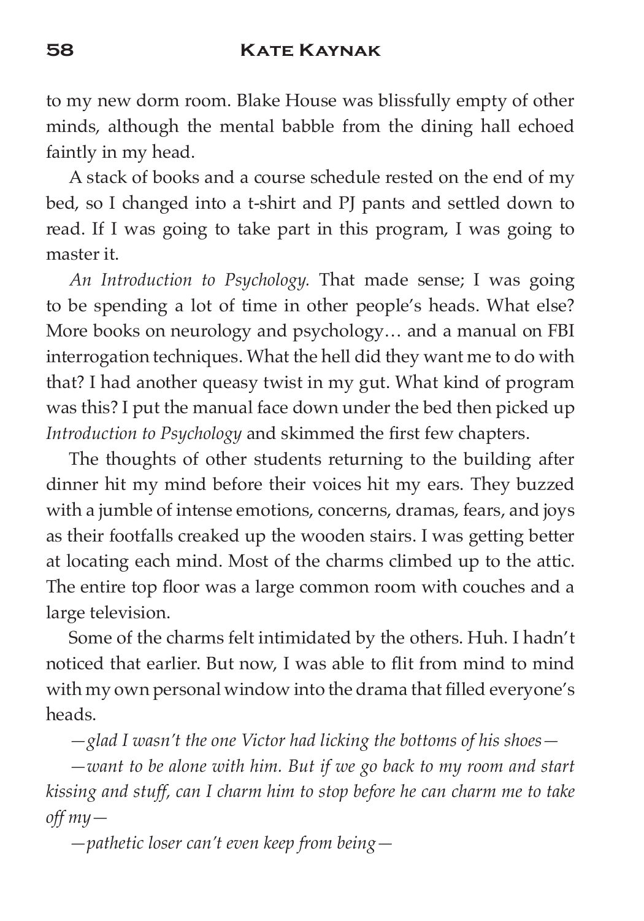to my new dorm room. Blake House was blissfully empty of other minds, although the mental babble from the dining hall echoed faintly in my head.

A stack of books and a course schedule rested on the end of my bed, so I changed into a t-shirt and PJ pants and settled down to read. If I was going to take part in this program, I was going to master it.

*An Introduction to Psychology.* That made sense; I was going to be spending a lot of time in other people's heads. What else? More books on neurology and psychology… and a manual on FBI interrogation techniques. What the hell did they want me to do with that? I had another queasy twist in my gut. What kind of program was this? I put the manual face down under the bed then picked up *Introduction to Psychology* and skimmed the first few chapters.

The thoughts of other students returning to the building after dinner hit my mind before their voices hit my ears. They buzzed with a jumble of intense emotions, concerns, dramas, fears, and joys as their footfalls creaked up the wooden stairs. I was getting better at locating each mind. Most of the charms climbed up to the attic. The entire top floor was a large common room with couches and a large television.

Some of the charms felt intimidated by the others. Huh. I hadn't noticed that earlier. But now, I was able to flit from mind to mind with my own personal window into the drama that filled everyone's heads.

*—glad I wasn't the one Victor had licking the bottoms of his shoes—*

*—want to be alone with him. But if we go back to my room and start kissing and stuff, can I charm him to stop before he can charm me to take off my—*

*—pathetic loser can't even keep from being—*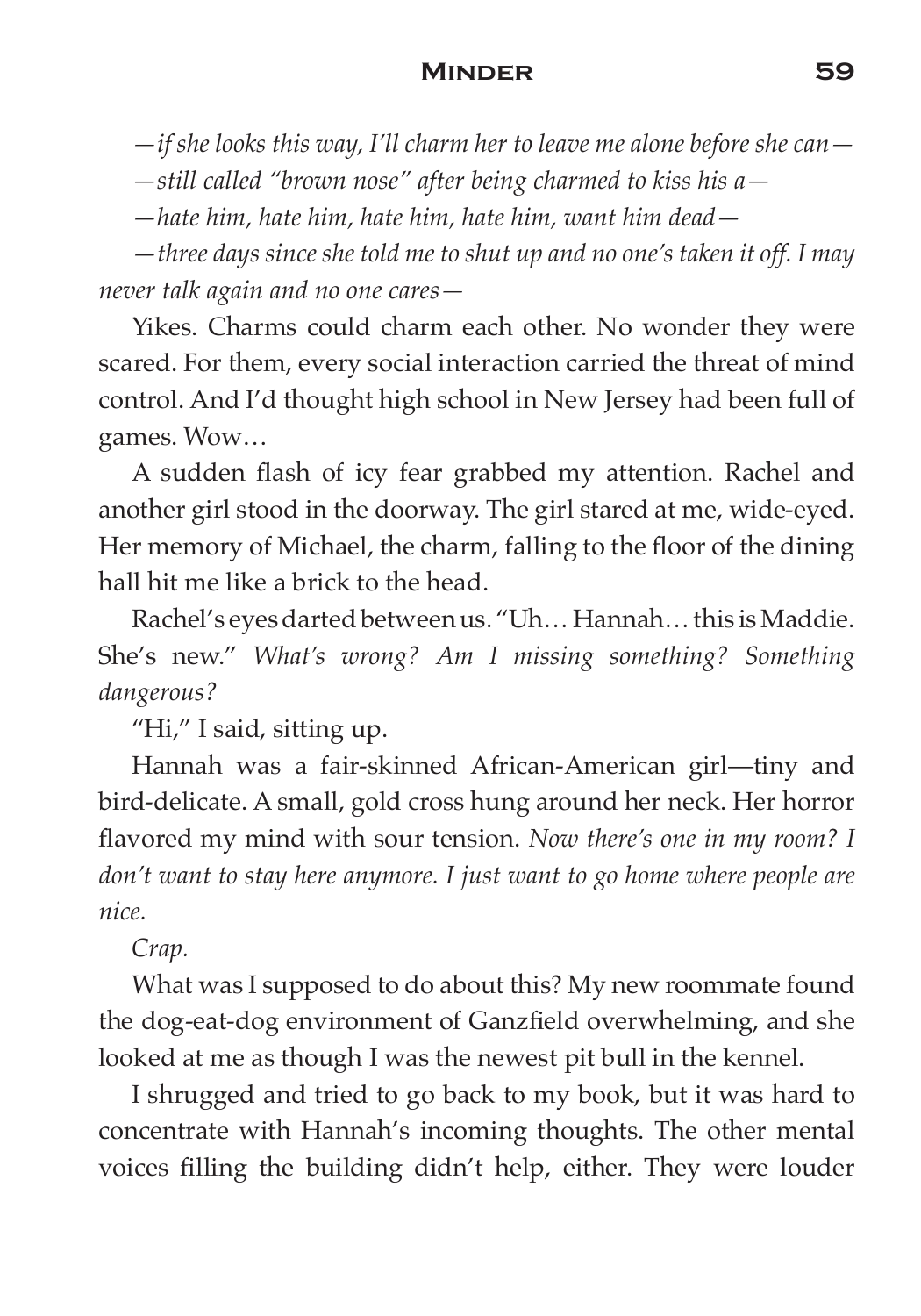*—if she looks this way, I'll charm her to leave me alone before she can—*

*—still called "brown nose" after being charmed to kiss his a—*

*—hate him, hate him, hate him, hate him, want him dead—*

*—three days since she told me to shut up and no one's taken it off. I may never talk again and no one cares—*

Yikes. Charms could charm each other. No wonder they were scared. For them, every social interaction carried the threat of mind control. And I'd thought high school in New Jersey had been full of games. Wow…

A sudden flash of icy fear grabbed my attention. Rachel and another girl stood in the doorway. The girl stared at me, wide-eyed. Her memory of Michael, the charm, falling to the floor of the dining hall hit me like a brick to the head.

Rachel's eyes darted between us. "Uh… Hannah… this is Maddie. She's new." *What's wrong? Am I missing something? Something dangerous?*

"Hi," I said, sitting up.

Hannah was a fair-skinned African-American girl—tiny and bird-delicate. A small, gold cross hung around her neck. Her horror flavored my mind with sour tension. *Now there's one in my room? I don't want to stay here anymore. I just want to go home where people are nice.*

*Crap.*

What was I supposed to do about this? My new roommate found the dog-eat-dog environment of Ganzfield overwhelming, and she looked at me as though I was the newest pit bull in the kennel.

I shrugged and tried to go back to my book, but it was hard to concentrate with Hannah's incoming thoughts. The other mental voices filling the building didn't help, either. They were louder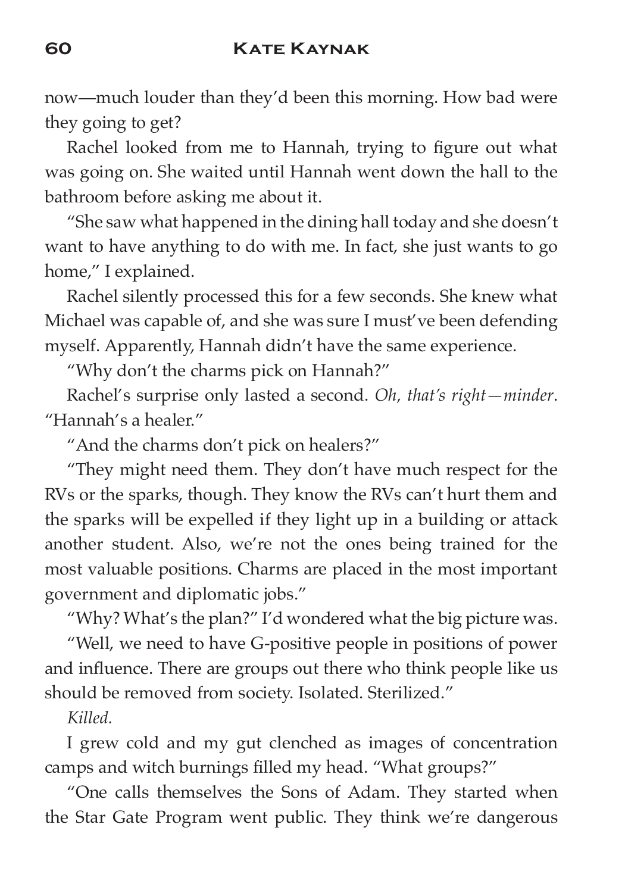now—much louder than they'd been this morning. How bad were they going to get?

Rachel looked from me to Hannah, trying to figure out what was going on. She waited until Hannah went down the hall to the bathroom before asking me about it.

"She saw what happened in the dining hall today and she doesn't want to have anything to do with me. In fact, she just wants to go home," I explained.

Rachel silently processed this for a few seconds. She knew what Michael was capable of, and she was sure I must've been defending myself. Apparently, Hannah didn't have the same experience.

"Why don't the charms pick on Hannah?"

Rachel's surprise only lasted a second. *Oh, that's right—minder*. "Hannah's a healer."

"And the charms don't pick on healers?"

"They might need them. They don't have much respect for the RVs or the sparks, though. They know the RVs can't hurt them and the sparks will be expelled if they light up in a building or attack another student. Also, we're not the ones being trained for the most valuable positions. Charms are placed in the most important government and diplomatic jobs."

"Why? What's the plan?" I'd wondered what the big picture was.

"Well, we need to have G-positive people in positions of power and influence. There are groups out there who think people like us should be removed from society. Isolated. Sterilized."

*Killed.*

I grew cold and my gut clenched as images of concentration camps and witch burnings filled my head. "What groups?"

"One calls themselves the Sons of Adam. They started when the Star Gate Program went public. They think we're dangerous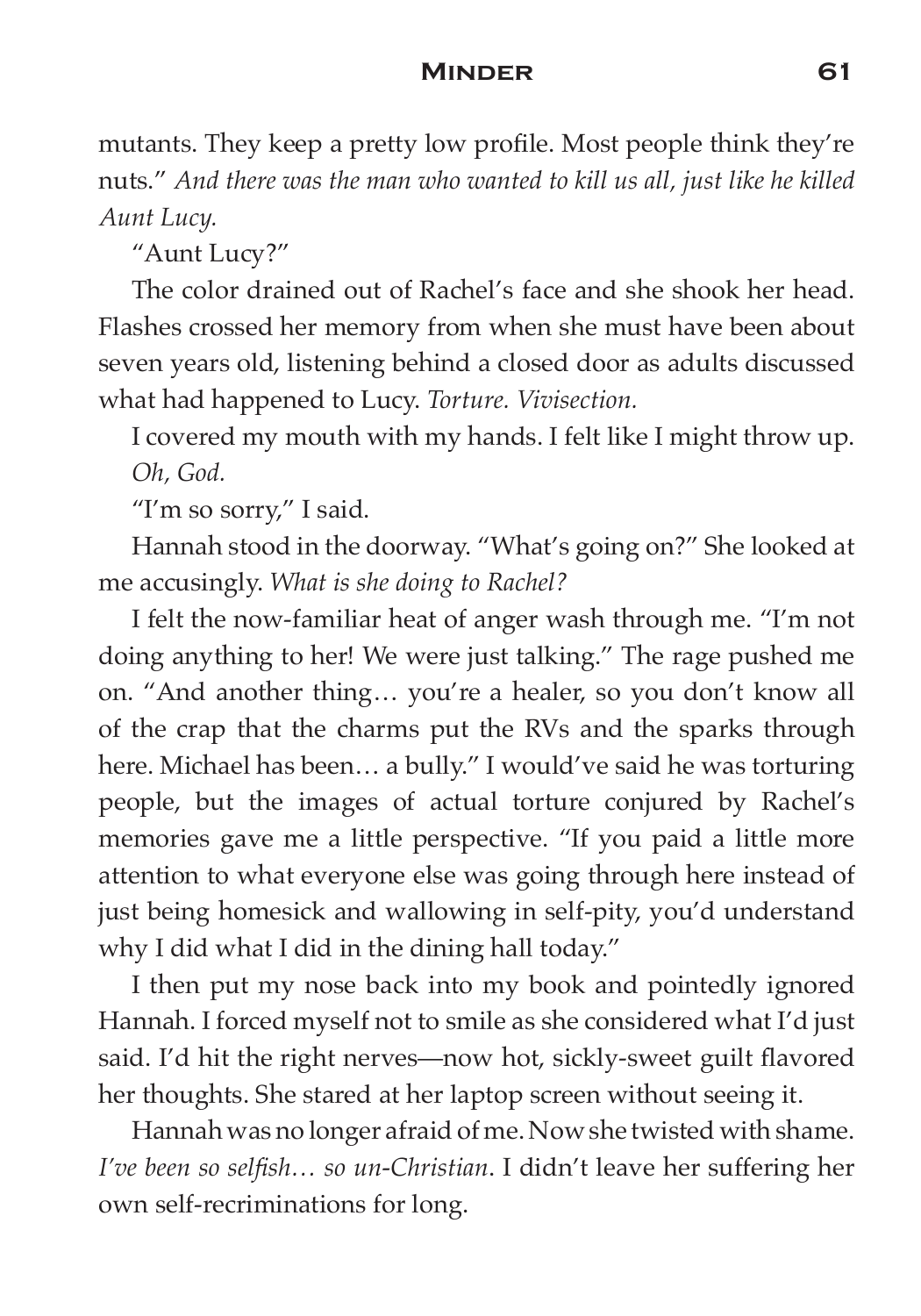mutants. They keep a pretty low profile. Most people think they're nuts." *And there was the man who wanted to kill us all, just like he killed Aunt Lucy.*

"Aunt Lucy?"

The color drained out of Rachel's face and she shook her head. Flashes crossed her memory from when she must have been about seven years old, listening behind a closed door as adults discussed what had happened to Lucy. *Torture. Vivisection.*

I covered my mouth with my hands. I felt like I might throw up. *Oh, God.*

"I'm so sorry," I said.

Hannah stood in the doorway. "What's going on?" She looked at me accusingly. *What is she doing to Rachel?*

I felt the now-familiar heat of anger wash through me. "I'm not doing anything to her! We were just talking." The rage pushed me on. "And another thing… you're a healer, so you don't know all of the crap that the charms put the RVs and the sparks through here. Michael has been… a bully." I would've said he was torturing people, but the images of actual torture conjured by Rachel's memories gave me a little perspective. "If you paid a little more attention to what everyone else was going through here instead of just being homesick and wallowing in self-pity, you'd understand why I did what I did in the dining hall today."

I then put my nose back into my book and pointedly ignored Hannah. I forced myself not to smile as she considered what I'd just said. I'd hit the right nerves—now hot, sickly-sweet guilt flavored her thoughts. She stared at her laptop screen without seeing it.

Hannah was no longer afraid of me. Now she twisted with shame. *I've been so selfish… so un-Christian*. I didn't leave her suffering her own self-recriminations for long.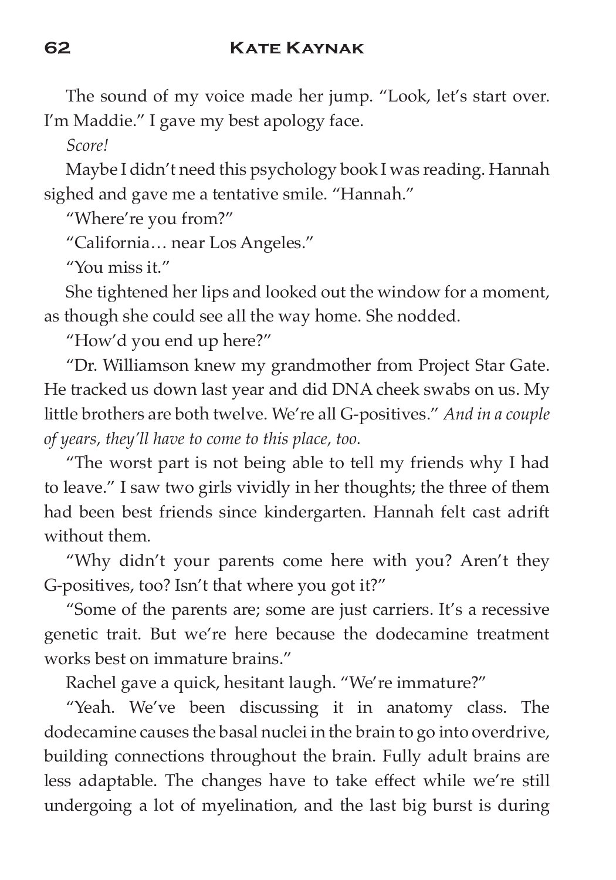The sound of my voice made her jump. “Look, let’s start over. I’m Maddie.” I gave my best apology face.

*Score!*

Maybe I didn’t need this psychology book I was reading. Hannah sighed and gave me a tentative smile. “Hannah.”

“Where’re you from?”

“California… near Los Angeles.”

“You miss it.”

She tightened her lips and looked out the window for a moment, as though she could see all the way home. She nodded.

“How’d you end up here?”

“Dr. Williamson knew my grandmother from Project Star Gate. He tracked us down last year and did DNA cheek swabs on us. My little brothers are both twelve. We’re all G-positives.” *And in a couple of years, they’ll have to come to this place, too.*

“The worst part is not being able to tell my friends why I had to leave.” I saw two girls vividly in her thoughts; the three of them had been best friends since kindergarten. Hannah felt cast adrift without them.

“Why didn’t your parents come here with you? Aren’t they G-positives, too? Isn’t that where you got it?”

“Some of the parents are; some are just carriers. It’s a recessive genetic trait. But we’re here because the dodecamine treatment works best on immature brains.”

Rachel gave a quick, hesitant laugh. “We’re immature?”

“Yeah. We’ve been discussing it in anatomy class. The dodecamine causes the basal nuclei in the brain to go into overdrive, building connections throughout the brain. Fully adult brains are less adaptable. The changes have to take effect while we’re still undergoing a lot of myelination, and the last big burst is during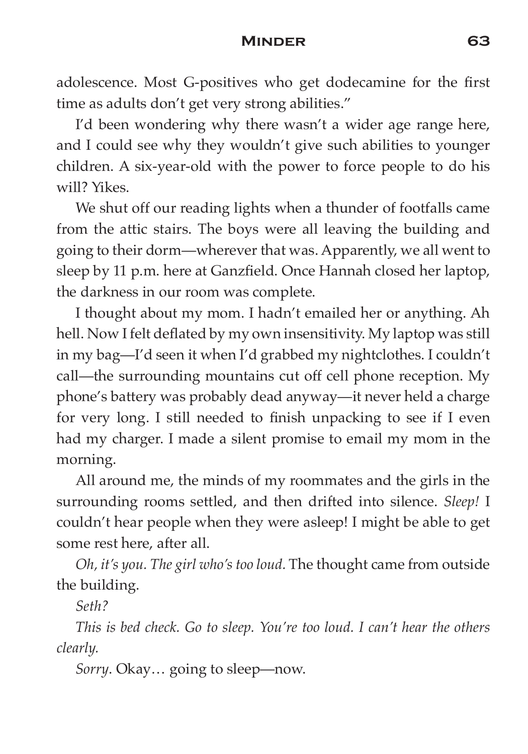adolescence. Most G-positives who get dodecamine for the first time as adults don't get very strong abilities."

I'd been wondering why there wasn't a wider age range here, and I could see why they wouldn't give such abilities to younger children. A six-year-old with the power to force people to do his will? Yikes.

We shut off our reading lights when a thunder of footfalls came from the attic stairs. The boys were all leaving the building and going to their dorm—wherever that was. Apparently, we all went to sleep by 11 p.m. here at Ganzfield. Once Hannah closed her laptop, the darkness in our room was complete.

I thought about my mom. I hadn't emailed her or anything. Ah hell. Now I felt deflated by my own insensitivity. My laptop was still in my bag—I'd seen it when I'd grabbed my nightclothes. I couldn't call—the surrounding mountains cut off cell phone reception. My phone's battery was probably dead anyway—it never held a charge for very long. I still needed to finish unpacking to see if I even had my charger. I made a silent promise to email my mom in the morning.

All around me, the minds of my roommates and the girls in the surrounding rooms settled, and then drifted into silence. *Sleep!* I couldn't hear people when they were asleep! I might be able to get some rest here, after all.

*Oh, it's you. The girl who's too loud.* The thought came from outside the building.

*Seth?*

*This is bed check. Go to sleep. You're too loud. I can't hear the others clearly.*

*Sorry*. Okay… going to sleep—now.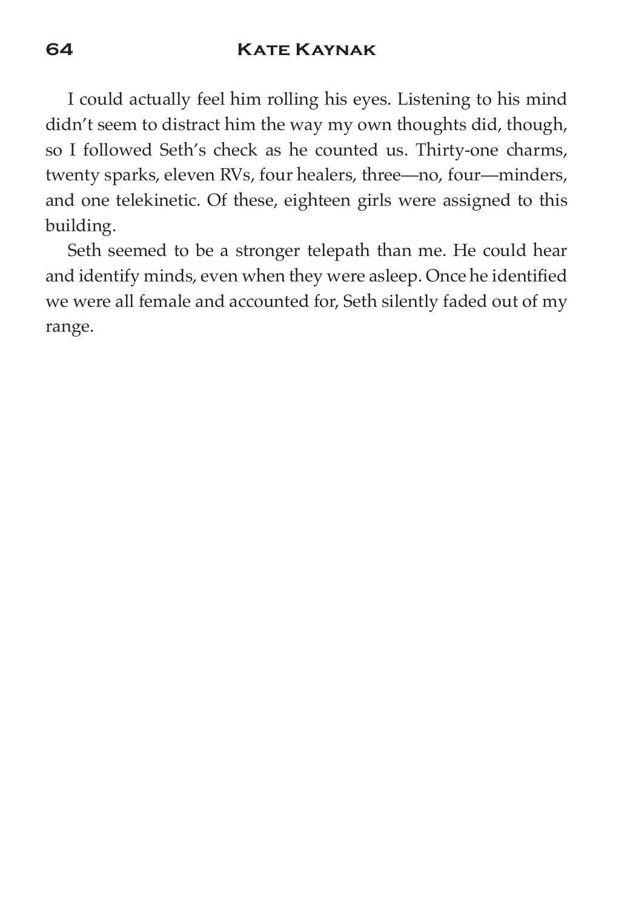I could actually feel him rolling his eyes. Listening to his mind didn't seem to distract him the way my own thoughts did, though, so I followed Seth's check as he counted us. Thirty-one charms, twenty sparks, eleven RVs, four healers, three—no, four—minders, and one telekinetic. Of these, eighteen girls were assigned to this building.

Seth seemed to be a stronger telepath than me. He could hear and identify minds, even when they were asleep. Once he identified we were all female and accounted for, Seth silently faded out of my range.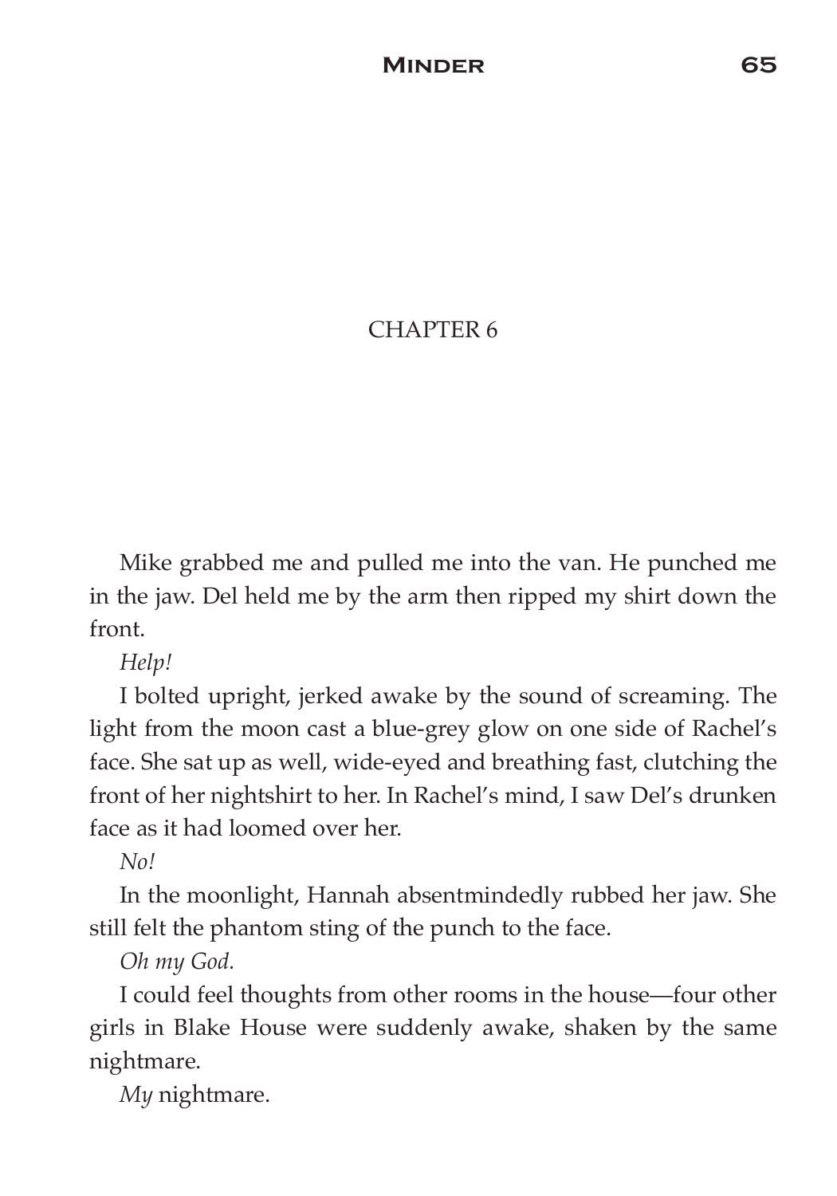# CHAPTER 6

Mike grabbed me and pulled me into the van. He punched me in the jaw. Del held me by the arm then ripped my shirt down the front.

*Help!*

I bolted upright, jerked awake by the sound of screaming. The light from the moon cast a blue-grey glow on one side of Rachel's face. She sat up as well, wide-eyed and breathing fast, clutching the front of her nightshirt to her. In Rachel's mind, I saw Del's drunken face as it had loomed over her.

*No!*

In the moonlight, Hannah absentmindedly rubbed her jaw. She still felt the phantom sting of the punch to the face.

*Oh my God.*

I could feel thoughts from other rooms in the house—four other girls in Blake House were suddenly awake, shaken by the same nightmare.

*My* nightmare.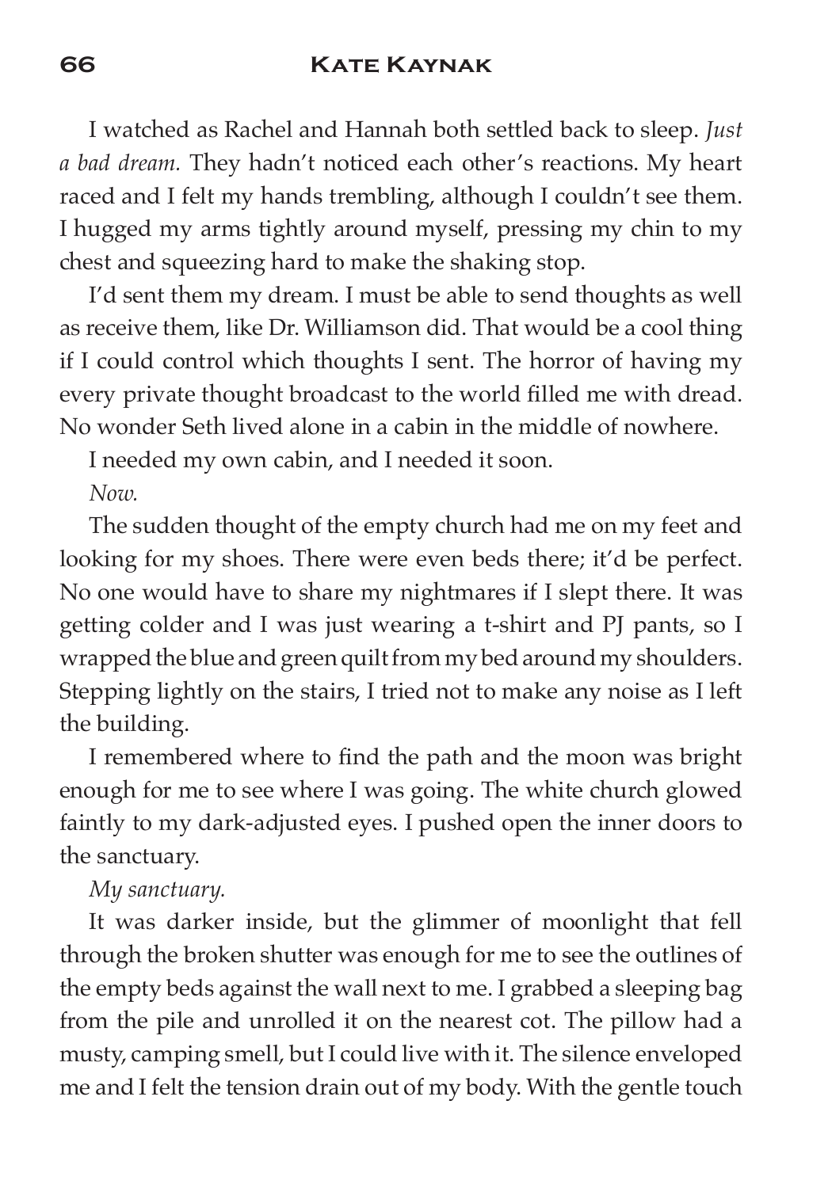I watched as Rachel and Hannah both settled back to sleep. *Just a bad dream.* They hadn't noticed each other's reactions. My heart raced and I felt my hands trembling, although I couldn't see them. I hugged my arms tightly around myself, pressing my chin to my chest and squeezing hard to make the shaking stop.

I'd sent them my dream. I must be able to send thoughts as well as receive them, like Dr. Williamson did. That would be a cool thing if I could control which thoughts I sent. The horror of having my every private thought broadcast to the world filled me with dread. No wonder Seth lived alone in a cabin in the middle of nowhere.

I needed my own cabin, and I needed it soon.

*Now.*

The sudden thought of the empty church had me on my feet and looking for my shoes. There were even beds there; it'd be perfect. No one would have to share my nightmares if I slept there. It was getting colder and I was just wearing a t-shirt and PJ pants, so I wrapped the blue and green quilt from my bed around my shoulders. Stepping lightly on the stairs, I tried not to make any noise as I left the building.

I remembered where to find the path and the moon was bright enough for me to see where I was going. The white church glowed faintly to my dark-adjusted eyes. I pushed open the inner doors to the sanctuary.

*My sanctuary.*

It was darker inside, but the glimmer of moonlight that fell through the broken shutter was enough for me to see the outlines of the empty beds against the wall next to me. I grabbed a sleeping bag from the pile and unrolled it on the nearest cot. The pillow had a musty, camping smell, but I could live with it. The silence enveloped me and I felt the tension drain out of my body. With the gentle touch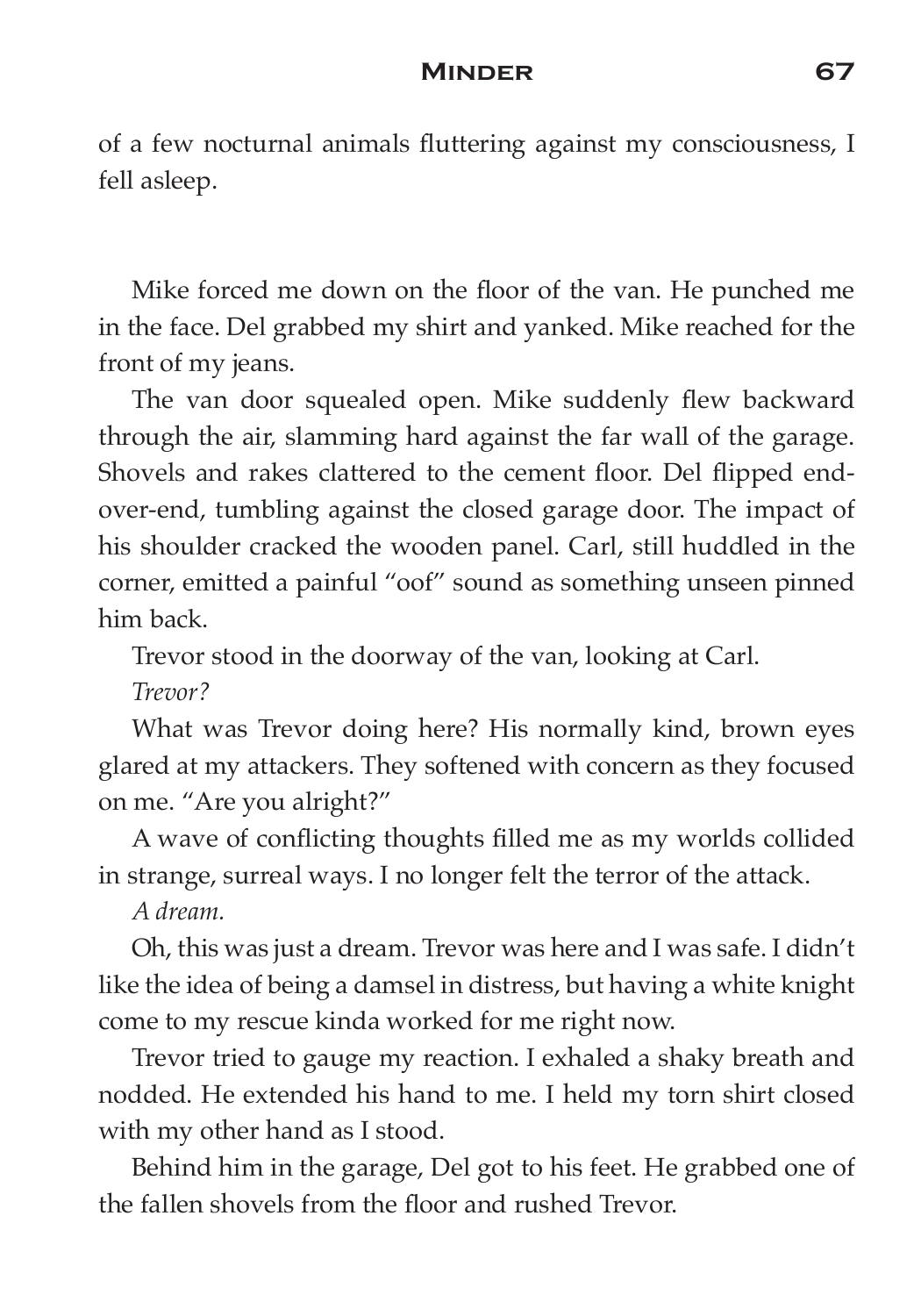of a few nocturnal animals fluttering against my consciousness, I fell asleep.

Mike forced me down on the floor of the van. He punched me in the face. Del grabbed my shirt and yanked. Mike reached for the front of my jeans.

The van door squealed open. Mike suddenly flew backward through the air, slamming hard against the far wall of the garage. Shovels and rakes clattered to the cement floor. Del flipped end-over-end, tumbling against the closed garage door. The impact of his shoulder cracked the wooden panel. Carl, still huddled in the corner, emitted a painful "oof" sound as something unseen pinned him back.

Trevor stood in the doorway of the van, looking at Carl.

*Trevor?*

What was Trevor doing here? His normally kind, brown eyes glared at my attackers. They softened with concern as they focused on me. "Are you alright?"

A wave of conflicting thoughts filled me as my worlds collided in strange, surreal ways. I no longer felt the terror of the attack.

*A dream.*

Oh, this was just a dream. Trevor was here and I was safe. I didn't like the idea of being a damsel in distress, but having a white knight come to my rescue kinda worked for me right now.

Trevor tried to gauge my reaction. I exhaled a shaky breath and nodded. He extended his hand to me. I held my torn shirt closed with my other hand as I stood.

Behind him in the garage, Del got to his feet. He grabbed one of the fallen shovels from the floor and rushed Trevor.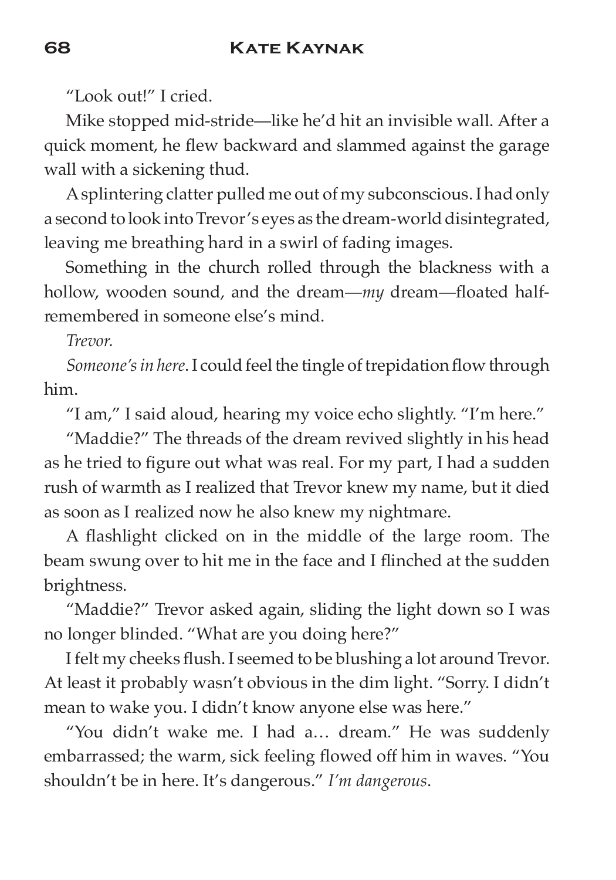"Look out!" I cried.

Mike stopped mid-stride—like he'd hit an invisible wall. After a quick moment, he flew backward and slammed against the garage wall with a sickening thud.

A splintering clatter pulled me out of my subconscious. I had only a second to look into Trevor's eyes as the dream-world disintegrated, leaving me breathing hard in a swirl of fading images.

Something in the church rolled through the blackness with a hollow, wooden sound, and the dream—*my* dream—floated half-remembered in someone else's mind.

*Trevor.*

*Someone's in here*. I could feel the tingle of trepidation flow through him.

"I am," I said aloud, hearing my voice echo slightly. "I'm here."

"Maddie?" The threads of the dream revived slightly in his head as he tried to figure out what was real. For my part, I had a sudden rush of warmth as I realized that Trevor knew my name, but it died as soon as I realized now he also knew my nightmare.

A flashlight clicked on in the middle of the large room. The beam swung over to hit me in the face and I flinched at the sudden brightness.

"Maddie?" Trevor asked again, sliding the light down so I was no longer blinded. "What are you doing here?"

I felt my cheeks flush. I seemed to be blushing a lot around Trevor. At least it probably wasn't obvious in the dim light. "Sorry. I didn't mean to wake you. I didn't know anyone else was here."

"You didn't wake me. I had a… dream." He was suddenly embarrassed; the warm, sick feeling flowed off him in waves. "You shouldn't be in here. It's dangerous." *I'm dangerous*.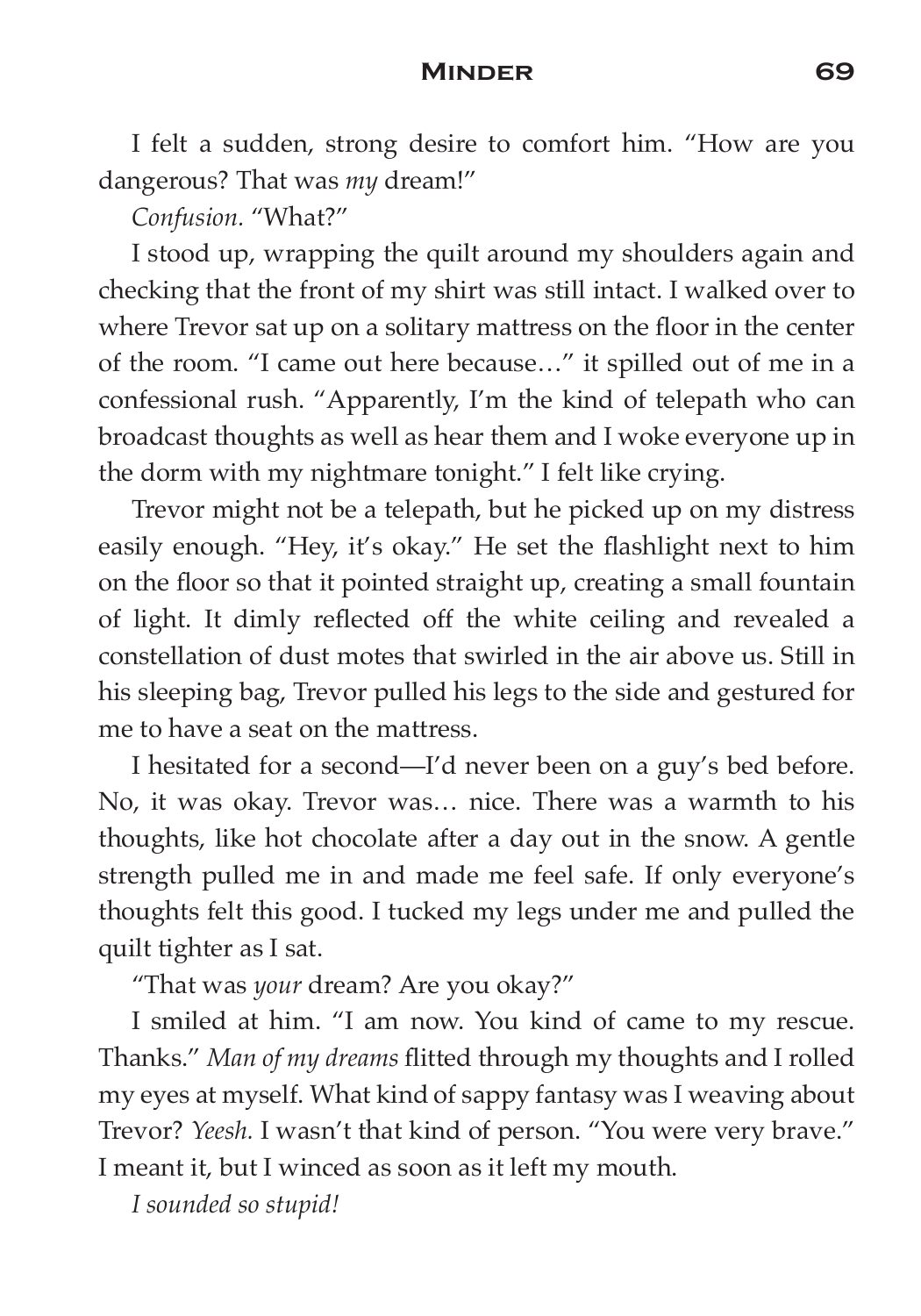I felt a sudden, strong desire to comfort him. "How are you dangerous? That was *my* dream!"

*Confusion.* "What?"

I stood up, wrapping the quilt around my shoulders again and checking that the front of my shirt was still intact. I walked over to where Trevor sat up on a solitary mattress on the floor in the center of the room. "I came out here because…" it spilled out of me in a confessional rush. "Apparently, I'm the kind of telepath who can broadcast thoughts as well as hear them and I woke everyone up in the dorm with my nightmare tonight." I felt like crying.

Trevor might not be a telepath, but he picked up on my distress easily enough. "Hey, it's okay." He set the flashlight next to him on the floor so that it pointed straight up, creating a small fountain of light. It dimly reflected off the white ceiling and revealed a constellation of dust motes that swirled in the air above us. Still in his sleeping bag, Trevor pulled his legs to the side and gestured for me to have a seat on the mattress.

I hesitated for a second—I'd never been on a guy's bed before. No, it was okay. Trevor was… nice. There was a warmth to his thoughts, like hot chocolate after a day out in the snow. A gentle strength pulled me in and made me feel safe. If only everyone's thoughts felt this good. I tucked my legs under me and pulled the quilt tighter as I sat.

"That was *your* dream? Are you okay?"

I smiled at him. "I am now. You kind of came to my rescue. Thanks." *Man of my dreams* flitted through my thoughts and I rolled my eyes at myself. What kind of sappy fantasy was I weaving about Trevor? *Yeesh.* I wasn't that kind of person. "You were very brave." I meant it, but I winced as soon as it left my mouth.

*I sounded so stupid!*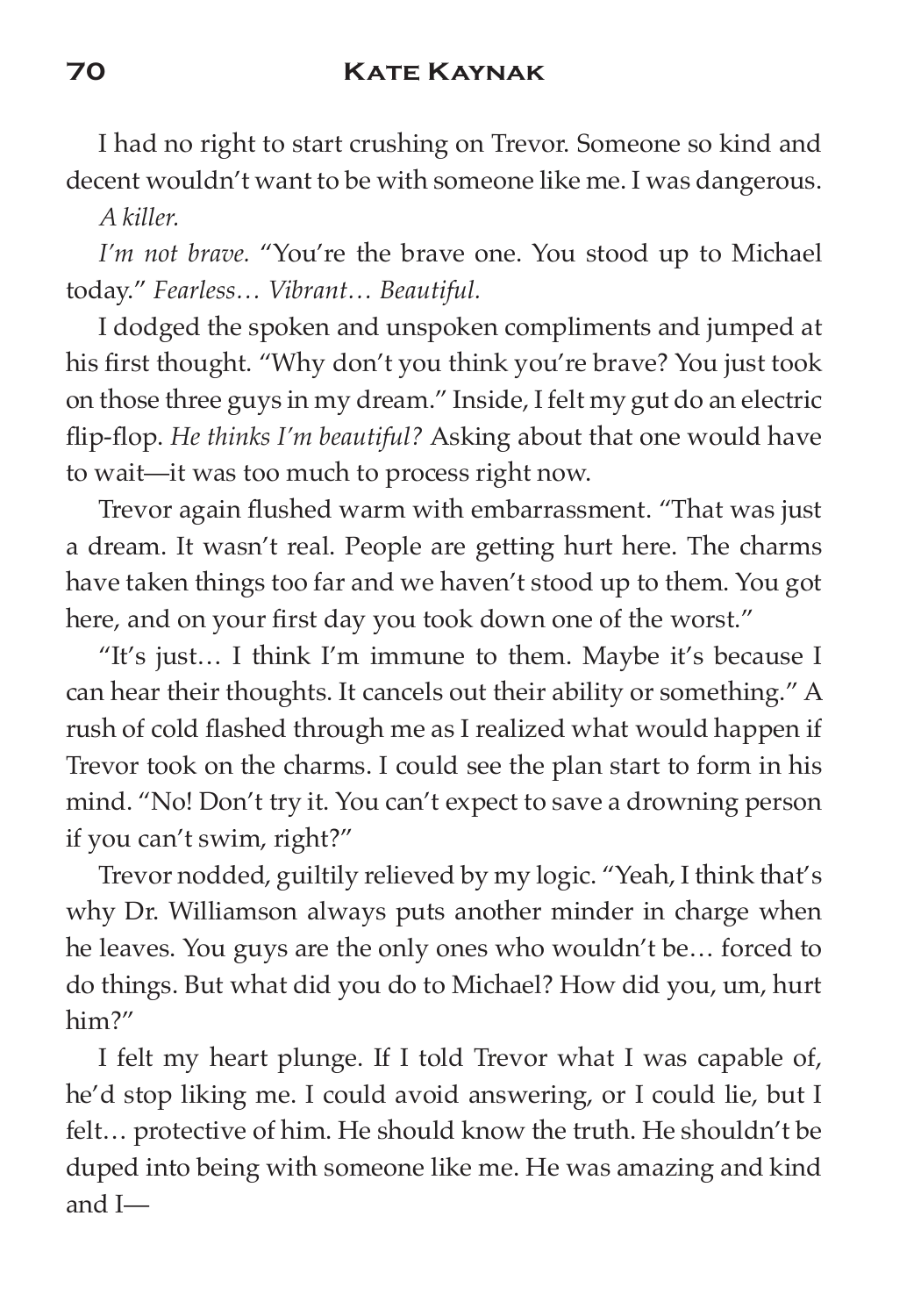I had no right to start crushing on Trevor. Someone so kind and decent wouldn't want to be with someone like me. I was dangerous.

*A killer.*

*I'm not brave.* "You're the brave one. You stood up to Michael today." *Fearless… Vibrant… Beautiful.*

I dodged the spoken and unspoken compliments and jumped at his first thought. "Why don't you think you're brave? You just took on those three guys in my dream." Inside, I felt my gut do an electric flip-flop. *He thinks I'm beautiful?* Asking about that one would have to wait—it was too much to process right now.

Trevor again flushed warm with embarrassment. "That was just a dream. It wasn't real. People are getting hurt here. The charms have taken things too far and we haven't stood up to them. You got here, and on your first day you took down one of the worst."

"It's just… I think I'm immune to them. Maybe it's because I can hear their thoughts. It cancels out their ability or something." A rush of cold flashed through me as I realized what would happen if Trevor took on the charms. I could see the plan start to form in his mind. "No! Don't try it. You can't expect to save a drowning person if you can't swim, right?"

Trevor nodded, guiltily relieved by my logic. "Yeah, I think that's why Dr. Williamson always puts another minder in charge when he leaves. You guys are the only ones who wouldn't be… forced to do things. But what did you do to Michael? How did you, um, hurt him?"

I felt my heart plunge. If I told Trevor what I was capable of, he'd stop liking me. I could avoid answering, or I could lie, but I felt… protective of him. He should know the truth. He shouldn't be duped into being with someone like me. He was amazing and kind and I—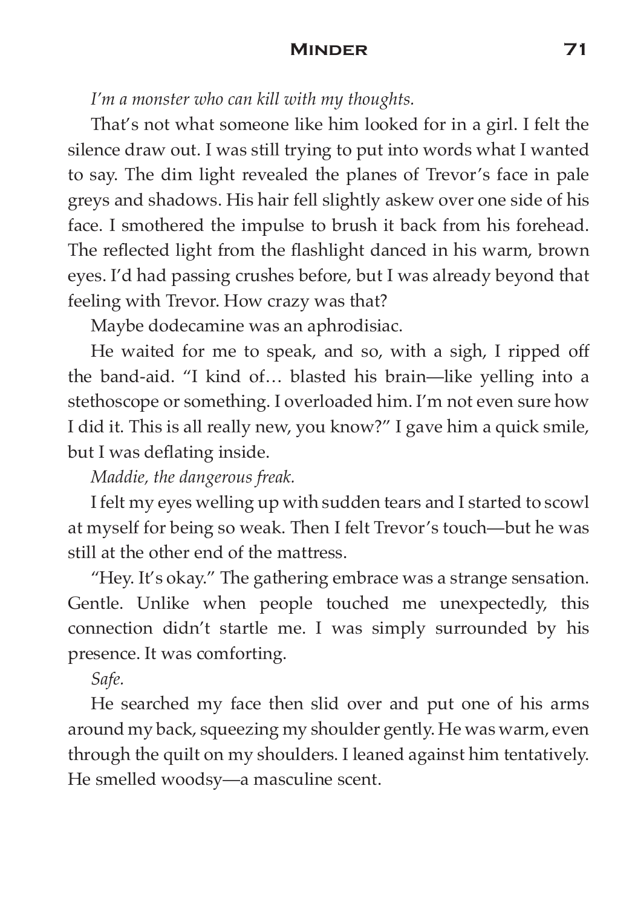*I'm a monster who can kill with my thoughts.*

That's not what someone like him looked for in a girl. I felt the silence draw out. I was still trying to put into words what I wanted to say. The dim light revealed the planes of Trevor's face in pale greys and shadows. His hair fell slightly askew over one side of his face. I smothered the impulse to brush it back from his forehead. The reflected light from the flashlight danced in his warm, brown eyes. I'd had passing crushes before, but I was already beyond that feeling with Trevor. How crazy was that?

Maybe dodecamine was an aphrodisiac.

He waited for me to speak, and so, with a sigh, I ripped off the band-aid. "I kind of… blasted his brain—like yelling into a stethoscope or something. I overloaded him. I'm not even sure how I did it. This is all really new, you know?" I gave him a quick smile, but I was deflating inside.

*Maddie, the dangerous freak.*

I felt my eyes welling up with sudden tears and I started to scowl at myself for being so weak. Then I felt Trevor's touch—but he was still at the other end of the mattress.

"Hey. It's okay." The gathering embrace was a strange sensation. Gentle. Unlike when people touched me unexpectedly, this connection didn't startle me. I was simply surrounded by his presence. It was comforting.

*Safe.*

He searched my face then slid over and put one of his arms around my back, squeezing my shoulder gently. He was warm, even through the quilt on my shoulders. I leaned against him tentatively. He smelled woodsy—a masculine scent.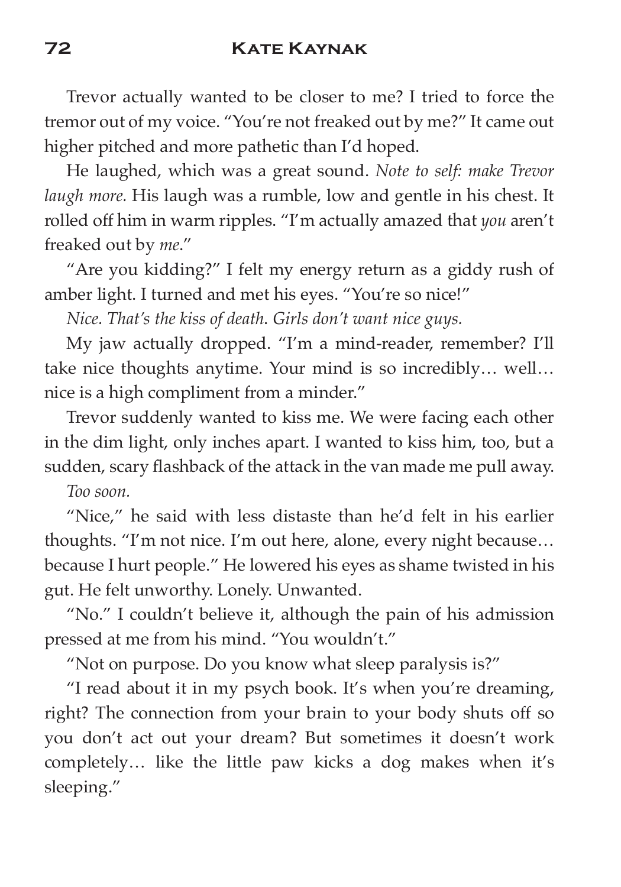Trevor actually wanted to be closer to me? I tried to force the tremor out of my voice. "You're not freaked out by me?" It came out higher pitched and more pathetic than I'd hoped.

He laughed, which was a great sound. *Note to self: make Trevor laugh more.* His laugh was a rumble, low and gentle in his chest. It rolled off him in warm ripples. "I'm actually amazed that *you* aren't freaked out by *me*."

"Are you kidding?" I felt my energy return as a giddy rush of amber light. I turned and met his eyes. "You're so nice!"

*Nice. That's the kiss of death. Girls don't want nice guys.*

My jaw actually dropped. "I'm a mind-reader, remember? I'll take nice thoughts anytime. Your mind is so incredibly… well… nice is a high compliment from a minder."

Trevor suddenly wanted to kiss me. We were facing each other in the dim light, only inches apart. I wanted to kiss him, too, but a sudden, scary flashback of the attack in the van made me pull away.

*Too soon.*

"Nice," he said with less distaste than he'd felt in his earlier thoughts. "I'm not nice. I'm out here, alone, every night because… because I hurt people." He lowered his eyes as shame twisted in his gut. He felt unworthy. Lonely. Unwanted.

"No." I couldn't believe it, although the pain of his admission pressed at me from his mind. "You wouldn't."

"Not on purpose. Do you know what sleep paralysis is?"

"I read about it in my psych book. It's when you're dreaming, right? The connection from your brain to your body shuts off so you don't act out your dream? But sometimes it doesn't work completely… like the little paw kicks a dog makes when it's sleeping."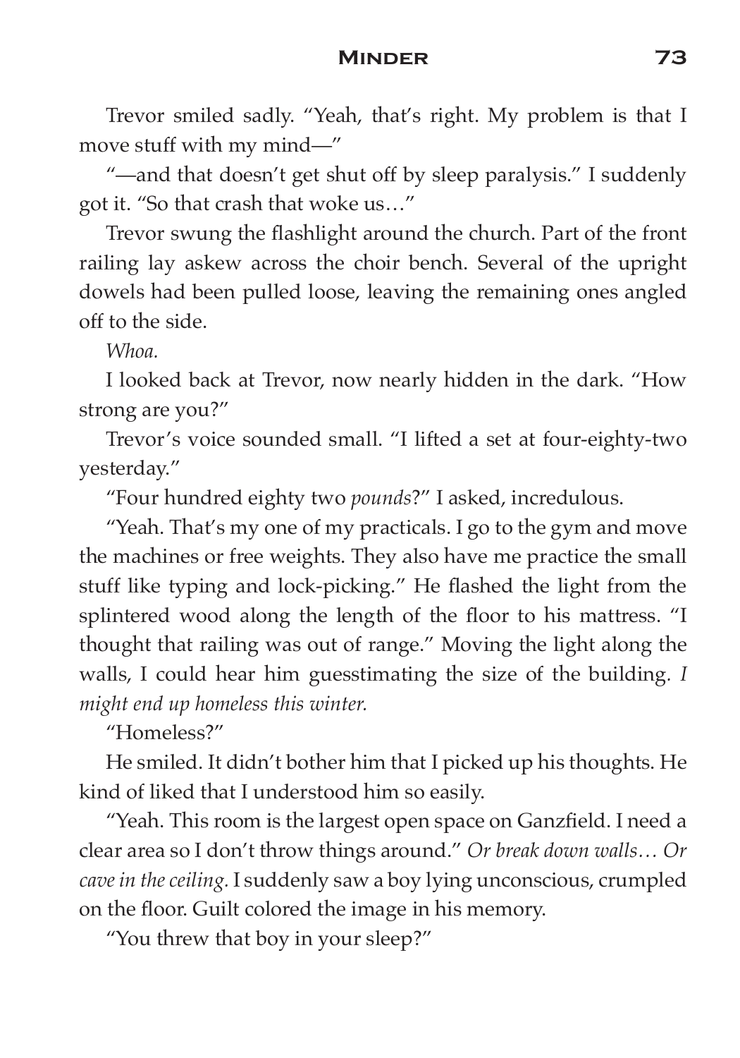Trevor smiled sadly. "Yeah, that's right. My problem is that I move stuff with my mind—"

"—and that doesn't get shut off by sleep paralysis." I suddenly got it. "So that crash that woke us…"

Trevor swung the flashlight around the church. Part of the front railing lay askew across the choir bench. Several of the upright dowels had been pulled loose, leaving the remaining ones angled off to the side.

*Whoa.*

I looked back at Trevor, now nearly hidden in the dark. "How strong are you?"

Trevor's voice sounded small. "I lifted a set at four-eighty-two yesterday."

"Four hundred eighty two *pounds*?" I asked, incredulous.

"Yeah. That's my one of my practicals. I go to the gym and move the machines or free weights. They also have me practice the small stuff like typing and lock-picking." He flashed the light from the splintered wood along the length of the floor to his mattress. "I thought that railing was out of range." Moving the light along the walls, I could hear him guesstimating the size of the building. *I might end up homeless this winter.*

"Homeless?"

He smiled. It didn't bother him that I picked up his thoughts. He kind of liked that I understood him so easily.

"Yeah. This room is the largest open space on Ganzfield. I need a clear area so I don't throw things around." *Or break down walls… Or cave in the ceiling.* I suddenly saw a boy lying unconscious, crumpled on the floor. Guilt colored the image in his memory.

"You threw that boy in your sleep?"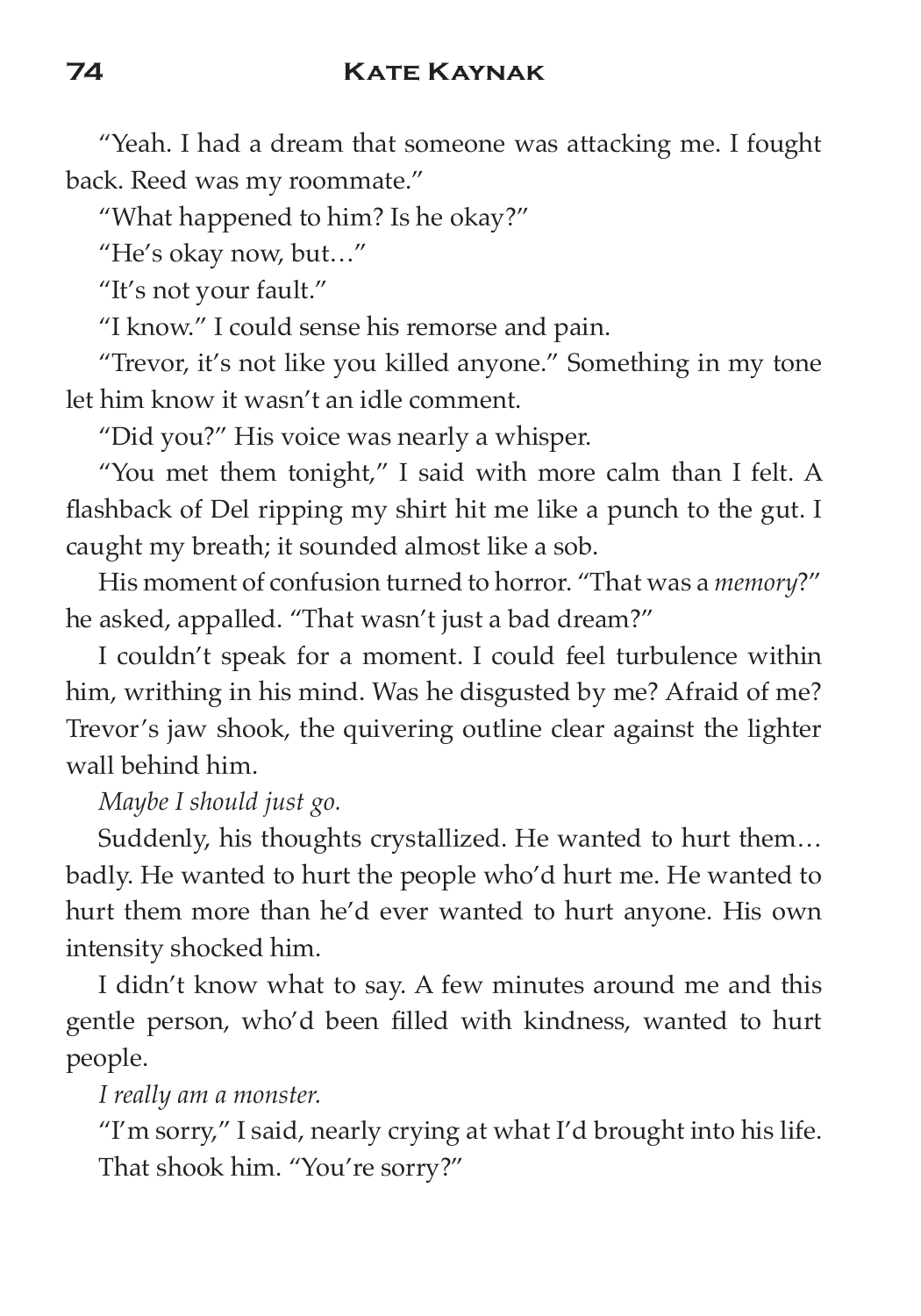"Yeah. I had a dream that someone was attacking me. I fought back. Reed was my roommate."

"What happened to him? Is he okay?"

"He's okay now, but…"

"It's not your fault."

"I know." I could sense his remorse and pain.

"Trevor, it's not like you killed anyone." Something in my tone let him know it wasn't an idle comment.

"Did you?" His voice was nearly a whisper.

"You met them tonight," I said with more calm than I felt. A flashback of Del ripping my shirt hit me like a punch to the gut. I caught my breath; it sounded almost like a sob.

His moment of confusion turned to horror. "That was a *memory*?" he asked, appalled. "That wasn't just a bad dream?"

I couldn't speak for a moment. I could feel turbulence within him, writhing in his mind. Was he disgusted by me? Afraid of me? Trevor's jaw shook, the quivering outline clear against the lighter wall behind him.

*Maybe I should just go.*

Suddenly, his thoughts crystallized. He wanted to hurt them… badly. He wanted to hurt the people who'd hurt me. He wanted to hurt them more than he'd ever wanted to hurt anyone. His own intensity shocked him.

I didn't know what to say. A few minutes around me and this gentle person, who'd been filled with kindness, wanted to hurt people.

*I really am a monster.*

"I'm sorry," I said, nearly crying at what I'd brought into his life.

That shook him. "You're sorry?"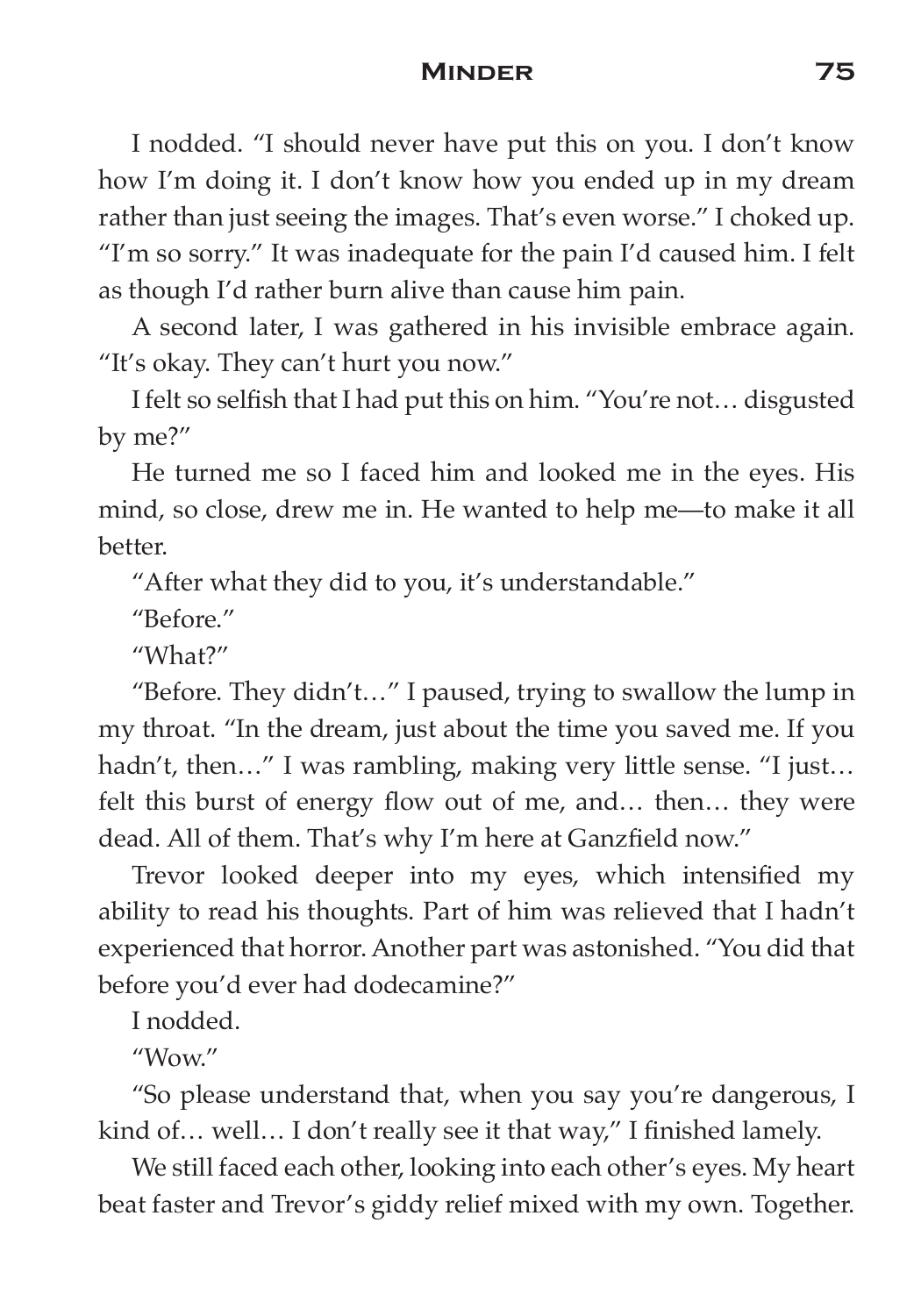I nodded. "I should never have put this on you. I don't know how I'm doing it. I don't know how you ended up in my dream rather than just seeing the images. That's even worse." I choked up. "I'm so sorry." It was inadequate for the pain I'd caused him. I felt as though I'd rather burn alive than cause him pain.

A second later, I was gathered in his invisible embrace again. "It's okay. They can't hurt you now."

I felt so selfish that I had put this on him. "You're not… disgusted by me?"

He turned me so I faced him and looked me in the eyes. His mind, so close, drew me in. He wanted to help me—to make it all better.

"After what they did to you, it's understandable."

"Before."

"What?"

"Before. They didn't…" I paused, trying to swallow the lump in my throat. "In the dream, just about the time you saved me. If you hadn't, then…" I was rambling, making very little sense. "I just… felt this burst of energy flow out of me, and… then… they were dead. All of them. That's why I'm here at Ganzfield now."

Trevor looked deeper into my eyes, which intensified my ability to read his thoughts. Part of him was relieved that I hadn't experienced that horror. Another part was astonished. "You did that before you'd ever had dodecamine?"

I nodded.

"Wow."

"So please understand that, when you say you're dangerous, I kind of… well… I don't really see it that way," I finished lamely.

We still faced each other, looking into each other's eyes. My heart beat faster and Trevor's giddy relief mixed with my own. Together.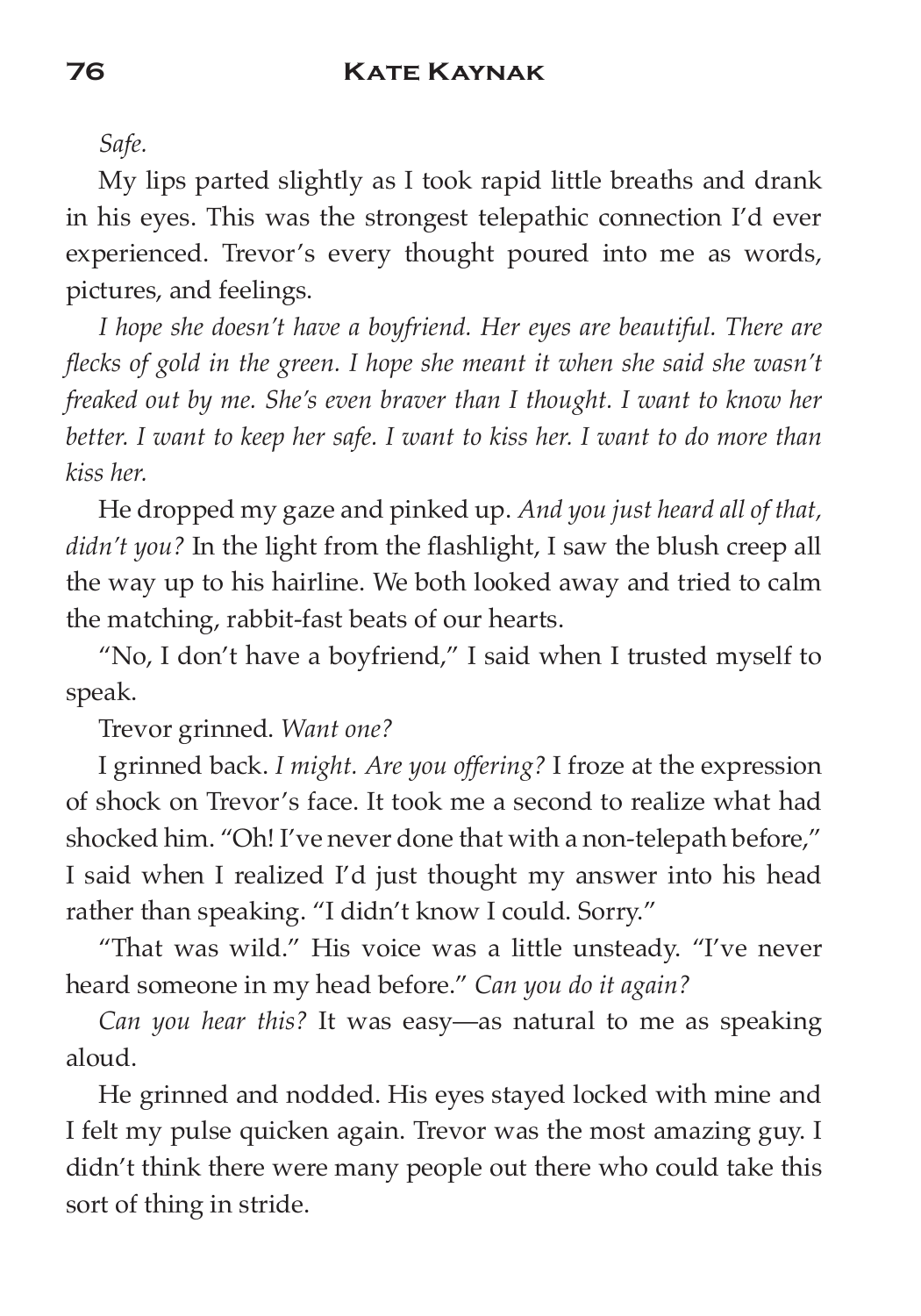*Safe.*

My lips parted slightly as I took rapid little breaths and drank in his eyes. This was the strongest telepathic connection I'd ever experienced. Trevor's every thought poured into me as words, pictures, and feelings.

*I hope she doesn't have a boyfriend. Her eyes are beautiful. There are flecks of gold in the green. I hope she meant it when she said she wasn't freaked out by me. She's even braver than I thought. I want to know her better. I want to keep her safe. I want to kiss her. I want to do more than kiss her.*

He dropped my gaze and pinked up. *And you just heard all of that, didn't you?* In the light from the flashlight, I saw the blush creep all the way up to his hairline. We both looked away and tried to calm the matching, rabbit-fast beats of our hearts.

"No, I don't have a boyfriend," I said when I trusted myself to speak.

Trevor grinned. *Want one?*

I grinned back. *I might. Are you offering?* I froze at the expression of shock on Trevor's face. It took me a second to realize what had shocked him. "Oh! I've never done that with a non-telepath before," I said when I realized I'd just thought my answer into his head rather than speaking. "I didn't know I could. Sorry."

"That was wild." His voice was a little unsteady. "I've never heard someone in my head before." *Can you do it again?*

*Can you hear this?* It was easy—as natural to me as speaking aloud.

He grinned and nodded. His eyes stayed locked with mine and I felt my pulse quicken again. Trevor was the most amazing guy. I didn't think there were many people out there who could take this sort of thing in stride.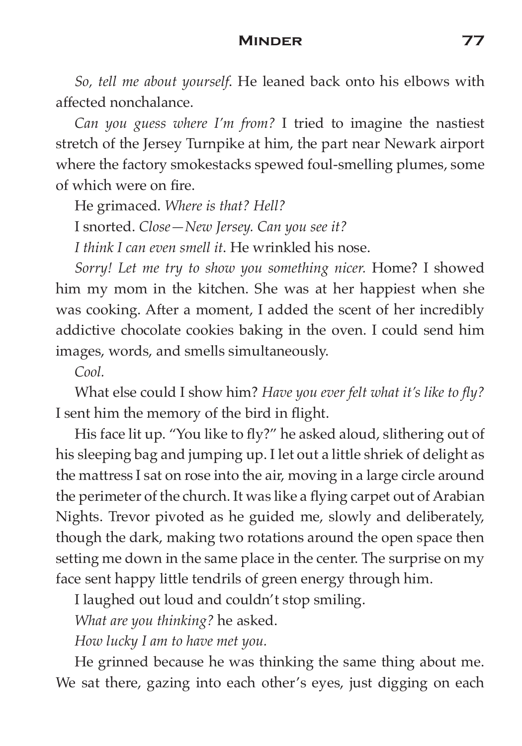*So, tell me about yourself*. He leaned back onto his elbows with affected nonchalance.

*Can you guess where I'm from?* I tried to imagine the nastiest stretch of the Jersey Turnpike at him, the part near Newark airport where the factory smokestacks spewed foul-smelling plumes, some of which were on fire.

He grimaced. *Where is that? Hell?*

I snorted. *Close—New Jersey. Can you see it?*

*I think I can even smell it*. He wrinkled his nose.

*Sorry! Let me try to show you something nicer.* Home? I showed him my mom in the kitchen. She was at her happiest when she was cooking. After a moment, I added the scent of her incredibly addictive chocolate cookies baking in the oven. I could send him images, words, and smells simultaneously.

*Cool.*

What else could I show him? *Have you ever felt what it's like to fly?* I sent him the memory of the bird in flight.

His face lit up. "You like to fly?" he asked aloud, slithering out of his sleeping bag and jumping up. I let out a little shriek of delight as the mattress I sat on rose into the air, moving in a large circle around the perimeter of the church. It was like a flying carpet out of Arabian Nights. Trevor pivoted as he guided me, slowly and deliberately, though the dark, making two rotations around the open space then setting me down in the same place in the center. The surprise on my face sent happy little tendrils of green energy through him.

I laughed out loud and couldn't stop smiling.

*What are you thinking?* he asked.

*How lucky I am to have met you.*

He grinned because he was thinking the same thing about me. We sat there, gazing into each other's eyes, just digging on each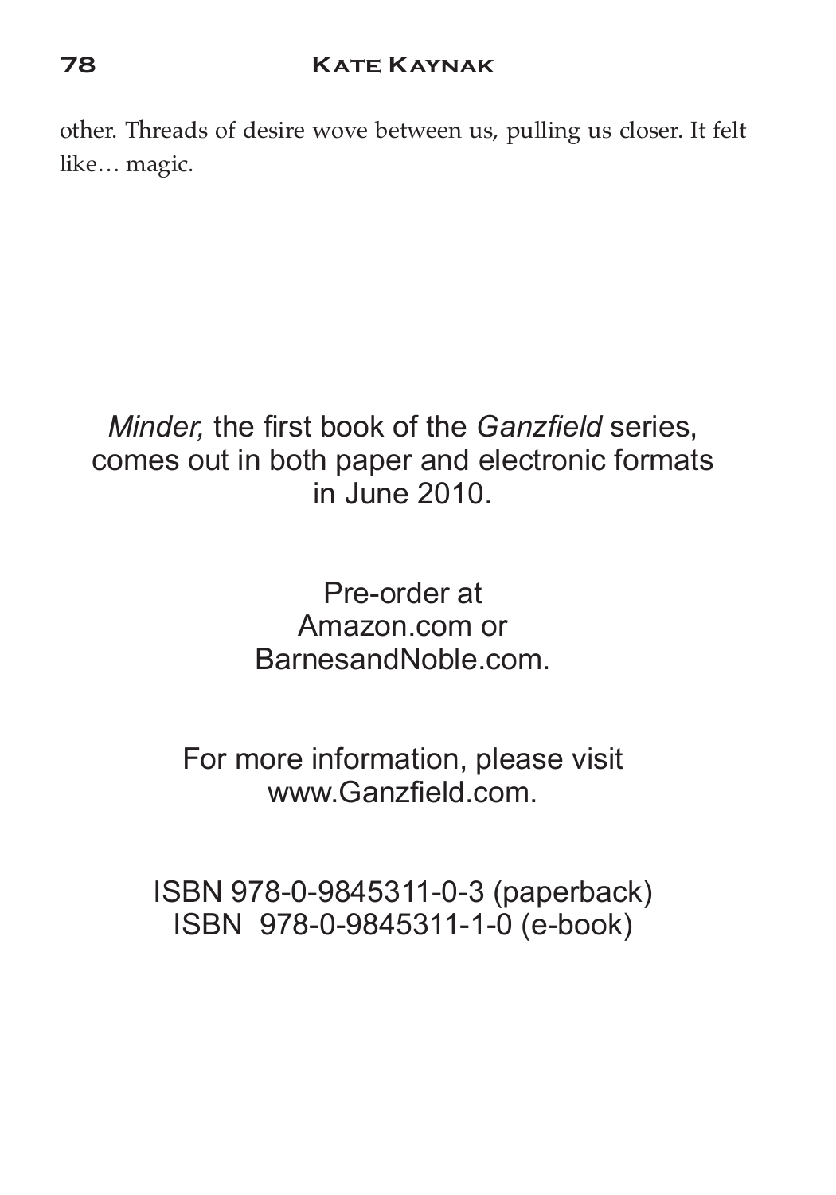other. Threads of desire wove between us, pulling us closer. It felt like… magic.

*Minder,* the first book of the *Ganzfield* series, comes out in both paper and electronic formats in June 2010.

Pre-order at Amazon.com or BarnesandNoble.com.

For more information, please visit www.Ganzfield.com.

ISBN 978-0-9845311-0-3 (paperback)
ISBN 978-0-9845311-1-0 (e-book)